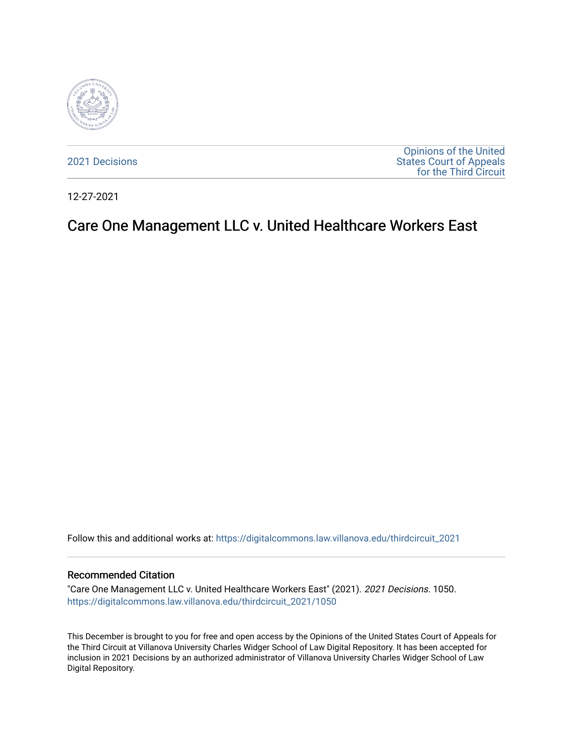2021 Decisions

Opinions of the United States Court of Appeals for the Third Circuit

12-27-2021

# Care One Management LLC v. United Healthcare Workers East

Follow this and additional works at: https://digitalcommons.law.villanova.edu/thirdcircuit_2021

## Recommended Citation

"Care One Management LLC v. United Healthcare Workers East" (2021). *2021 Decisions*. 1050.
https://digitalcommons.law.villanova.edu/thirdcircuit_2021/1050

This December is brought to you for free and open access by the Opinions of the United States Court of Appeals for the Third Circuit at Villanova University Charles Widger School of Law Digital Repository. It has been accepted for inclusion in 2021 Decisions by an authorized administrator of Villanova University Charles Widger School of Law Digital Repository.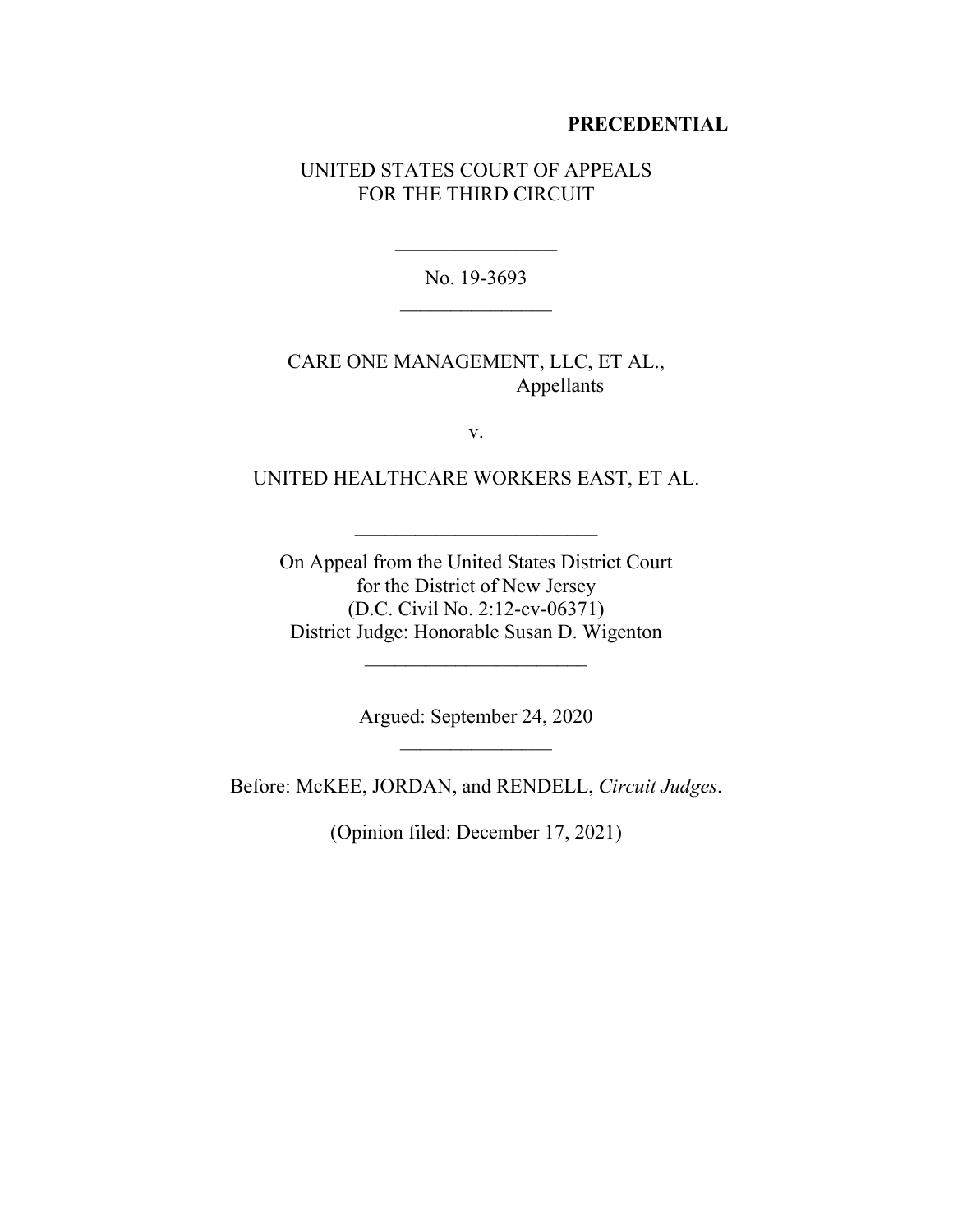**PRECEDENTIAL**

UNITED STATES COURT OF APPEALS
FOR THE THIRD CIRCUIT

---

No. 19-3693

---

CARE ONE MANAGEMENT, LLC, ET AL.,
Appellants

v.

UNITED HEALTHCARE WORKERS EAST, ET AL.

---

On Appeal from the United States District Court
for the District of New Jersey
(D.C. Civil No. 2:12-cv-06371)
District Judge: Honorable Susan D. Wigenton

---

Argued: September 24, 2020

---

Before: McKEE, JORDAN, and RENDELL, *Circuit Judges*.

(Opinion filed: December 17, 2021)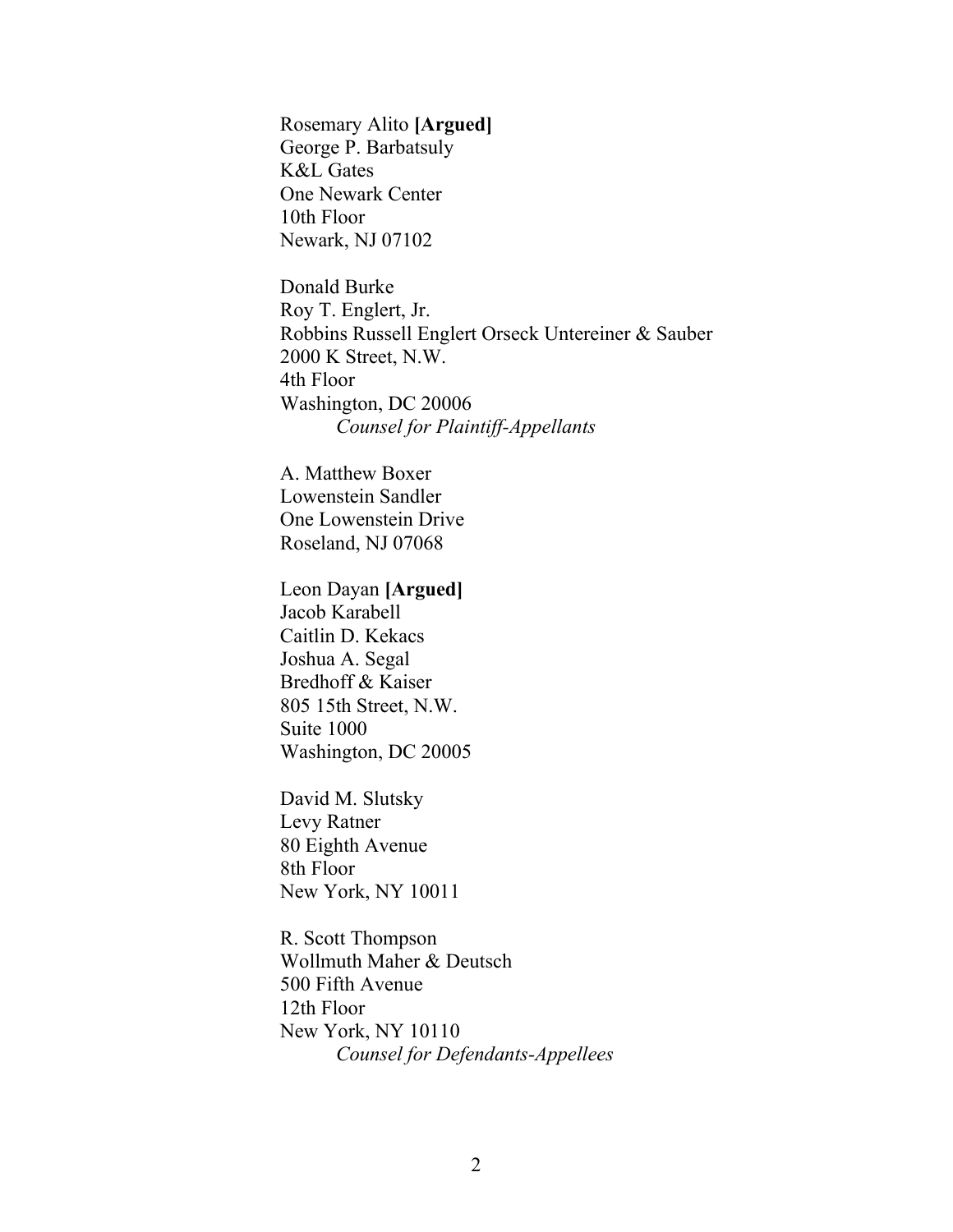Rosemary Alito **[Argued]**  
George P. Barbatsuly  
K&L Gates  
One Newark Center  
10th Floor  
Newark, NJ 07102

Donald Burke  
Roy T. Englert, Jr.  
Robbins Russell Englert Orseck Untereiner & Sauber  
2000 K Street, N.W.  
4th Floor  
Washington, DC 20006  
*Counsel for Plaintiff-Appellants*

A. Matthew Boxer  
Lowenstein Sandler  
One Lowenstein Drive  
Roseland, NJ 07068

Leon Dayan **[Argued]**  
Jacob Karabell  
Caitlin D. Kekacs  
Joshua A. Segal  
Bredhoff & Kaiser  
805 15th Street, N.W.  
Suite 1000  
Washington, DC 20005

David M. Slutsky  
Levy Ratner  
80 Eighth Avenue  
8th Floor  
New York, NY 10011

R. Scott Thompson  
Wollmuth Maher & Deutsch  
500 Fifth Avenue  
12th Floor  
New York, NY 10110  
*Counsel for Defendants-Appellees*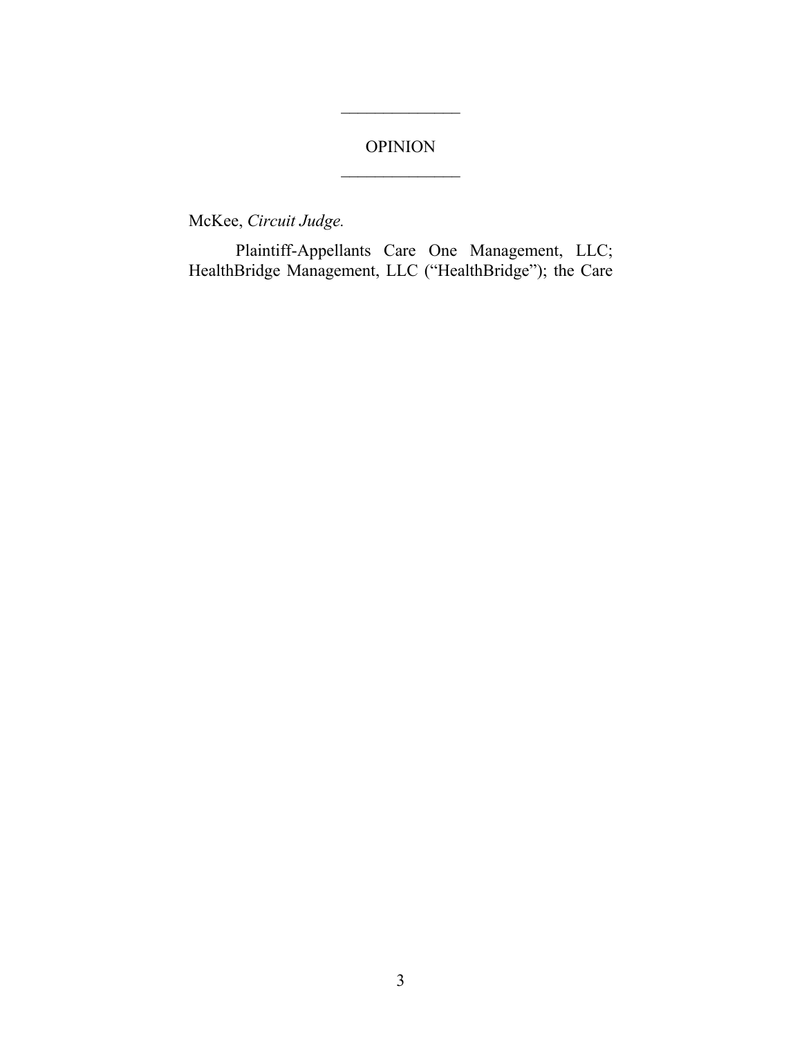# OPINION

McKee, *Circuit Judge.*

Plaintiff-Appellants Care One Management, LLC; HealthBridge Management, LLC ("HealthBridge"); the Care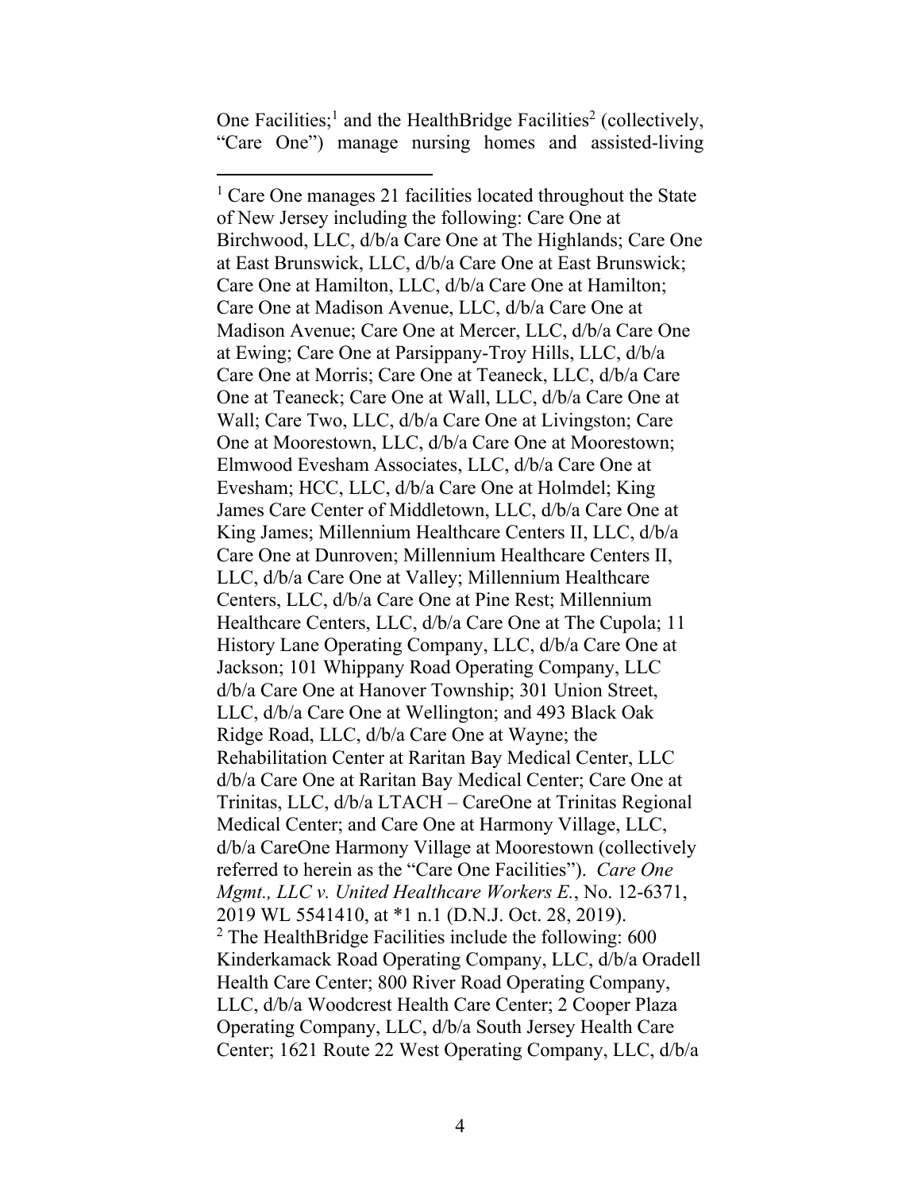One Facilities;[1] and the HealthBridge Facilities[2] (collectively, "Care One") manage nursing homes and assisted-living

---

[1] Care One manages 21 facilities located throughout the State of New Jersey including the following: Care One at Birchwood, LLC, d/b/a Care One at The Highlands; Care One at East Brunswick, LLC, d/b/a Care One at East Brunswick; Care One at Hamilton, LLC, d/b/a Care One at Hamilton; Care One at Madison Avenue, LLC, d/b/a Care One at Madison Avenue; Care One at Mercer, LLC, d/b/a Care One at Ewing; Care One at Parsippany-Troy Hills, LLC, d/b/a Care One at Morris; Care One at Teaneck, LLC, d/b/a Care One at Teaneck; Care One at Wall, LLC, d/b/a Care One at Wall; Care Two, LLC, d/b/a Care One at Livingston; Care One at Moorestown, LLC, d/b/a Care One at Moorestown; Elmwood Evesham Associates, LLC, d/b/a Care One at Evesham; HCC, LLC, d/b/a Care One at Holmdel; King James Care Center of Middletown, LLC, d/b/a Care One at King James; Millennium Healthcare Centers II, LLC, d/b/a Care One at Dunroven; Millennium Healthcare Centers II, LLC, d/b/a Care One at Valley; Millennium Healthcare Centers, LLC, d/b/a Care One at Pine Rest; Millennium Healthcare Centers, LLC, d/b/a Care One at The Cupola; 11 History Lane Operating Company, LLC, d/b/a Care One at Jackson; 101 Whippany Road Operating Company, LLC d/b/a Care One at Hanover Township; 301 Union Street, LLC, d/b/a Care One at Wellington; and 493 Black Oak Ridge Road, LLC, d/b/a Care One at Wayne; the Rehabilitation Center at Raritan Bay Medical Center, LLC d/b/a Care One at Raritan Bay Medical Center; Care One at Trinitas, LLC, d/b/a LTACH – CareOne at Trinitas Regional Medical Center; and Care One at Harmony Village, LLC, d/b/a CareOne Harmony Village at Moorestown (collectively referred to herein as the "Care One Facilities"). *Care One Mgmt., LLC v. United Healthcare Workers E.*, No. 12-6371, 2019 WL 5541410, at *1 n.1 (D.N.J. Oct. 28, 2019).

[2] The HealthBridge Facilities include the following: 600 Kinderkamack Road Operating Company, LLC, d/b/a Oradell Health Care Center; 800 River Road Operating Company, LLC, d/b/a Woodcrest Health Care Center; 2 Cooper Plaza Operating Company, LLC, d/b/a South Jersey Health Care Center; 1621 Route 22 West Operating Company, LLC, d/b/a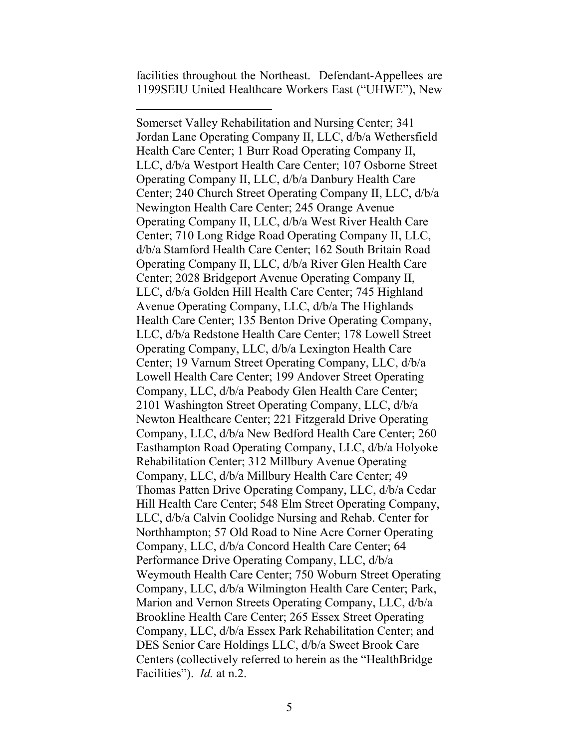facilities throughout the Northeast. Defendant-Appellees are 1199SEIU United Healthcare Workers East ("UHWE"), New

---

Somerset Valley Rehabilitation and Nursing Center; 341 Jordan Lane Operating Company II, LLC, d/b/a Wethersfield Health Care Center; 1 Burr Road Operating Company II, LLC, d/b/a Westport Health Care Center; 107 Osborne Street Operating Company II, LLC, d/b/a Danbury Health Care Center; 240 Church Street Operating Company II, LLC, d/b/a Newington Health Care Center; 245 Orange Avenue Operating Company II, LLC, d/b/a West River Health Care Center; 710 Long Ridge Road Operating Company II, LLC, d/b/a Stamford Health Care Center; 162 South Britain Road Operating Company II, LLC, d/b/a River Glen Health Care Center; 2028 Bridgeport Avenue Operating Company II, LLC, d/b/a Golden Hill Health Care Center; 745 Highland Avenue Operating Company, LLC, d/b/a The Highlands Health Care Center; 135 Benton Drive Operating Company, LLC, d/b/a Redstone Health Care Center; 178 Lowell Street Operating Company, LLC, d/b/a Lexington Health Care Center; 19 Varnum Street Operating Company, LLC, d/b/a Lowell Health Care Center; 199 Andover Street Operating Company, LLC, d/b/a Peabody Glen Health Care Center; 2101 Washington Street Operating Company, LLC, d/b/a Newton Healthcare Center; 221 Fitzgerald Drive Operating Company, LLC, d/b/a New Bedford Health Care Center; 260 Easthampton Road Operating Company, LLC, d/b/a Holyoke Rehabilitation Center; 312 Millbury Avenue Operating Company, LLC, d/b/a Millbury Health Care Center; 49 Thomas Patten Drive Operating Company, LLC, d/b/a Cedar Hill Health Care Center; 548 Elm Street Operating Company, LLC, d/b/a Calvin Coolidge Nursing and Rehab. Center for Northhampton; 57 Old Road to Nine Acre Corner Operating Company, LLC, d/b/a Concord Health Care Center; 64 Performance Drive Operating Company, LLC, d/b/a Weymouth Health Care Center; 750 Woburn Street Operating Company, LLC, d/b/a Wilmington Health Care Center; Park, Marion and Vernon Streets Operating Company, LLC, d/b/a Brookline Health Care Center; 265 Essex Street Operating Company, LLC, d/b/a Essex Park Rehabilitation Center; and DES Senior Care Holdings LLC, d/b/a Sweet Brook Care Centers (collectively referred to herein as the "HealthBridge Facilities"). *Id.* at n.2.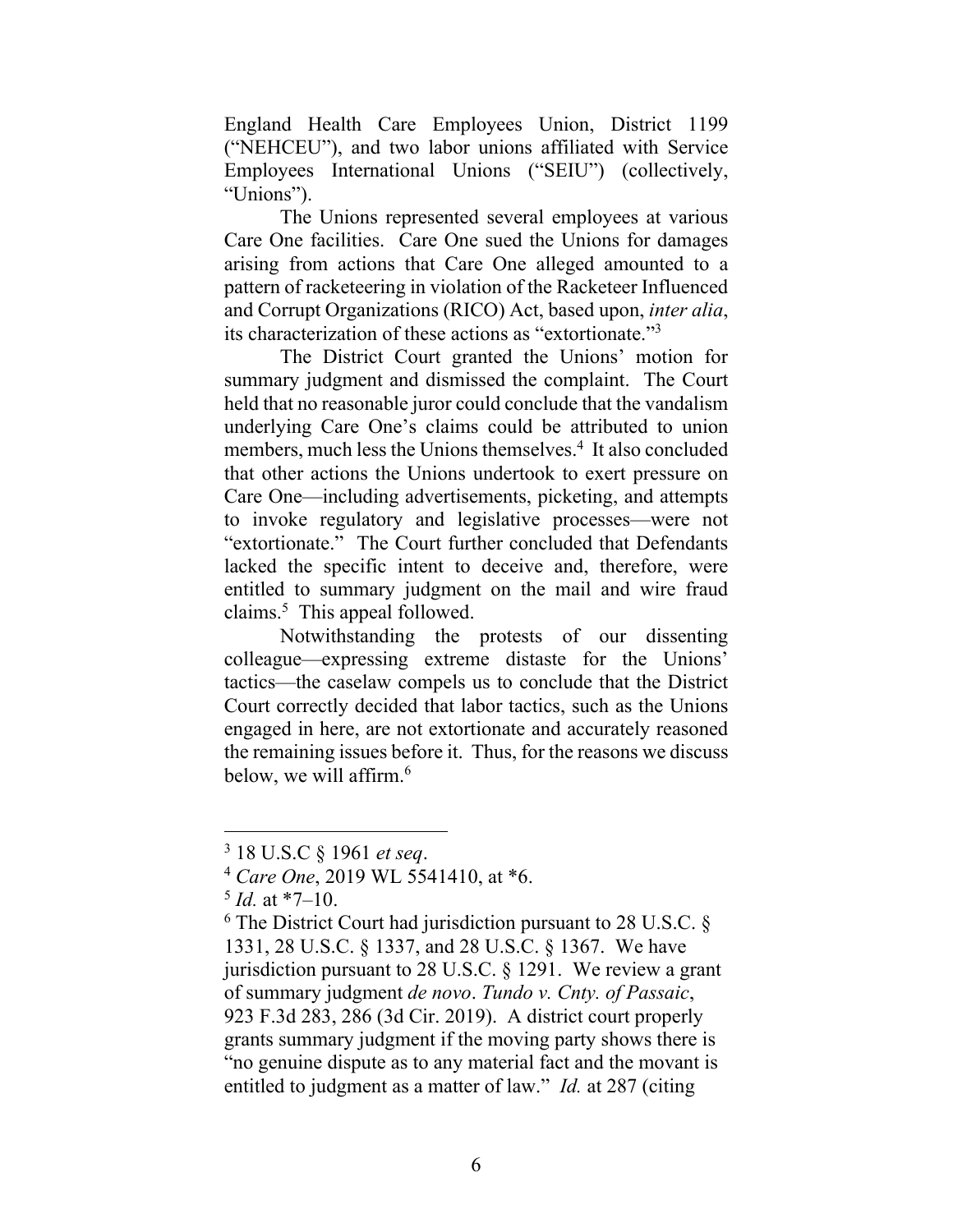England Health Care Employees Union, District 1199 ("NEHCEU"), and two labor unions affiliated with Service Employees International Unions ("SEIU") (collectively, "Unions").

The Unions represented several employees at various Care One facilities. Care One sued the Unions for damages arising from actions that Care One alleged amounted to a pattern of racketeering in violation of the Racketeer Influenced and Corrupt Organizations (RICO) Act, based upon, *inter alia*, its characterization of these actions as "extortionate."[3]

The District Court granted the Unions' motion for summary judgment and dismissed the complaint. The Court held that no reasonable juror could conclude that the vandalism underlying Care One's claims could be attributed to union members, much less the Unions themselves.[4] It also concluded that other actions the Unions undertook to exert pressure on Care One—including advertisements, picketing, and attempts to invoke regulatory and legislative processes—were not "extortionate." The Court further concluded that Defendants lacked the specific intent to deceive and, therefore, were entitled to summary judgment on the mail and wire fraud claims.[5] This appeal followed.

Notwithstanding the protests of our dissenting colleague—expressing extreme distaste for the Unions' tactics—the caselaw compels us to conclude that the District Court correctly decided that labor tactics, such as the Unions engaged in here, are not extortionate and accurately reasoned the remaining issues before it. Thus, for the reasons we discuss below, we will affirm.[6]

---

[3] 18 U.S.C § 1961 *et seq*.

[4] *Care One*, 2019 WL 5541410, at \*6.

[5] *Id.* at \*7–10.

[6] The District Court had jurisdiction pursuant to 28 U.S.C. § 1331, 28 U.S.C. § 1337, and 28 U.S.C. § 1367. We have jurisdiction pursuant to 28 U.S.C. § 1291. We review a grant of summary judgment *de novo*. *Tundo v. Cnty. of Passaic*, 923 F.3d 283, 286 (3d Cir. 2019). A district court properly grants summary judgment if the moving party shows there is "no genuine dispute as to any material fact and the movant is entitled to judgment as a matter of law." *Id.* at 287 (citing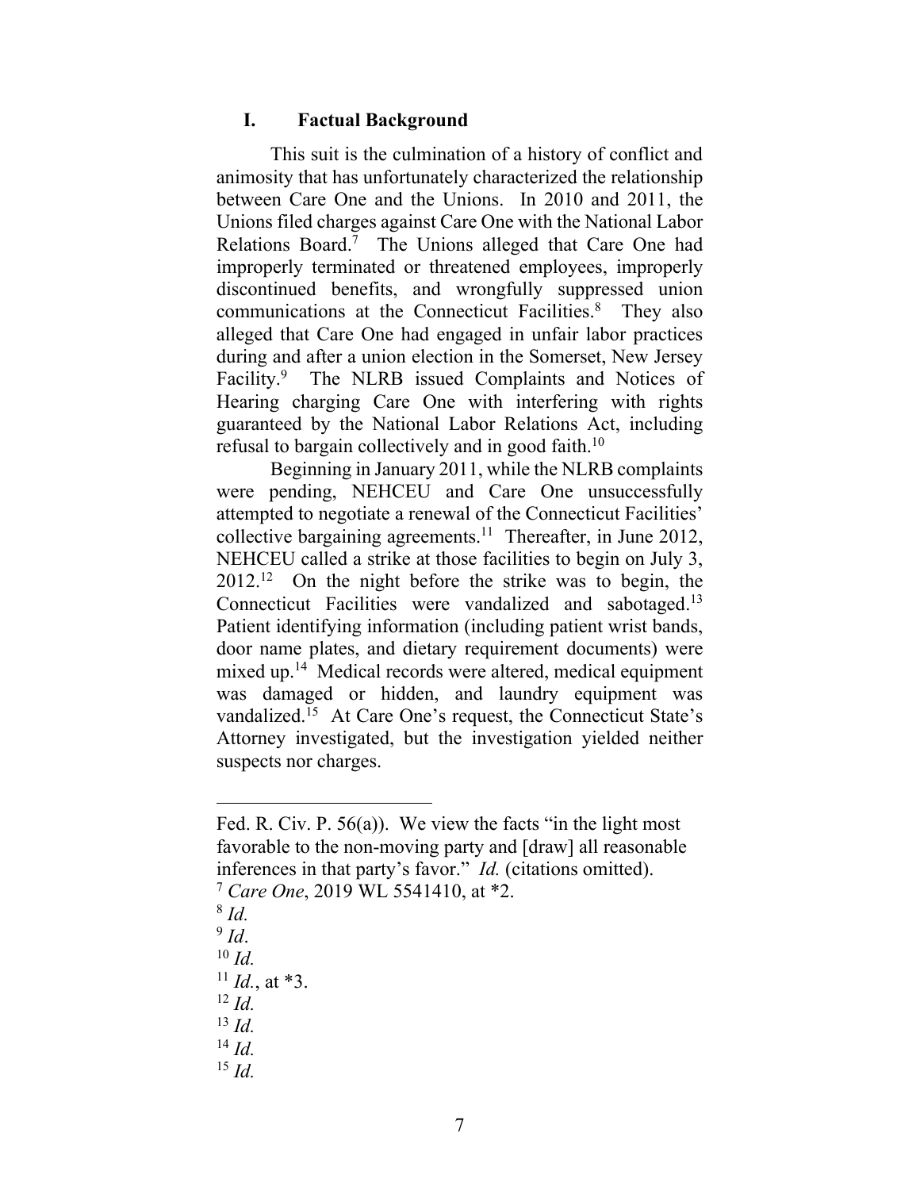## I. Factual Background

This suit is the culmination of a history of conflict and animosity that has unfortunately characterized the relationship between Care One and the Unions. In 2010 and 2011, the Unions filed charges against Care One with the National Labor Relations Board.[7] The Unions alleged that Care One had improperly terminated or threatened employees, improperly discontinued benefits, and wrongfully suppressed union communications at the Connecticut Facilities.[8] They also alleged that Care One had engaged in unfair labor practices during and after a union election in the Somerset, New Jersey Facility.[9] The NLRB issued Complaints and Notices of Hearing charging Care One with interfering with rights guaranteed by the National Labor Relations Act, including refusal to bargain collectively and in good faith.[10]

Beginning in January 2011, while the NLRB complaints were pending, NEHCEU and Care One unsuccessfully attempted to negotiate a renewal of the Connecticut Facilities' collective bargaining agreements.[11] Thereafter, in June 2012, NEHCEU called a strike at those facilities to begin on July 3, 2012.[12] On the night before the strike was to begin, the Connecticut Facilities were vandalized and sabotaged.[13] Patient identifying information (including patient wrist bands, door name plates, and dietary requirement documents) were mixed up.[14] Medical records were altered, medical equipment was damaged or hidden, and laundry equipment was vandalized.[15] At Care One's request, the Connecticut State's Attorney investigated, but the investigation yielded neither suspects nor charges.

---

Fed. R. Civ. P. 56(a)). We view the facts "in the light most favorable to the non-moving party and [draw] all reasonable inferences in that party's favor." *Id.* (citations omitted).

[7] *Care One*, 2019 WL 5541410, at *2.

[8] *Id.*

[9] *Id*.

[10] *Id.*

[11] *Id.*, at *3.

[12] *Id.*

[13] *Id.*

[14] *Id.*

[15] *Id.*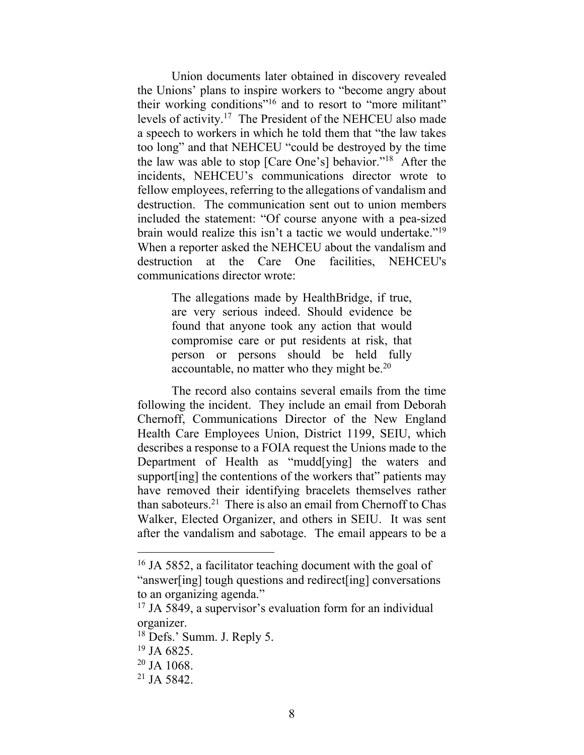Union documents later obtained in discovery revealed the Unions' plans to inspire workers to "become angry about their working conditions"[16] and to resort to "more militant" levels of activity.[17] The President of the NEHCEU also made a speech to workers in which he told them that "the law takes too long" and that NEHCEU "could be destroyed by the time the law was able to stop [Care One's] behavior."[18] After the incidents, NEHCEU's communications director wrote to fellow employees, referring to the allegations of vandalism and destruction. The communication sent out to union members included the statement: "Of course anyone with a pea-sized brain would realize this isn't a tactic we would undertake."[19] When a reporter asked the NEHCEU about the vandalism and destruction at the Care One facilities, NEHCEU's communications director wrote:

> The allegations made by HealthBridge, if true, are very serious indeed. Should evidence be found that anyone took any action that would compromise care or put residents at risk, that person or persons should be held fully accountable, no matter who they might be.[20]

The record also contains several emails from the time following the incident. They include an email from Deborah Chernoff, Communications Director of the New England Health Care Employees Union, District 1199, SEIU, which describes a response to a FOIA request the Unions made to the Department of Health as "mudd[ying] the waters and support[ing] the contentions of the workers that" patients may have removed their identifying bracelets themselves rather than saboteurs.[21] There is also an email from Chernoff to Chas Walker, Elected Organizer, and others in SEIU. It was sent after the vandalism and sabotage. The email appears to be a

---

[16] JA 5852, a facilitator teaching document with the goal of "answer[ing] tough questions and redirect[ing] conversations to an organizing agenda."

[17] JA 5849, a supervisor's evaluation form for an individual organizer.

[18] Defs.' Summ. J. Reply 5.

[19] JA 6825.

[20] JA 1068.

[21] JA 5842.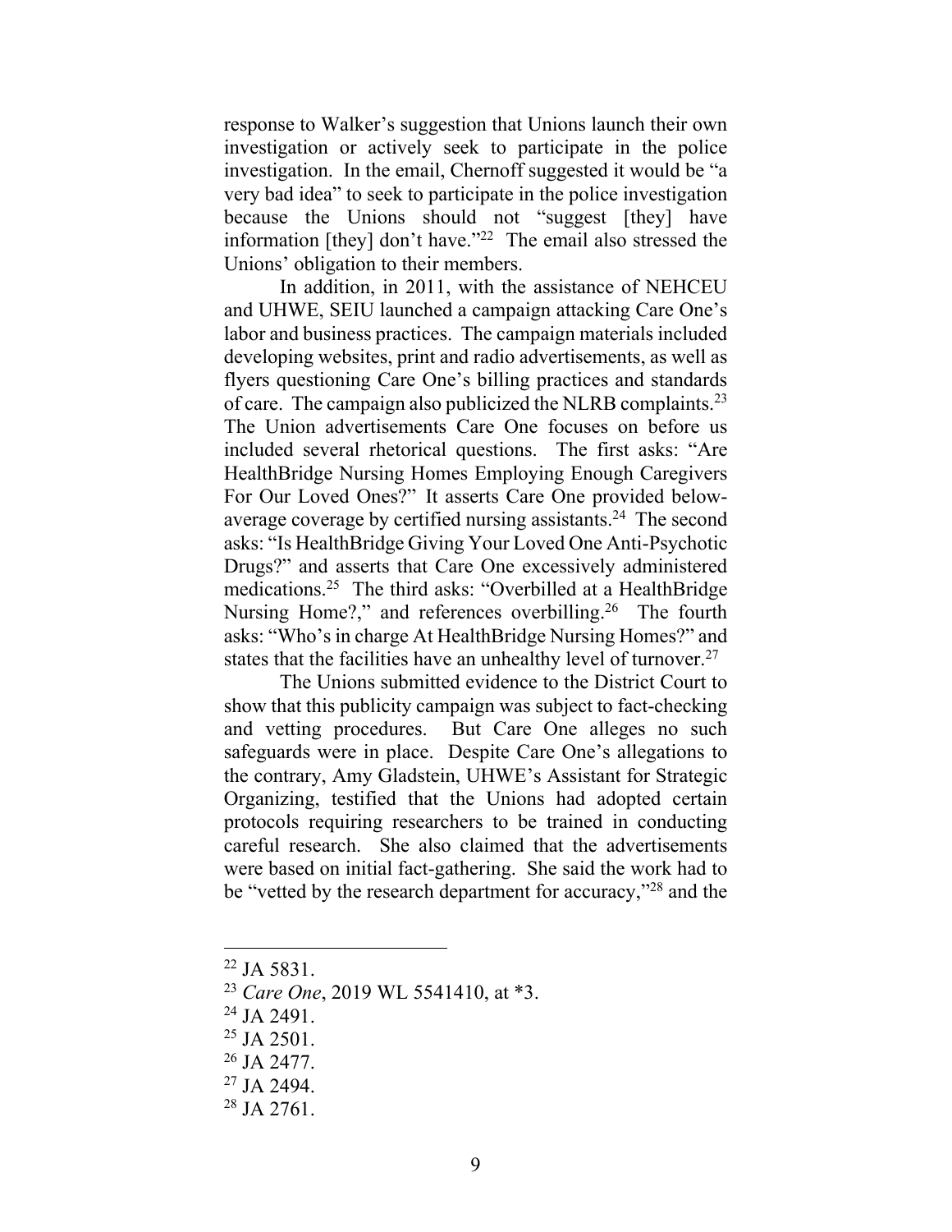response to Walker's suggestion that Unions launch their own investigation or actively seek to participate in the police investigation. In the email, Chernoff suggested it would be "a very bad idea" to seek to participate in the police investigation because the Unions should not "suggest [they] have information [they] don't have."[22] The email also stressed the Unions' obligation to their members.

In addition, in 2011, with the assistance of NEHCEU and UHWE, SEIU launched a campaign attacking Care One's labor and business practices. The campaign materials included developing websites, print and radio advertisements, as well as flyers questioning Care One's billing practices and standards of care. The campaign also publicized the NLRB complaints.[23] The Union advertisements Care One focuses on before us included several rhetorical questions. The first asks: "Are HealthBridge Nursing Homes Employing Enough Caregivers For Our Loved Ones?" It asserts Care One provided below-average coverage by certified nursing assistants.[24] The second asks: "Is HealthBridge Giving Your Loved One Anti-Psychotic Drugs?" and asserts that Care One excessively administered medications.[25] The third asks: "Overbilled at a HealthBridge Nursing Home?," and references overbilling.[26] The fourth asks: "Who's in charge At HealthBridge Nursing Homes?" and states that the facilities have an unhealthy level of turnover.[27]

The Unions submitted evidence to the District Court to show that this publicity campaign was subject to fact-checking and vetting procedures. But Care One alleges no such safeguards were in place. Despite Care One's allegations to the contrary, Amy Gladstein, UHWE's Assistant for Strategic Organizing, testified that the Unions had adopted certain protocols requiring researchers to be trained in conducting careful research. She also claimed that the advertisements were based on initial fact-gathering. She said the work had to be "vetted by the research department for accuracy,"[28] and the

---

[22] JA 5831.

[23] *Care One*, 2019 WL 5541410, at *3.

[24] JA 2491.

[25] JA 2501.

[26] JA 2477.

[27] JA 2494.

[28] JA 2761.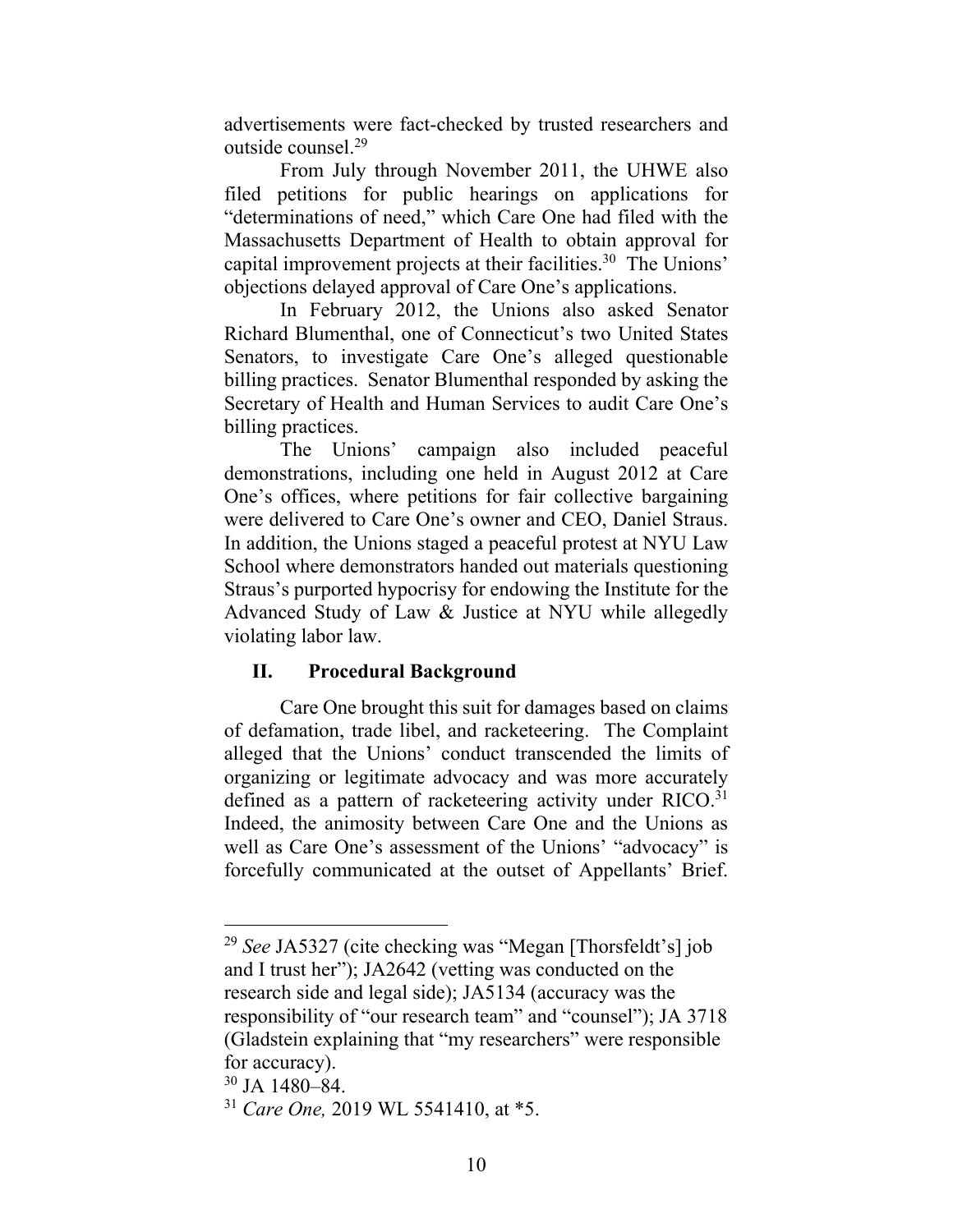advertisements were fact-checked by trusted researchers and outside counsel.[29]

From July through November 2011, the UHWE also filed petitions for public hearings on applications for "determinations of need," which Care One had filed with the Massachusetts Department of Health to obtain approval for capital improvement projects at their facilities.[30] The Unions' objections delayed approval of Care One's applications.

In February 2012, the Unions also asked Senator Richard Blumenthal, one of Connecticut's two United States Senators, to investigate Care One's alleged questionable billing practices. Senator Blumenthal responded by asking the Secretary of Health and Human Services to audit Care One's billing practices.

The Unions' campaign also included peaceful demonstrations, including one held in August 2012 at Care One's offices, where petitions for fair collective bargaining were delivered to Care One's owner and CEO, Daniel Straus. In addition, the Unions staged a peaceful protest at NYU Law School where demonstrators handed out materials questioning Straus's purported hypocrisy for endowing the Institute for the Advanced Study of Law & Justice at NYU while allegedly violating labor law.

## II. Procedural Background

Care One brought this suit for damages based on claims of defamation, trade libel, and racketeering. The Complaint alleged that the Unions' conduct transcended the limits of organizing or legitimate advocacy and was more accurately defined as a pattern of racketeering activity under RICO.[31] Indeed, the animosity between Care One and the Unions as well as Care One's assessment of the Unions' "advocacy" is forcefully communicated at the outset of Appellants' Brief.

---

[29] *See* JA5327 (cite checking was "Megan [Thorsfeldt's] job and I trust her"); JA2642 (vetting was conducted on the research side and legal side); JA5134 (accuracy was the responsibility of "our research team" and "counsel"); JA 3718 (Gladstein explaining that "my researchers" were responsible for accuracy).

[30] JA 1480–84.

[31] *Care One,* 2019 WL 5541410, at *5.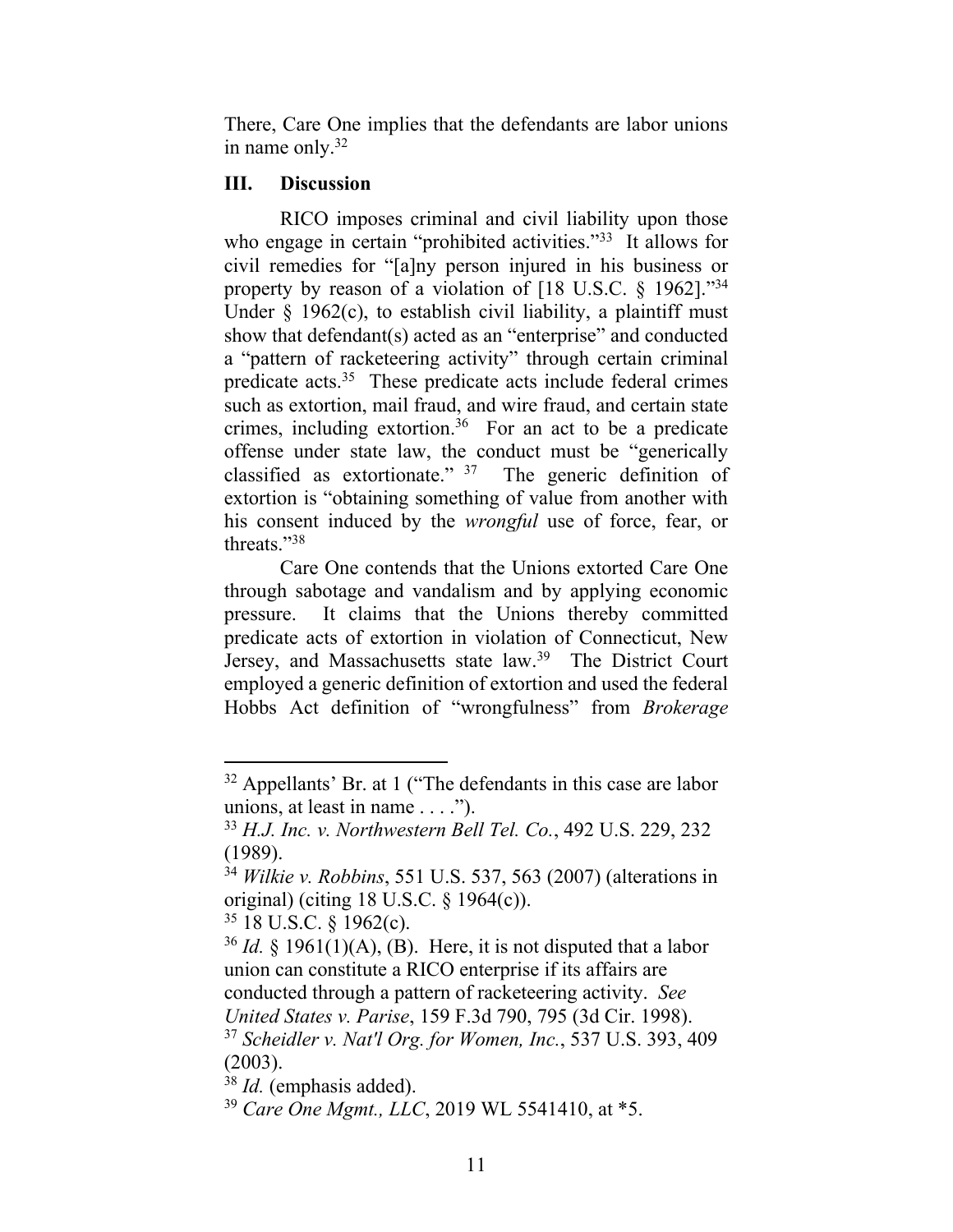There, Care One implies that the defendants are labor unions in name only.[32]

## III. Discussion

RICO imposes criminal and civil liability upon those who engage in certain "prohibited activities."[33] It allows for civil remedies for "[a]ny person injured in his business or property by reason of a violation of [18 U.S.C. § 1962]."[34] Under § 1962(c), to establish civil liability, a plaintiff must show that defendant(s) acted as an "enterprise" and conducted a "pattern of racketeering activity" through certain criminal predicate acts.[35] These predicate acts include federal crimes such as extortion, mail fraud, and wire fraud, and certain state crimes, including extortion.[36] For an act to be a predicate offense under state law, the conduct must be "generically classified as extortionate."[37] The generic definition of extortion is "obtaining something of value from another with his consent induced by the *wrongful* use of force, fear, or threats."[38]

Care One contends that the Unions extorted Care One through sabotage and vandalism and by applying economic pressure. It claims that the Unions thereby committed predicate acts of extortion in violation of Connecticut, New Jersey, and Massachusetts state law.[39] The District Court employed a generic definition of extortion and used the federal Hobbs Act definition of "wrongfulness" from *Brokerage*

---

[32] Appellants' Br. at 1 ("The defendants in this case are labor unions, at least in name . . . .").

[33] *H.J. Inc. v. Northwestern Bell Tel. Co.*, 492 U.S. 229, 232 (1989).

[34] *Wilkie v. Robbins*, 551 U.S. 537, 563 (2007) (alterations in original) (citing 18 U.S.C. § 1964(c)).

[35] 18 U.S.C. § 1962(c).

[36] *Id.* § 1961(1)(A), (B). Here, it is not disputed that a labor union can constitute a RICO enterprise if its affairs are conducted through a pattern of racketeering activity. *See United States v. Parise*, 159 F.3d 790, 795 (3d Cir. 1998).

[37] *Scheidler v. Nat'l Org. for Women, Inc.*, 537 U.S. 393, 409 (2003).

[38] *Id.* (emphasis added).

[39] *Care One Mgmt., LLC*, 2019 WL 5541410, at *5.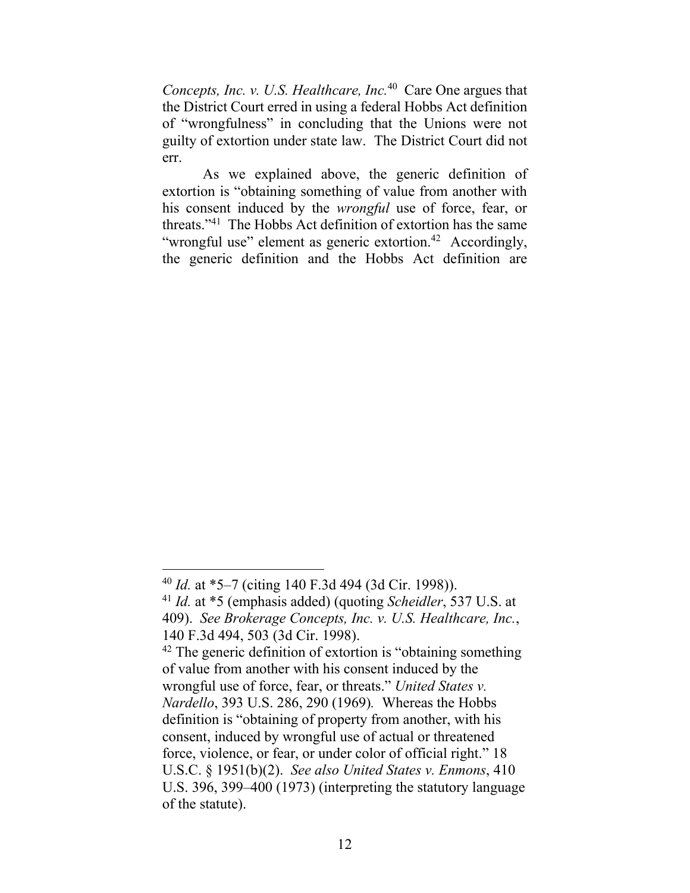*Concepts, Inc. v. U.S. Healthcare, Inc.*[40] Care One argues that the District Court erred in using a federal Hobbs Act definition of "wrongfulness" in concluding that the Unions were not guilty of extortion under state law. The District Court did not err.

As we explained above, the generic definition of extortion is "obtaining something of value from another with his consent induced by the *wrongful* use of force, fear, or threats."[41] The Hobbs Act definition of extortion has the same "wrongful use" element as generic extortion.[42] Accordingly, the generic definition and the Hobbs Act definition are

---

[40] *Id.* at *5–7 (citing 140 F.3d 494 (3d Cir. 1998)).

[41] *Id.* at *5 (emphasis added) (quoting *Scheidler*, 537 U.S. at 409). *See Brokerage Concepts, Inc. v. U.S. Healthcare, Inc.*, 140 F.3d 494, 503 (3d Cir. 1998).

[42] The generic definition of extortion is "obtaining something of value from another with his consent induced by the wrongful use of force, fear, or threats." *United States v. Nardello*, 393 U.S. 286, 290 (1969). Whereas the Hobbs definition is "obtaining of property from another, with his consent, induced by wrongful use of actual or threatened force, violence, or fear, or under color of official right." 18 U.S.C. § 1951(b)(2). *See also United States v. Enmons*, 410 U.S. 396, 399–400 (1973) (interpreting the statutory language of the statute).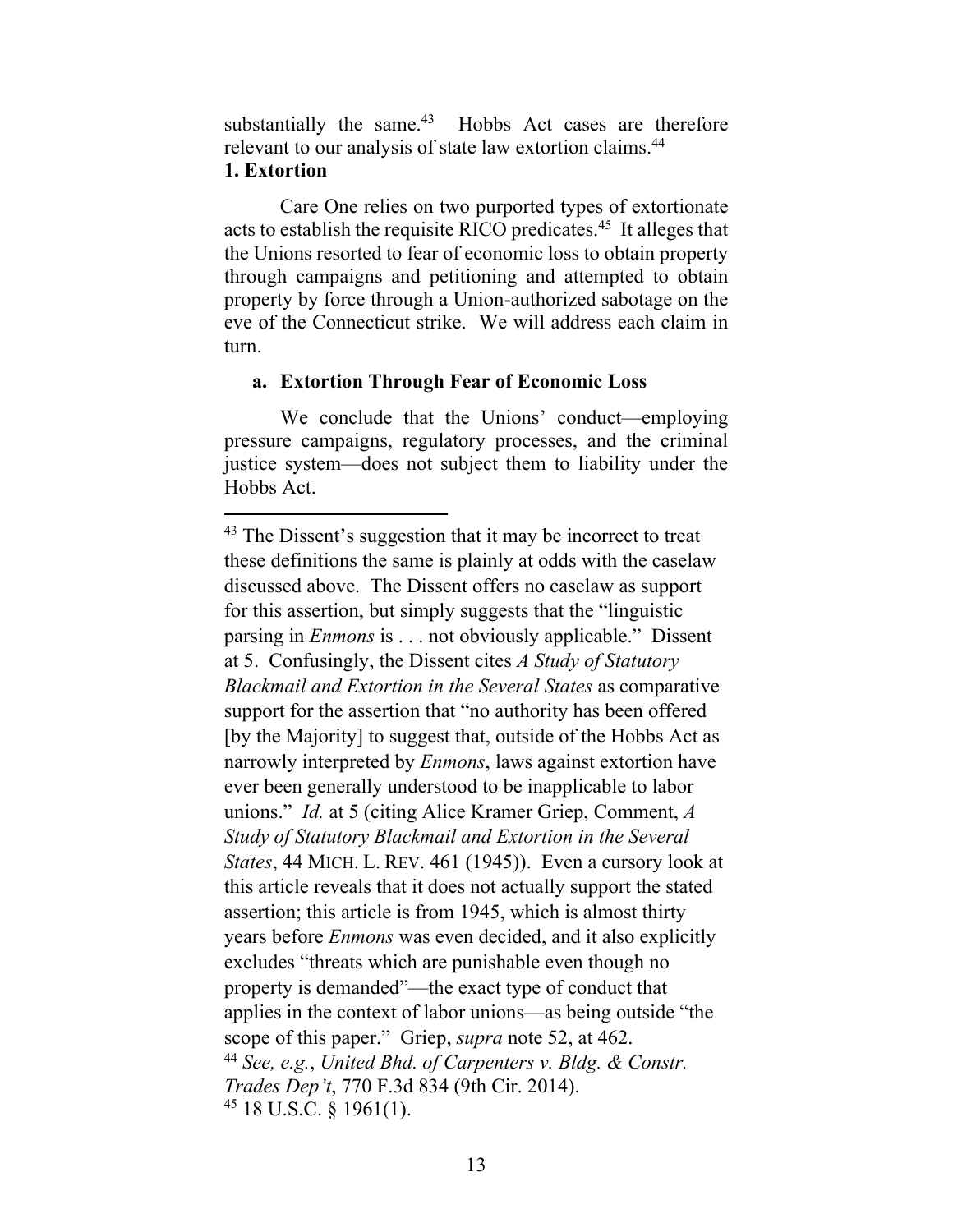substantially the same.[43] Hobbs Act cases are therefore relevant to our analysis of state law extortion claims.[44]

### 1. Extortion

Care One relies on two purported types of extortionate acts to establish the requisite RICO predicates.[45] It alleges that the Unions resorted to fear of economic loss to obtain property through campaigns and petitioning and attempted to obtain property by force through a Union-authorized sabotage on the eve of the Connecticut strike. We will address each claim in turn.

#### a. Extortion Through Fear of Economic Loss

We conclude that the Unions' conduct—employing pressure campaigns, regulatory processes, and the criminal justice system—does not subject them to liability under the Hobbs Act.

---

[43] The Dissent's suggestion that it may be incorrect to treat these definitions the same is plainly at odds with the caselaw discussed above. The Dissent offers no caselaw as support for this assertion, but simply suggests that the "linguistic parsing in *Enmons* is . . . not obviously applicable." Dissent at 5. Confusingly, the Dissent cites *A Study of Statutory Blackmail and Extortion in the Several States* as comparative support for the assertion that "no authority has been offered [by the Majority] to suggest that, outside of the Hobbs Act as narrowly interpreted by *Enmons*, laws against extortion have ever been generally understood to be inapplicable to labor unions." *Id.* at 5 (citing Alice Kramer Griep, Comment, *A Study of Statutory Blackmail and Extortion in the Several States*, 44 MICH. L. REV. 461 (1945)). Even a cursory look at this article reveals that it does not actually support the stated assertion; this article is from 1945, which is almost thirty years before *Enmons* was even decided, and it also explicitly excludes "threats which are punishable even though no property is demanded"—the exact type of conduct that applies in the context of labor unions—as being outside "the scope of this paper." Griep, *supra* note 52, at 462.

[44] *See, e.g.*, *United Bhd. of Carpenters v. Bldg. & Constr. Trades Dep't*, 770 F.3d 834 (9th Cir. 2014).

[45] 18 U.S.C. § 1961(1).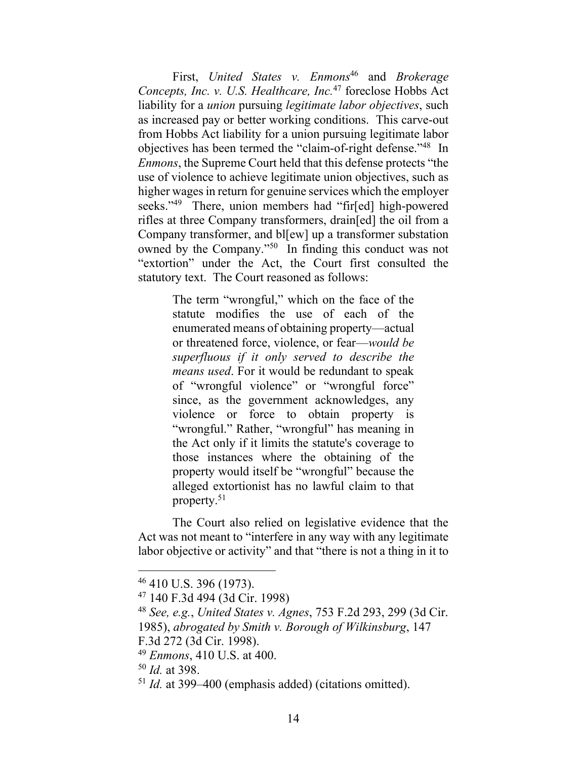First, *United States v. Enmons*[46] and *Brokerage Concepts, Inc. v. U.S. Healthcare, Inc.*[47] foreclose Hobbs Act liability for a *union* pursuing *legitimate labor objectives*, such as increased pay or better working conditions. This carve-out from Hobbs Act liability for a union pursuing legitimate labor objectives has been termed the "claim-of-right defense."[48] In *Enmons*, the Supreme Court held that this defense protects "the use of violence to achieve legitimate union objectives, such as higher wages in return for genuine services which the employer seeks."[49] There, union members had "fir[ed] high-powered rifles at three Company transformers, drain[ed] the oil from a Company transformer, and bl[ew] up a transformer substation owned by the Company."[50] In finding this conduct was not "extortion" under the Act, the Court first consulted the statutory text. The Court reasoned as follows:

> The term "wrongful," which on the face of the statute modifies the use of each of the enumerated means of obtaining property—actual or threatened force, violence, or fear—*would be superfluous if it only served to describe the means used*. For it would be redundant to speak of "wrongful violence" or "wrongful force" since, as the government acknowledges, any violence or force to obtain property is "wrongful." Rather, "wrongful" has meaning in the Act only if it limits the statute's coverage to those instances where the obtaining of the property would itself be "wrongful" because the alleged extortionist has no lawful claim to that property.[51]

The Court also relied on legislative evidence that the Act was not meant to "interfere in any way with any legitimate labor objective or activity" and that "there is not a thing in it to

---

[46] 410 U.S. 396 (1973).

[47] 140 F.3d 494 (3d Cir. 1998)

[48] *See, e.g.*, *United States v. Agnes*, 753 F.2d 293, 299 (3d Cir. 1985), *abrogated by Smith v. Borough of Wilkinsburg*, 147 F.3d 272 (3d Cir. 1998).

[49] *Enmons*, 410 U.S. at 400.

[50] *Id.* at 398.

[51] *Id.* at 399–400 (emphasis added) (citations omitted).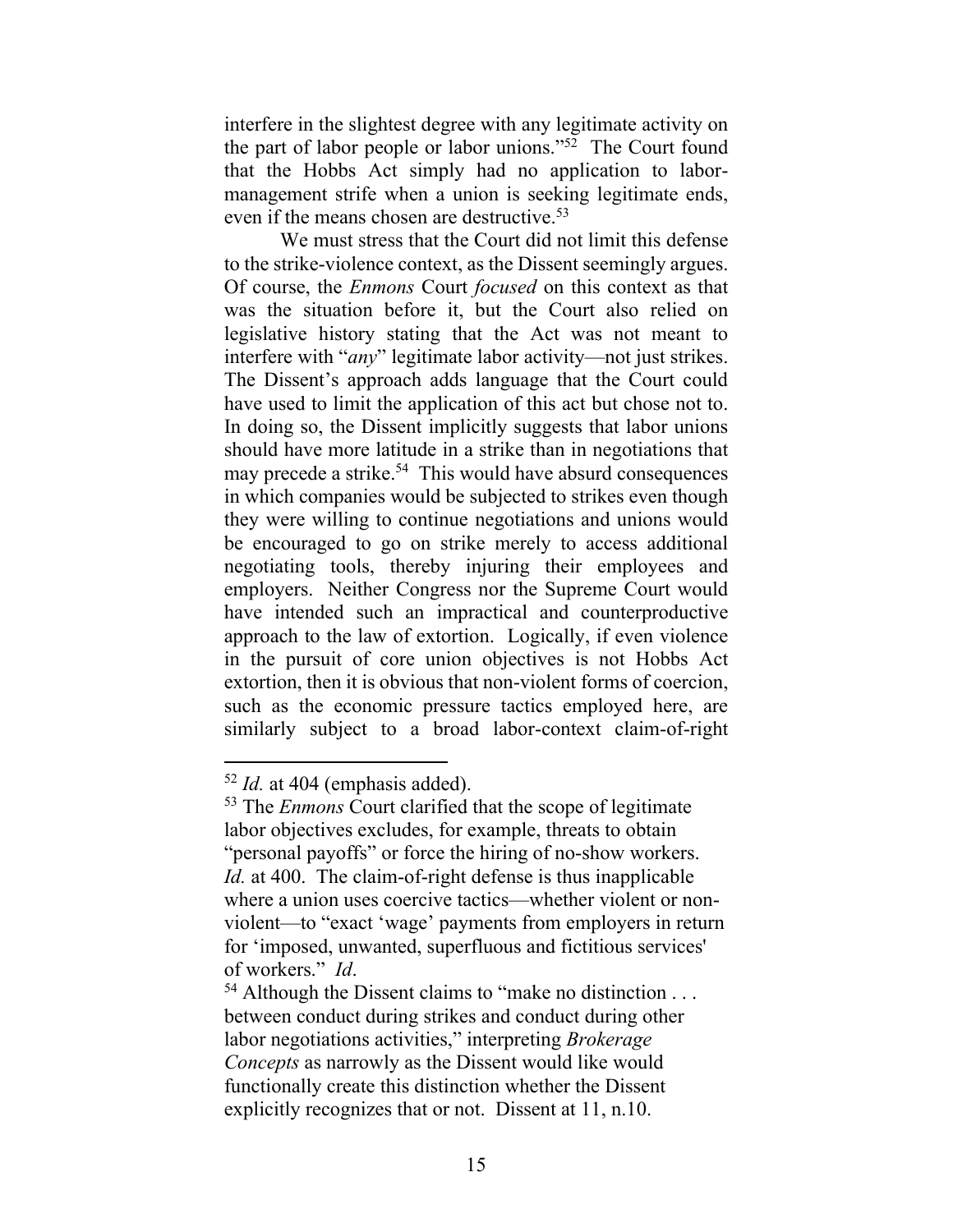interfere in the slightest degree with any legitimate activity on the part of labor people or labor unions."[52] The Court found that the Hobbs Act simply had no application to labor-management strife when a union is seeking legitimate ends, even if the means chosen are destructive.[53]

We must stress that the Court did not limit this defense to the strike-violence context, as the Dissent seemingly argues. Of course, the *Enmons* Court *focused* on this context as that was the situation before it, but the Court also relied on legislative history stating that the Act was not meant to interfere with "*any*" legitimate labor activity—not just strikes. The Dissent's approach adds language that the Court could have used to limit the application of this act but chose not to. In doing so, the Dissent implicitly suggests that labor unions should have more latitude in a strike than in negotiations that may precede a strike.[54] This would have absurd consequences in which companies would be subjected to strikes even though they were willing to continue negotiations and unions would be encouraged to go on strike merely to access additional negotiating tools, thereby injuring their employees and employers. Neither Congress nor the Supreme Court would have intended such an impractical and counterproductive approach to the law of extortion. Logically, if even violence in the pursuit of core union objectives is not Hobbs Act extortion, then it is obvious that non-violent forms of coercion, such as the economic pressure tactics employed here, are similarly subject to a broad labor-context claim-of-right

---

[52] *Id.* at 404 (emphasis added).

[53] The *Enmons* Court clarified that the scope of legitimate labor objectives excludes, for example, threats to obtain "personal payoffs" or force the hiring of no-show workers. *Id.* at 400. The claim-of-right defense is thus inapplicable where a union uses coercive tactics—whether violent or non-violent—to "exact 'wage' payments from employers in return for 'imposed, unwanted, superfluous and fictitious services' of workers." *Id*.

[54] Although the Dissent claims to "make no distinction . . . between conduct during strikes and conduct during other labor negotiations activities," interpreting *Brokerage Concepts* as narrowly as the Dissent would like would functionally create this distinction whether the Dissent explicitly recognizes that or not. Dissent at 11, n.10.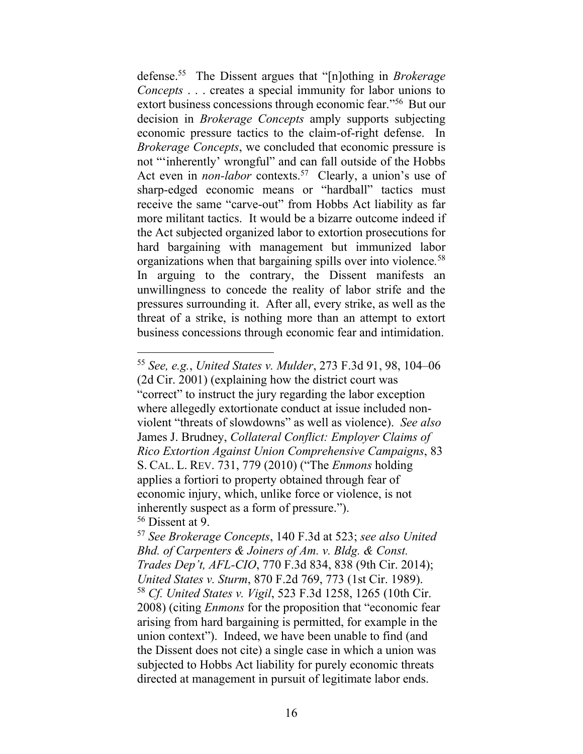defense.[55] The Dissent argues that "[n]othing in *Brokerage Concepts* . . . creates a special immunity for labor unions to extort business concessions through economic fear."[56] But our decision in *Brokerage Concepts* amply supports subjecting economic pressure tactics to the claim-of-right defense. In *Brokerage Concepts*, we concluded that economic pressure is not "'inherently' wrongful" and can fall outside of the Hobbs Act even in *non-labor* contexts.[57] Clearly, a union's use of sharp-edged economic means or "hardball" tactics must receive the same "carve-out" from Hobbs Act liability as far more militant tactics. It would be a bizarre outcome indeed if the Act subjected organized labor to extortion prosecutions for hard bargaining with management but immunized labor organizations when that bargaining spills over into violence.[58] In arguing to the contrary, the Dissent manifests an unwillingness to concede the reality of labor strife and the pressures surrounding it. After all, every strike, as well as the threat of a strike, is nothing more than an attempt to extort business concessions through economic fear and intimidation.

---

[55] *See, e.g.*, *United States v. Mulder*, 273 F.3d 91, 98, 104–06 (2d Cir. 2001) (explaining how the district court was "correct" to instruct the jury regarding the labor exception where allegedly extortionate conduct at issue included non-violent "threats of slowdowns" as well as violence). *See also* James J. Brudney, *Collateral Conflict: Employer Claims of Rico Extortion Against Union Comprehensive Campaigns*, 83 S. CAL. L. REV. 731, 779 (2010) ("The *Enmons* holding applies a fortiori to property obtained through fear of economic injury, which, unlike force or violence, is not inherently suspect as a form of pressure.").

[56] Dissent at 9.

[57] *See Brokerage Concepts*, 140 F.3d at 523; *see also United Bhd. of Carpenters & Joiners of Am. v. Bldg. & Const. Trades Dep't, AFL-CIO*, 770 F.3d 834, 838 (9th Cir. 2014); *United States v. Sturm*, 870 F.2d 769, 773 (1st Cir. 1989).

[58] *Cf. United States v. Vigil*, 523 F.3d 1258, 1265 (10th Cir. 2008) (citing *Enmons* for the proposition that "economic fear arising from hard bargaining is permitted, for example in the union context"). Indeed, we have been unable to find (and the Dissent does not cite) a single case in which a union was subjected to Hobbs Act liability for purely economic threats directed at management in pursuit of legitimate labor ends.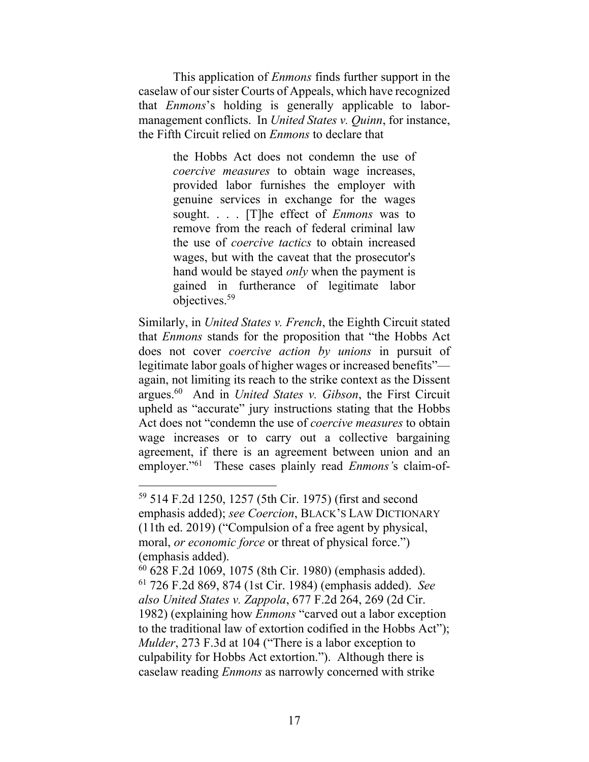This application of *Enmons* finds further support in the caselaw of our sister Courts of Appeals, which have recognized that *Enmons*'s holding is generally applicable to labor-management conflicts. In *United States v. Quinn*, for instance, the Fifth Circuit relied on *Enmons* to declare that

> the Hobbs Act does not condemn the use of *coercive measures* to obtain wage increases, provided labor furnishes the employer with genuine services in exchange for the wages sought. . . . [T]he effect of *Enmons* was to remove from the reach of federal criminal law the use of *coercive tactics* to obtain increased wages, but with the caveat that the prosecutor's hand would be stayed *only* when the payment is gained in furtherance of legitimate labor objectives.[59]

Similarly, in *United States v. French*, the Eighth Circuit stated that *Enmons* stands for the proposition that "the Hobbs Act does not cover *coercive action by unions* in pursuit of legitimate labor goals of higher wages or increased benefits"—again, not limiting its reach to the strike context as the Dissent argues.[60] And in *United States v. Gibson*, the First Circuit upheld as "accurate" jury instructions stating that the Hobbs Act does not "condemn the use of *coercive measures* to obtain wage increases or to carry out a collective bargaining agreement, if there is an agreement between union and an employer."[61] These cases plainly read *Enmons'*s claim-of-

---

[59] 514 F.2d 1250, 1257 (5th Cir. 1975) (first and second emphasis added); *see Coercion*, BLACK'S LAW DICTIONARY (11th ed. 2019) ("Compulsion of a free agent by physical, moral, *or economic force* or threat of physical force.") (emphasis added).

[60] 628 F.2d 1069, 1075 (8th Cir. 1980) (emphasis added).

[61] 726 F.2d 869, 874 (1st Cir. 1984) (emphasis added). *See also United States v. Zappola*, 677 F.2d 264, 269 (2d Cir. 1982) (explaining how *Enmons* "carved out a labor exception to the traditional law of extortion codified in the Hobbs Act"); *Mulder*, 273 F.3d at 104 ("There is a labor exception to culpability for Hobbs Act extortion."). Although there is caselaw reading *Enmons* as narrowly concerned with strike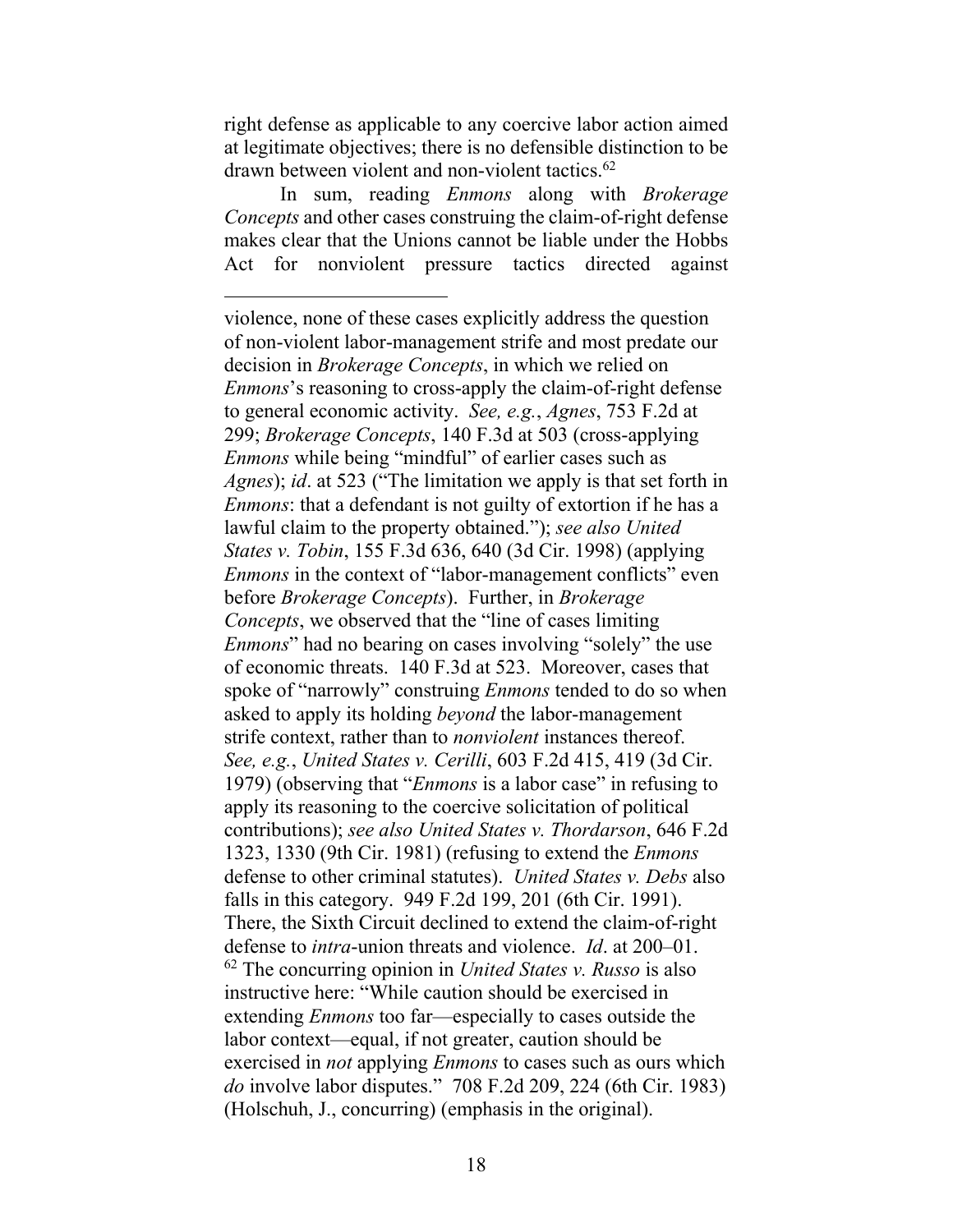right defense as applicable to any coercive labor action aimed at legitimate objectives; there is no defensible distinction to be drawn between violent and non-violent tactics.[62]

In sum, reading *Enmons* along with *Brokerage Concepts* and other cases construing the claim-of-right defense makes clear that the Unions cannot be liable under the Hobbs Act for nonviolent pressure tactics directed against

---

violence, none of these cases explicitly address the question of non-violent labor-management strife and most predate our decision in *Brokerage Concepts*, in which we relied on *Enmons*'s reasoning to cross-apply the claim-of-right defense to general economic activity. *See, e.g.*, *Agnes*, 753 F.2d at 299; *Brokerage Concepts*, 140 F.3d at 503 (cross-applying *Enmons* while being "mindful" of earlier cases such as *Agnes*); *id*. at 523 ("The limitation we apply is that set forth in *Enmons*: that a defendant is not guilty of extortion if he has a lawful claim to the property obtained."); *see also United States v. Tobin*, 155 F.3d 636, 640 (3d Cir. 1998) (applying *Enmons* in the context of "labor-management conflicts" even before *Brokerage Concepts*). Further, in *Brokerage Concepts*, we observed that the "line of cases limiting *Enmons*" had no bearing on cases involving "solely" the use of economic threats. 140 F.3d at 523. Moreover, cases that spoke of "narrowly" construing *Enmons* tended to do so when asked to apply its holding *beyond* the labor-management strife context, rather than to *nonviolent* instances thereof. *See, e.g.*, *United States v. Cerilli*, 603 F.2d 415, 419 (3d Cir. 1979) (observing that "*Enmons* is a labor case" in refusing to apply its reasoning to the coercive solicitation of political contributions); *see also United States v. Thordarson*, 646 F.2d 1323, 1330 (9th Cir. 1981) (refusing to extend the *Enmons* defense to other criminal statutes). *United States v. Debs* also falls in this category. 949 F.2d 199, 201 (6th Cir. 1991). There, the Sixth Circuit declined to extend the claim-of-right defense to *intra*-union threats and violence. *Id*. at 200–01.

[62] The concurring opinion in *United States v. Russo* is also instructive here: "While caution should be exercised in extending *Enmons* too far—especially to cases outside the labor context—equal, if not greater, caution should be exercised in *not* applying *Enmons* to cases such as ours which *do* involve labor disputes." 708 F.2d 209, 224 (6th Cir. 1983) (Holschuh, J., concurring) (emphasis in the original).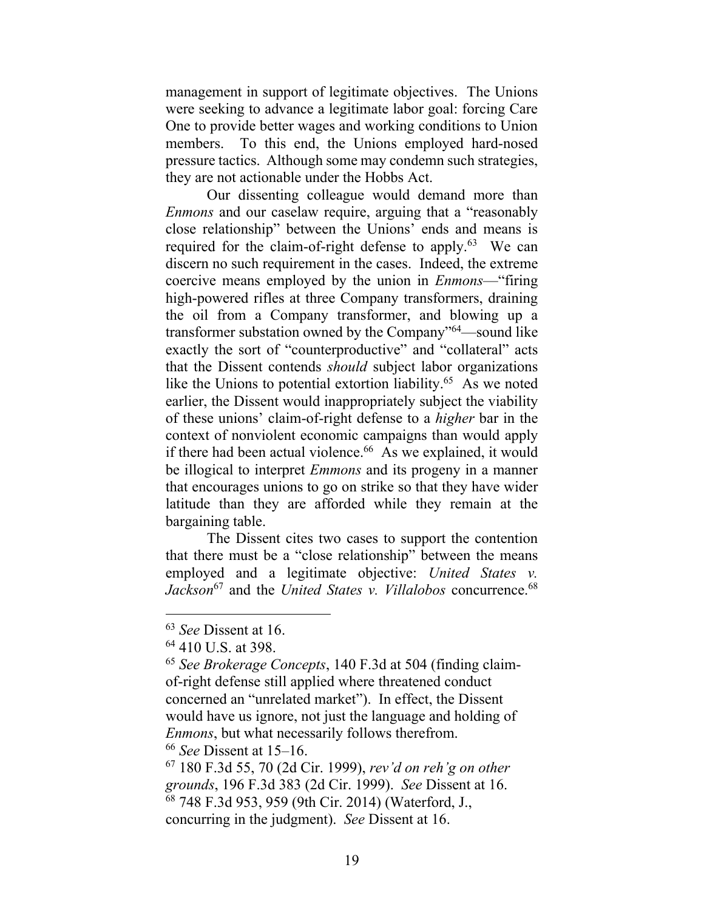management in support of legitimate objectives. The Unions were seeking to advance a legitimate labor goal: forcing Care One to provide better wages and working conditions to Union members. To this end, the Unions employed hard-nosed pressure tactics. Although some may condemn such strategies, they are not actionable under the Hobbs Act.

Our dissenting colleague would demand more than *Enmons* and our caselaw require, arguing that a "reasonably close relationship" between the Unions' ends and means is required for the claim-of-right defense to apply.[63] We can discern no such requirement in the cases. Indeed, the extreme coercive means employed by the union in *Enmons*—"firing high-powered rifles at three Company transformers, draining the oil from a Company transformer, and blowing up a transformer substation owned by the Company"[64]—sound like exactly the sort of "counterproductive" and "collateral" acts that the Dissent contends *should* subject labor organizations like the Unions to potential extortion liability.[65] As we noted earlier, the Dissent would inappropriately subject the viability of these unions' claim-of-right defense to a *higher* bar in the context of nonviolent economic campaigns than would apply if there had been actual violence.[66] As we explained, it would be illogical to interpret *Emmons* and its progeny in a manner that encourages unions to go on strike so that they have wider latitude than they are afforded while they remain at the bargaining table.

The Dissent cites two cases to support the contention that there must be a "close relationship" between the means employed and a legitimate objective: *United States v. Jackson*[67] and the *United States v. Villalobos* concurrence.[68]

---

[63] *See* Dissent at 16.

[64] 410 U.S. at 398.

[65] *See Brokerage Concepts*, 140 F.3d at 504 (finding claim-of-right defense still applied where threatened conduct concerned an "unrelated market"). In effect, the Dissent would have us ignore, not just the language and holding of *Enmons*, but what necessarily follows therefrom.

[66] *See* Dissent at 15–16.

[67] 180 F.3d 55, 70 (2d Cir. 1999), *rev'd on reh'g on other grounds*, 196 F.3d 383 (2d Cir. 1999). *See* Dissent at 16.

[68] 748 F.3d 953, 959 (9th Cir. 2014) (Waterford, J., concurring in the judgment). *See* Dissent at 16.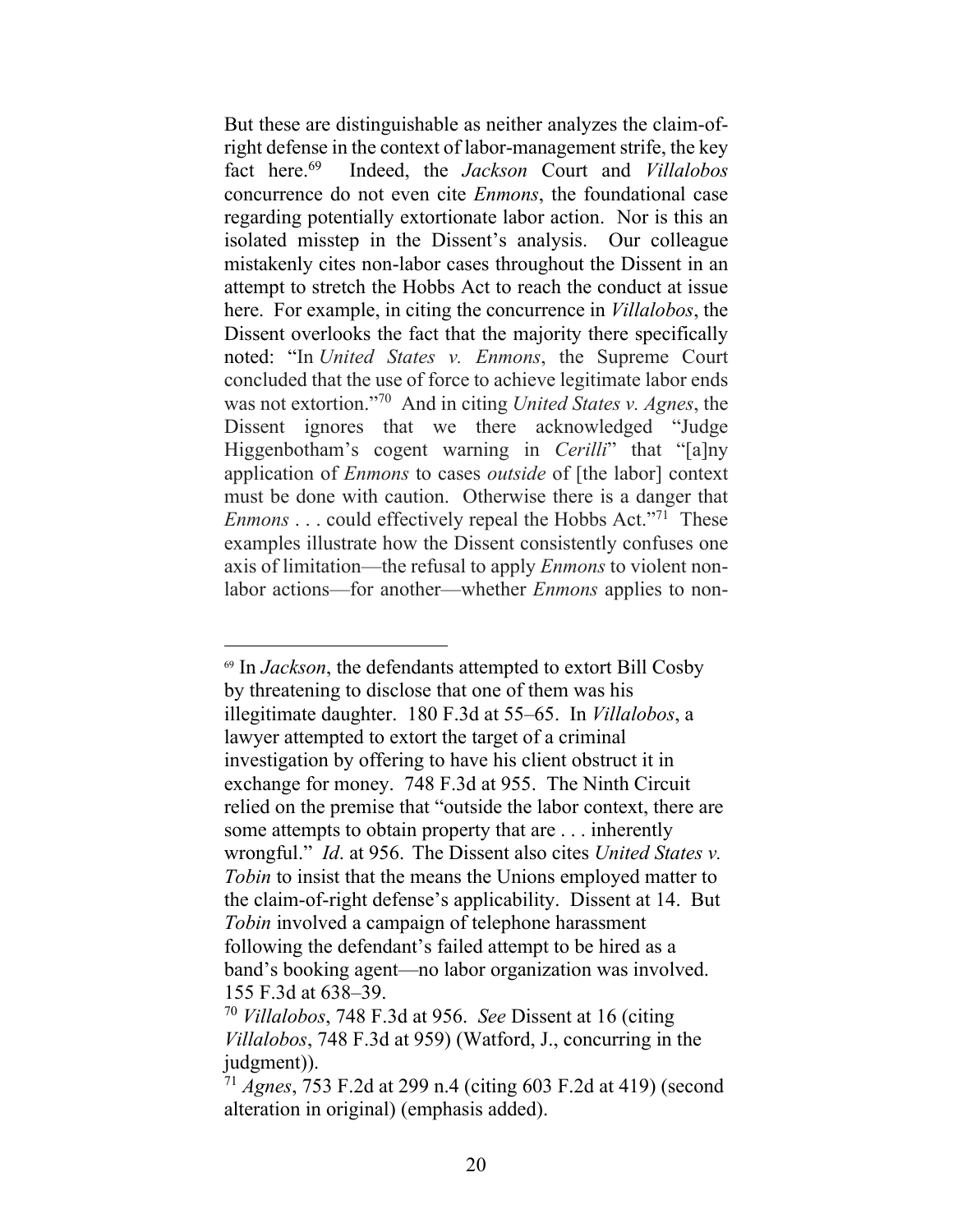But these are distinguishable as neither analyzes the claim-of-right defense in the context of labor-management strife, the key fact here.[69] Indeed, the *Jackson* Court and *Villalobos* concurrence do not even cite *Enmons*, the foundational case regarding potentially extortionate labor action. Nor is this an isolated misstep in the Dissent's analysis. Our colleague mistakenly cites non-labor cases throughout the Dissent in an attempt to stretch the Hobbs Act to reach the conduct at issue here. For example, in citing the concurrence in *Villalobos*, the Dissent overlooks the fact that the majority there specifically noted: "In *United States v. Enmons*, the Supreme Court concluded that the use of force to achieve legitimate labor ends was not extortion."[70] And in citing *United States v. Agnes*, the Dissent ignores that we there acknowledged "Judge Higgenbotham's cogent warning in *Cerilli*" that "[a]ny application of *Enmons* to cases *outside* of [the labor] context must be done with caution. Otherwise there is a danger that *Enmons* . . . could effectively repeal the Hobbs Act."[71] These examples illustrate how the Dissent consistently confuses one axis of limitation—the refusal to apply *Enmons* to violent non-labor actions—for another—whether *Enmons* applies to non-

---

[69] In *Jackson*, the defendants attempted to extort Bill Cosby by threatening to disclose that one of them was his illegitimate daughter. 180 F.3d at 55–65. In *Villalobos*, a lawyer attempted to extort the target of a criminal investigation by offering to have his client obstruct it in exchange for money. 748 F.3d at 955. The Ninth Circuit relied on the premise that "outside the labor context, there are some attempts to obtain property that are . . . inherently wrongful." *Id*. at 956. The Dissent also cites *United States v. Tobin* to insist that the means the Unions employed matter to the claim-of-right defense's applicability. Dissent at 14. But *Tobin* involved a campaign of telephone harassment following the defendant's failed attempt to be hired as a band's booking agent—no labor organization was involved. 155 F.3d at 638–39.

[70] *Villalobos*, 748 F.3d at 956. *See* Dissent at 16 (citing *Villalobos*, 748 F.3d at 959) (Watford, J., concurring in the judgment)).

[71] *Agnes*, 753 F.2d at 299 n.4 (citing 603 F.2d at 419) (second alteration in original) (emphasis added).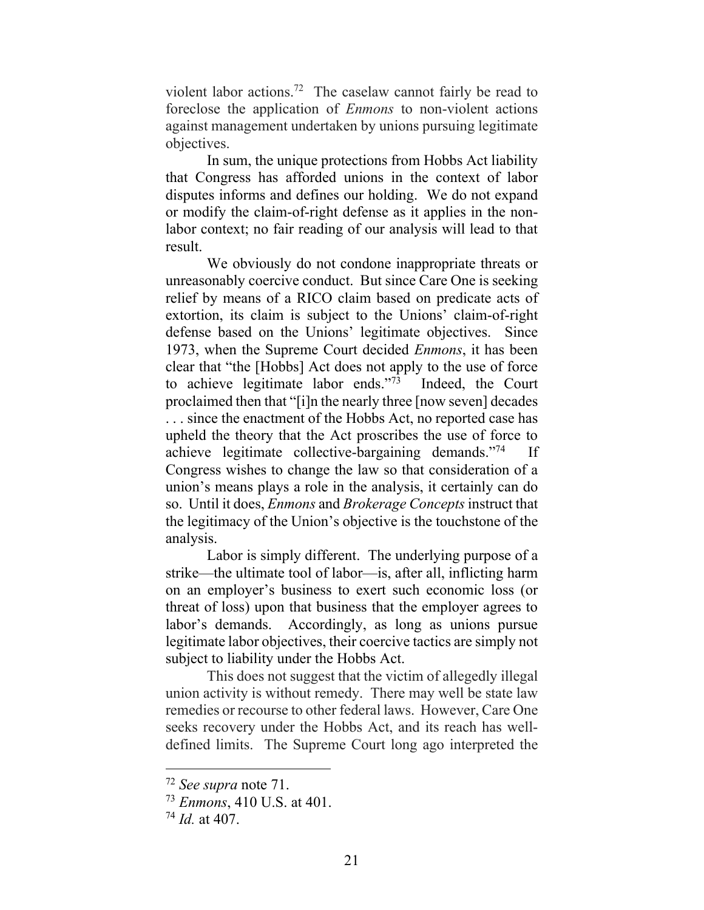violent labor actions.[72] The caselaw cannot fairly be read to foreclose the application of *Enmons* to non-violent actions against management undertaken by unions pursuing legitimate objectives.

In sum, the unique protections from Hobbs Act liability that Congress has afforded unions in the context of labor disputes informs and defines our holding. We do not expand or modify the claim-of-right defense as it applies in the non-labor context; no fair reading of our analysis will lead to that result.

We obviously do not condone inappropriate threats or unreasonably coercive conduct. But since Care One is seeking relief by means of a RICO claim based on predicate acts of extortion, its claim is subject to the Unions' claim-of-right defense based on the Unions' legitimate objectives. Since 1973, when the Supreme Court decided *Enmons*, it has been clear that "the [Hobbs] Act does not apply to the use of force to achieve legitimate labor ends."[73] Indeed, the Court proclaimed then that "[i]n the nearly three [now seven] decades . . . since the enactment of the Hobbs Act, no reported case has upheld the theory that the Act proscribes the use of force to achieve legitimate collective-bargaining demands."[74] If Congress wishes to change the law so that consideration of a union's means plays a role in the analysis, it certainly can do so. Until it does, *Enmons* and *Brokerage Concepts* instruct that the legitimacy of the Union's objective is the touchstone of the analysis.

Labor is simply different. The underlying purpose of a strike—the ultimate tool of labor—is, after all, inflicting harm on an employer's business to exert such economic loss (or threat of loss) upon that business that the employer agrees to labor's demands. Accordingly, as long as unions pursue legitimate labor objectives, their coercive tactics are simply not subject to liability under the Hobbs Act.

This does not suggest that the victim of allegedly illegal union activity is without remedy. There may well be state law remedies or recourse to other federal laws. However, Care One seeks recovery under the Hobbs Act, and its reach has well-defined limits. The Supreme Court long ago interpreted the

---

[72] *See supra* note 71.

[73] *Enmons*, 410 U.S. at 401.

[74] *Id.* at 407.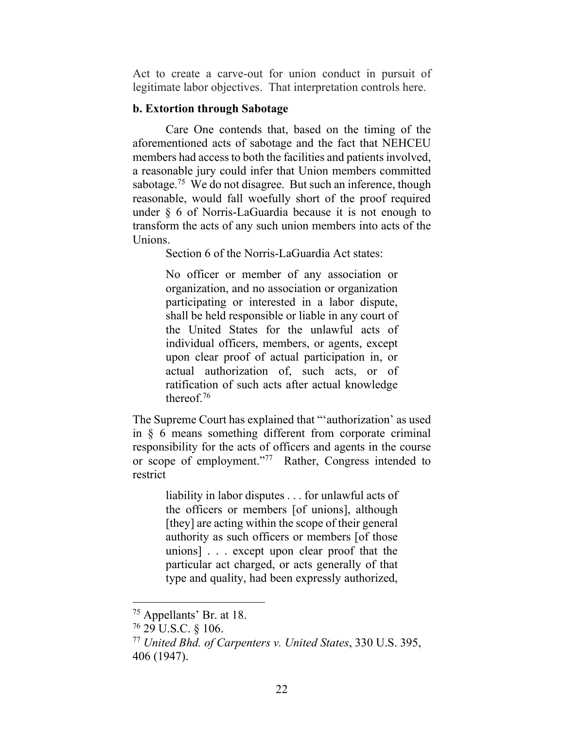Act to create a carve-out for union conduct in pursuit of legitimate labor objectives. That interpretation controls here.

**b. Extortion through Sabotage**

Care One contends that, based on the timing of the aforementioned acts of sabotage and the fact that NEHCEU members had access to both the facilities and patients involved, a reasonable jury could infer that Union members committed sabotage.[75] We do not disagree. But such an inference, though reasonable, would fall woefully short of the proof required under § 6 of Norris-LaGuardia because it is not enough to transform the acts of any such union members into acts of the Unions.

Section 6 of the Norris-LaGuardia Act states:

> No officer or member of any association or organization, and no association or organization participating or interested in a labor dispute, shall be held responsible or liable in any court of the United States for the unlawful acts of individual officers, members, or agents, except upon clear proof of actual participation in, or actual authorization of, such acts, or of ratification of such acts after actual knowledge thereof.[76]

The Supreme Court has explained that "'authorization' as used in § 6 means something different from corporate criminal responsibility for the acts of officers and agents in the course or scope of employment."[77] Rather, Congress intended to restrict

> liability in labor disputes . . . for unlawful acts of the officers or members [of unions], although [they] are acting within the scope of their general authority as such officers or members [of those unions] . . . except upon clear proof that the particular act charged, or acts generally of that type and quality, had been expressly authorized,

---

[75] Appellants' Br. at 18.

[76] 29 U.S.C. § 106.

[77] *United Bhd. of Carpenters v. United States*, 330 U.S. 395, 406 (1947).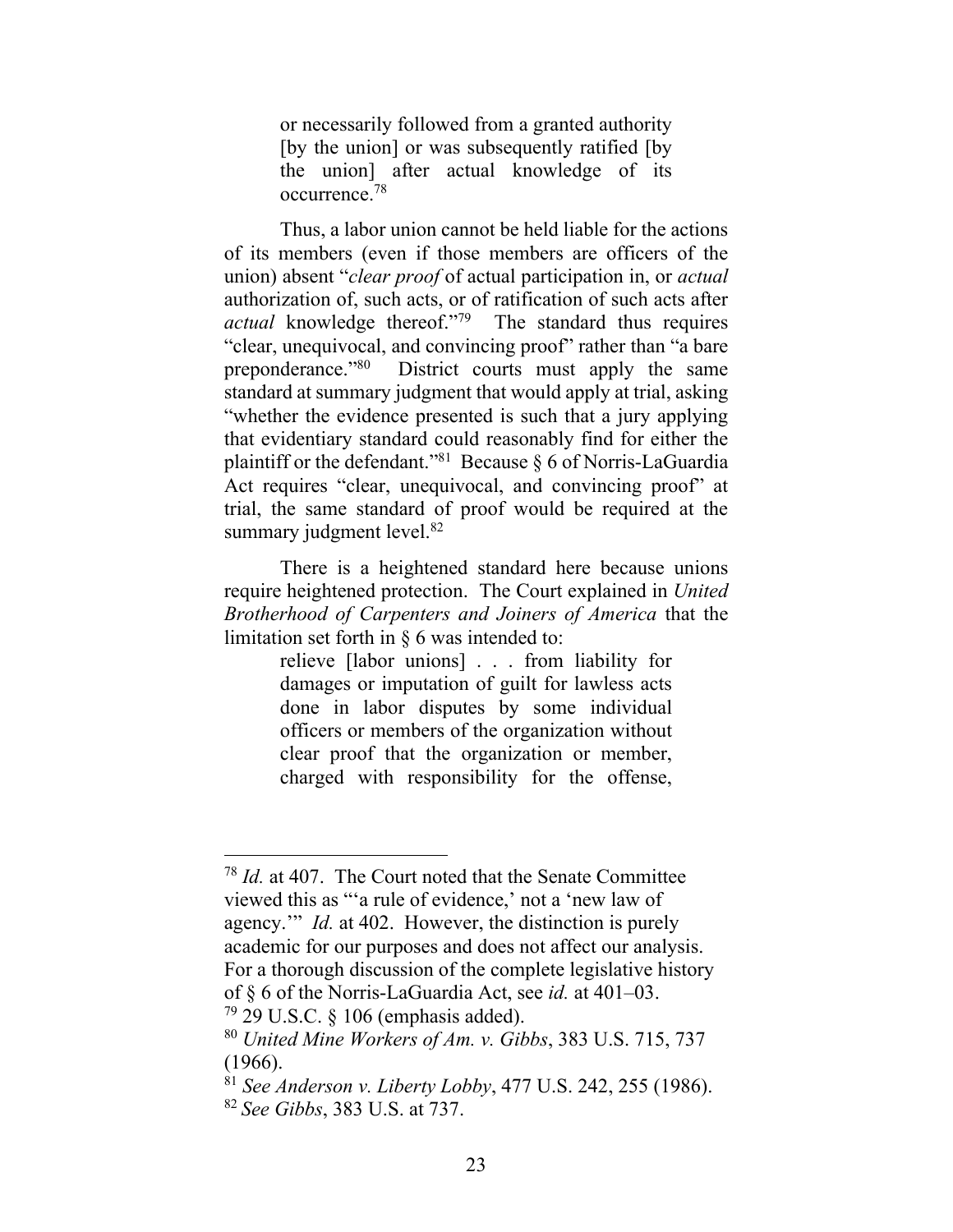> or necessarily followed from a granted authority [by the union] or was subsequently ratified [by the union] after actual knowledge of its occurrence.[78]

Thus, a labor union cannot be held liable for the actions of its members (even if those members are officers of the union) absent "*clear proof* of actual participation in, or *actual* authorization of, such acts, or of ratification of such acts after *actual* knowledge thereof."[79] The standard thus requires "clear, unequivocal, and convincing proof" rather than "a bare preponderance."[80] District courts must apply the same standard at summary judgment that would apply at trial, asking "whether the evidence presented is such that a jury applying that evidentiary standard could reasonably find for either the plaintiff or the defendant."[81] Because § 6 of Norris-LaGuardia Act requires "clear, unequivocal, and convincing proof" at trial, the same standard of proof would be required at the summary judgment level.[82]

There is a heightened standard here because unions require heightened protection. The Court explained in *United Brotherhood of Carpenters and Joiners of America* that the limitation set forth in § 6 was intended to:

> relieve [labor unions] . . . from liability for damages or imputation of guilt for lawless acts done in labor disputes by some individual officers or members of the organization without clear proof that the organization or member, charged with responsibility for the offense,

---

[78] *Id.* at 407. The Court noted that the Senate Committee viewed this as "'a rule of evidence,' not a 'new law of agency.'" *Id.* at 402. However, the distinction is purely academic for our purposes and does not affect our analysis. For a thorough discussion of the complete legislative history of § 6 of the Norris-LaGuardia Act, see *id.* at 401–03.

[79] 29 U.S.C. § 106 (emphasis added).

[80] *United Mine Workers of Am. v. Gibbs*, 383 U.S. 715, 737 (1966).

[81] *See Anderson v. Liberty Lobby*, 477 U.S. 242, 255 (1986).

[82] *See Gibbs*, 383 U.S. at 737.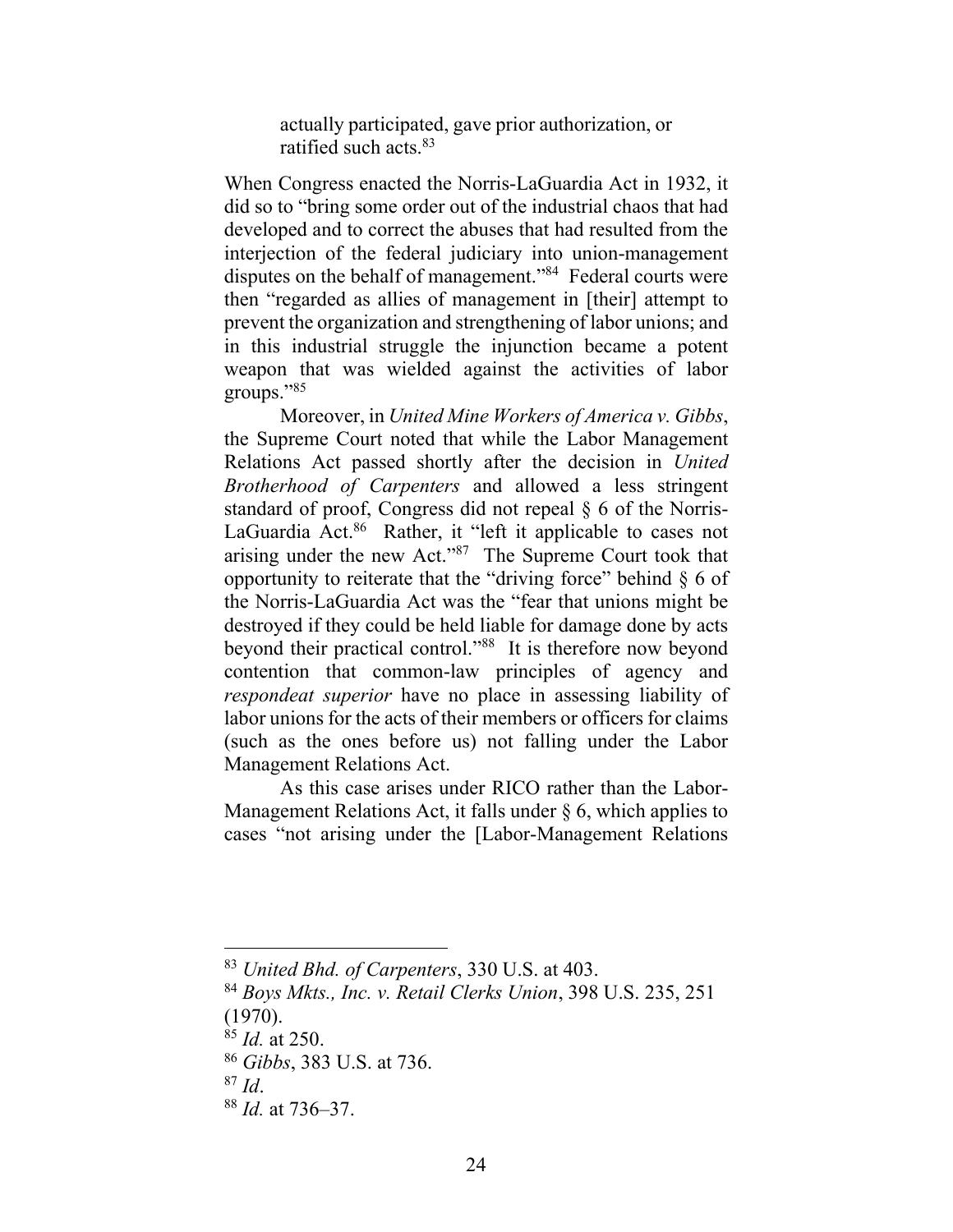actually participated, gave prior authorization, or ratified such acts.[83]

When Congress enacted the Norris-LaGuardia Act in 1932, it did so to "bring some order out of the industrial chaos that had developed and to correct the abuses that had resulted from the interjection of the federal judiciary into union-management disputes on the behalf of management."[84] Federal courts were then "regarded as allies of management in [their] attempt to prevent the organization and strengthening of labor unions; and in this industrial struggle the injunction became a potent weapon that was wielded against the activities of labor groups."[85]

Moreover, in *United Mine Workers of America v. Gibbs*, the Supreme Court noted that while the Labor Management Relations Act passed shortly after the decision in *United Brotherhood of Carpenters* and allowed a less stringent standard of proof, Congress did not repeal § 6 of the Norris-LaGuardia Act.[86] Rather, it "left it applicable to cases not arising under the new Act."[87] The Supreme Court took that opportunity to reiterate that the "driving force" behind § 6 of the Norris-LaGuardia Act was the "fear that unions might be destroyed if they could be held liable for damage done by acts beyond their practical control."[88] It is therefore now beyond contention that common-law principles of agency and *respondeat superior* have no place in assessing liability of labor unions for the acts of their members or officers for claims (such as the ones before us) not falling under the Labor Management Relations Act.

As this case arises under RICO rather than the Labor-Management Relations Act, it falls under § 6, which applies to cases "not arising under the [Labor-Management Relations

---

[83] *United Bhd. of Carpenters*, 330 U.S. at 403.

[84] *Boys Mkts., Inc. v. Retail Clerks Union*, 398 U.S. 235, 251 (1970).

[85] *Id.* at 250.

[86] *Gibbs*, 383 U.S. at 736.

[87] *Id*.

[88] *Id.* at 736–37.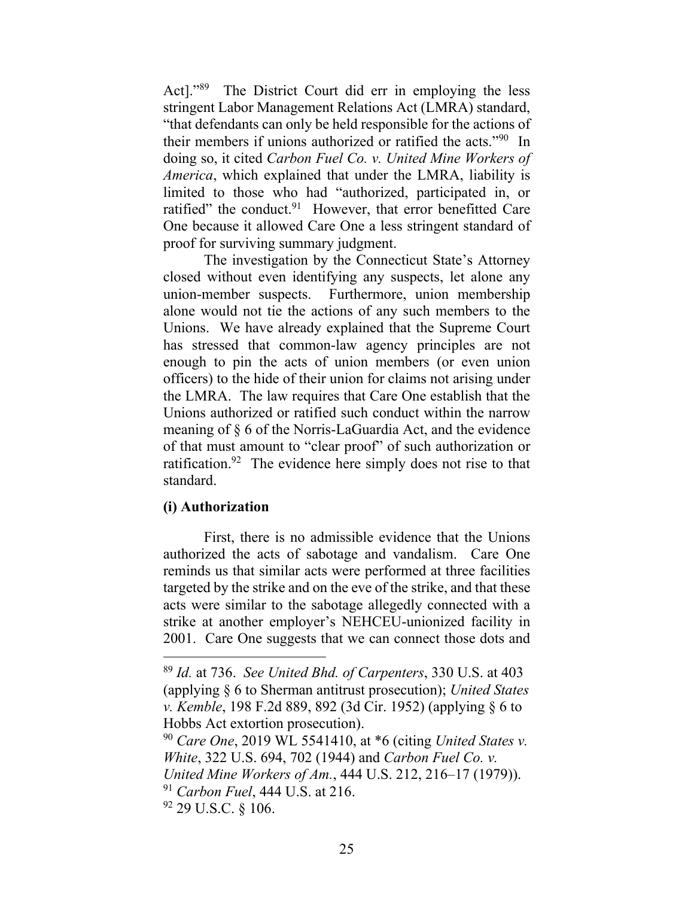Act]."[89] The District Court did err in employing the less stringent Labor Management Relations Act (LMRA) standard, "that defendants can only be held responsible for the actions of their members if unions authorized or ratified the acts."[90] In doing so, it cited *Carbon Fuel Co. v. United Mine Workers of America*, which explained that under the LMRA, liability is limited to those who had "authorized, participated in, or ratified" the conduct.[91] However, that error benefitted Care One because it allowed Care One a less stringent standard of proof for surviving summary judgment.

The investigation by the Connecticut State's Attorney closed without even identifying any suspects, let alone any union-member suspects. Furthermore, union membership alone would not tie the actions of any such members to the Unions. We have already explained that the Supreme Court has stressed that common-law agency principles are not enough to pin the acts of union members (or even union officers) to the hide of their union for claims not arising under the LMRA. The law requires that Care One establish that the Unions authorized or ratified such conduct within the narrow meaning of § 6 of the Norris-LaGuardia Act, and the evidence of that must amount to "clear proof" of such authorization or ratification.[92] The evidence here simply does not rise to that standard.

**(i) Authorization**

First, there is no admissible evidence that the Unions authorized the acts of sabotage and vandalism. Care One reminds us that similar acts were performed at three facilities targeted by the strike and on the eve of the strike, and that these acts were similar to the sabotage allegedly connected with a strike at another employer's NEHCEU-unionized facility in 2001. Care One suggests that we can connect those dots and

---

[89] *Id.* at 736. *See United Bhd. of Carpenters*, 330 U.S. at 403 (applying § 6 to Sherman antitrust prosecution); *United States v. Kemble*, 198 F.2d 889, 892 (3d Cir. 1952) (applying § 6 to Hobbs Act extortion prosecution).

[90] *Care One*, 2019 WL 5541410, at *6 (citing *United States v. White*, 322 U.S. 694, 702 (1944) and *Carbon Fuel Co. v. United Mine Workers of Am.*, 444 U.S. 212, 216–17 (1979)).

[91] *Carbon Fuel*, 444 U.S. at 216.

[92] 29 U.S.C. § 106.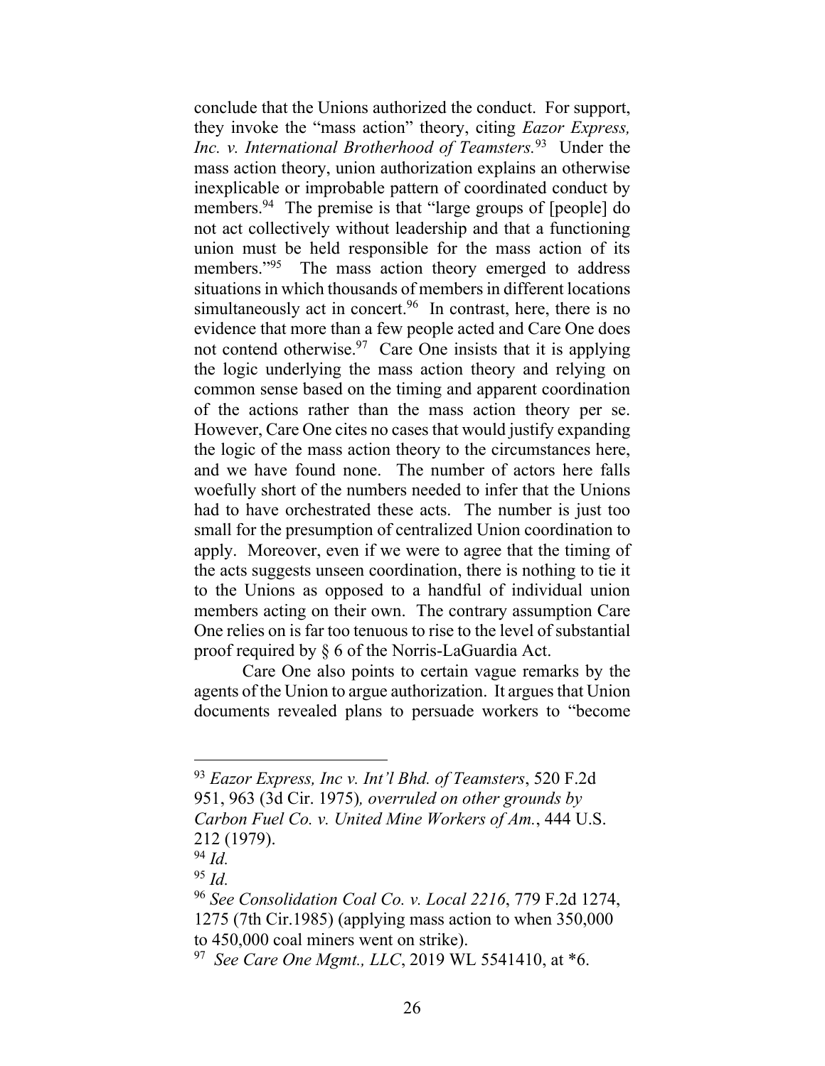conclude that the Unions authorized the conduct. For support, they invoke the "mass action" theory, citing *Eazor Express, Inc. v. International Brotherhood of Teamsters.*[93] Under the mass action theory, union authorization explains an otherwise inexplicable or improbable pattern of coordinated conduct by members.[94] The premise is that "large groups of [people] do not act collectively without leadership and that a functioning union must be held responsible for the mass action of its members."[95] The mass action theory emerged to address situations in which thousands of members in different locations simultaneously act in concert.[96] In contrast, here, there is no evidence that more than a few people acted and Care One does not contend otherwise.[97] Care One insists that it is applying the logic underlying the mass action theory and relying on common sense based on the timing and apparent coordination of the actions rather than the mass action theory per se. However, Care One cites no cases that would justify expanding the logic of the mass action theory to the circumstances here, and we have found none. The number of actors here falls woefully short of the numbers needed to infer that the Unions had to have orchestrated these acts. The number is just too small for the presumption of centralized Union coordination to apply. Moreover, even if we were to agree that the timing of the acts suggests unseen coordination, there is nothing to tie it to the Unions as opposed to a handful of individual union members acting on their own. The contrary assumption Care One relies on is far too tenuous to rise to the level of substantial proof required by § 6 of the Norris-LaGuardia Act.

Care One also points to certain vague remarks by the agents of the Union to argue authorization. It argues that Union documents revealed plans to persuade workers to "become

---

[93] *Eazor Express, Inc v. Int'l Bhd. of Teamsters*, 520 F.2d 951, 963 (3d Cir. 1975)*, overruled on other grounds by Carbon Fuel Co. v. United Mine Workers of Am.*, 444 U.S. 212 (1979).

[94] *Id.*

[95] *Id.*

[96] *See Consolidation Coal Co. v. Local 2216*, 779 F.2d 1274, 1275 (7th Cir.1985) (applying mass action to when 350,000 to 450,000 coal miners went on strike).

[97] *See Care One Mgmt., LLC*, 2019 WL 5541410, at *6.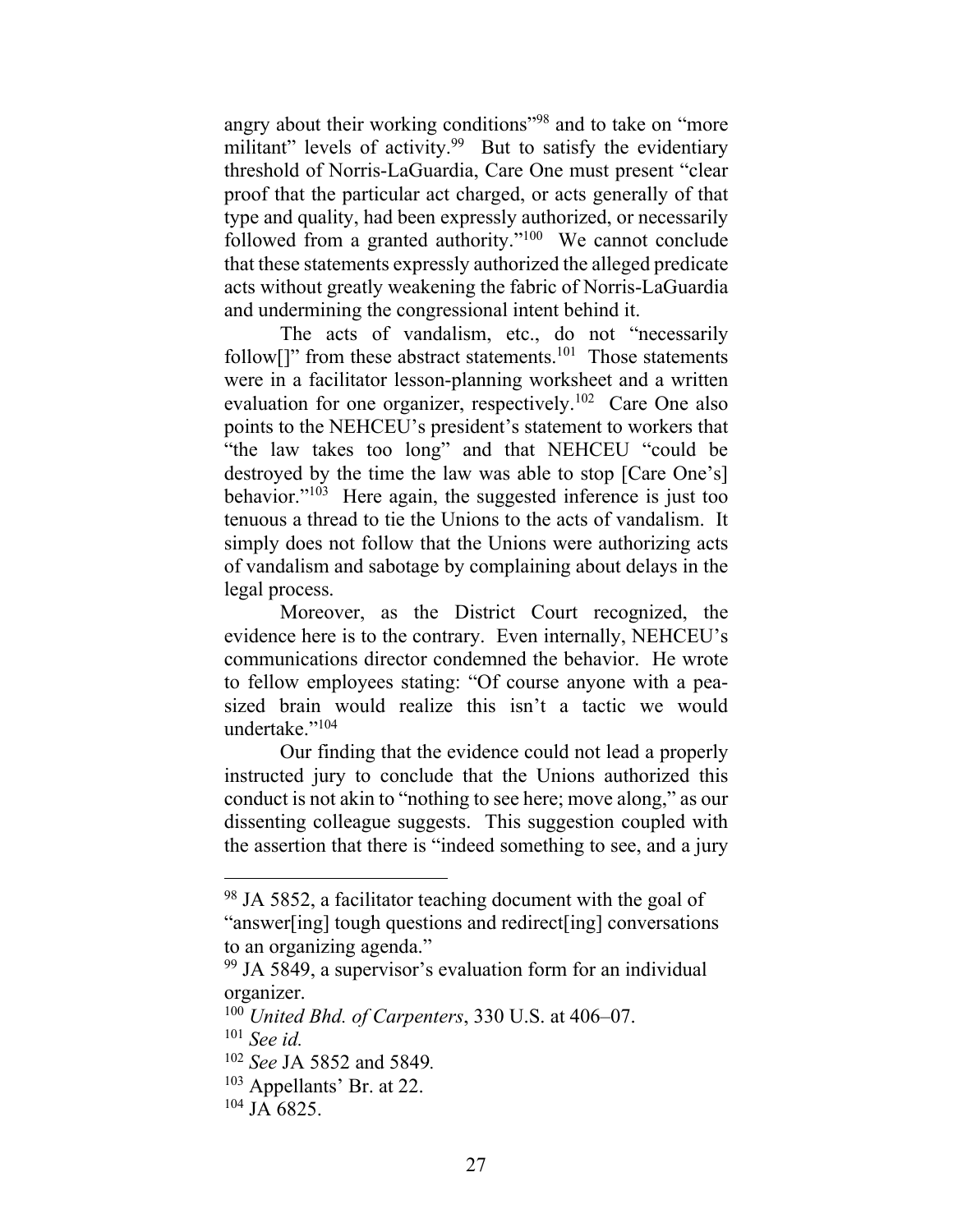angry about their working conditions"[98] and to take on "more militant" levels of activity.[99] But to satisfy the evidentiary threshold of Norris-LaGuardia, Care One must present "clear proof that the particular act charged, or acts generally of that type and quality, had been expressly authorized, or necessarily followed from a granted authority."[100] We cannot conclude that these statements expressly authorized the alleged predicate acts without greatly weakening the fabric of Norris-LaGuardia and undermining the congressional intent behind it.

The acts of vandalism, etc., do not "necessarily follow[]" from these abstract statements.[101] Those statements were in a facilitator lesson-planning worksheet and a written evaluation for one organizer, respectively.[102] Care One also points to the NEHCEU's president's statement to workers that "the law takes too long" and that NEHCEU "could be destroyed by the time the law was able to stop [Care One's] behavior."[103] Here again, the suggested inference is just too tenuous a thread to tie the Unions to the acts of vandalism. It simply does not follow that the Unions were authorizing acts of vandalism and sabotage by complaining about delays in the legal process.

Moreover, as the District Court recognized, the evidence here is to the contrary. Even internally, NEHCEU's communications director condemned the behavior. He wrote to fellow employees stating: "Of course anyone with a pea-sized brain would realize this isn't a tactic we would undertake."[104]

Our finding that the evidence could not lead a properly instructed jury to conclude that the Unions authorized this conduct is not akin to "nothing to see here; move along," as our dissenting colleague suggests. This suggestion coupled with the assertion that there is "indeed something to see, and a jury

---

[98] JA 5852, a facilitator teaching document with the goal of "answer[ing] tough questions and redirect[ing] conversations to an organizing agenda."

[99] JA 5849, a supervisor's evaluation form for an individual organizer.

[100] *United Bhd. of Carpenters*, 330 U.S. at 406–07.

[101] *See id.*

[102] *See* JA 5852 and 5849.

[103] Appellants' Br. at 22.

[104] JA 6825.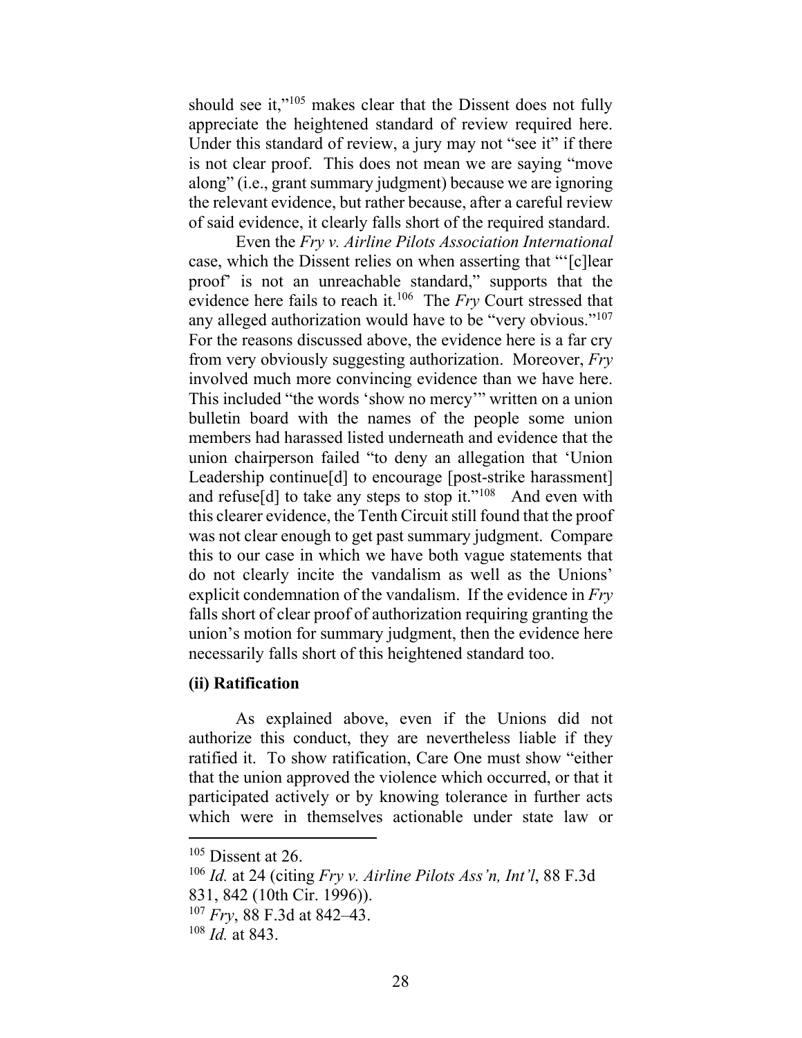should see it,"[105] makes clear that the Dissent does not fully appreciate the heightened standard of review required here. Under this standard of review, a jury may not "see it" if there is not clear proof. This does not mean we are saying "move along" (i.e., grant summary judgment) because we are ignoring the relevant evidence, but rather because, after a careful review of said evidence, it clearly falls short of the required standard.

Even the *Fry v. Airline Pilots Association International* case, which the Dissent relies on when asserting that "'[c]lear proof' is not an unreachable standard," supports that the evidence here fails to reach it.[106] The *Fry* Court stressed that any alleged authorization would have to be "very obvious."[107] For the reasons discussed above, the evidence here is a far cry from very obviously suggesting authorization. Moreover, *Fry* involved much more convincing evidence than we have here. This included "the words 'show no mercy'" written on a union bulletin board with the names of the people some union members had harassed listed underneath and evidence that the union chairperson failed "to deny an allegation that 'Union Leadership continue[d] to encourage [post-strike harassment] and refuse[d] to take any steps to stop it."[108] And even with this clearer evidence, the Tenth Circuit still found that the proof was not clear enough to get past summary judgment. Compare this to our case in which we have both vague statements that do not clearly incite the vandalism as well as the Unions' explicit condemnation of the vandalism. If the evidence in *Fry* falls short of clear proof of authorization requiring granting the union's motion for summary judgment, then the evidence here necessarily falls short of this heightened standard too.

**(ii) Ratification**

As explained above, even if the Unions did not authorize this conduct, they are nevertheless liable if they ratified it. To show ratification, Care One must show "either that the union approved the violence which occurred, or that it participated actively or by knowing tolerance in further acts which were in themselves actionable under state law or

---

[105] Dissent at 26.

[106] *Id.* at 24 (citing *Fry v. Airline Pilots Ass'n, Int'l*, 88 F.3d 831, 842 (10th Cir. 1996)).

[107] *Fry*, 88 F.3d at 842–43.

[108] *Id.* at 843.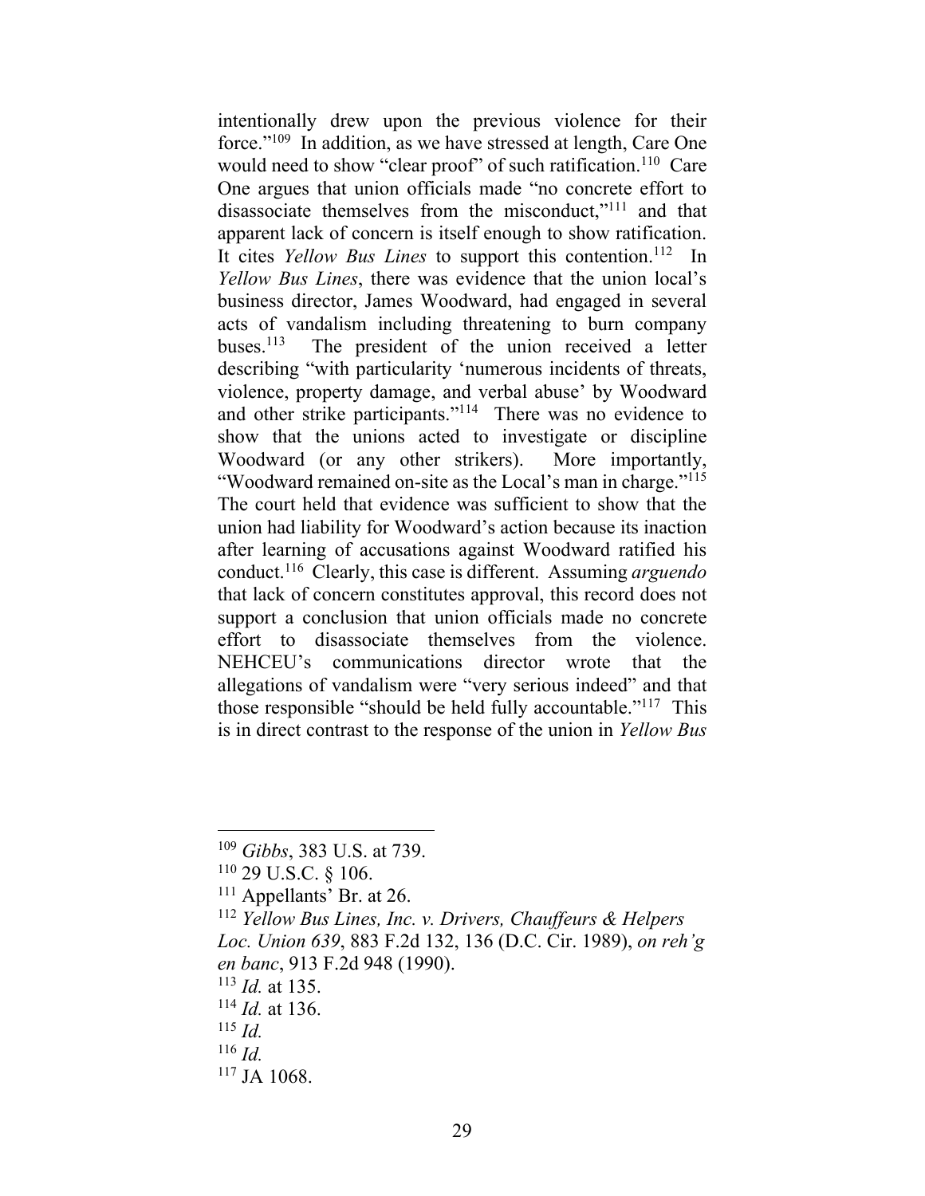intentionally drew upon the previous violence for their force."[109] In addition, as we have stressed at length, Care One would need to show "clear proof" of such ratification.[110] Care One argues that union officials made "no concrete effort to disassociate themselves from the misconduct,"[111] and that apparent lack of concern is itself enough to show ratification. It cites *Yellow Bus Lines* to support this contention.[112] In *Yellow Bus Lines*, there was evidence that the union local's business director, James Woodward, had engaged in several acts of vandalism including threatening to burn company buses.[113] The president of the union received a letter describing "with particularity 'numerous incidents of threats, violence, property damage, and verbal abuse' by Woodward and other strike participants."[114] There was no evidence to show that the unions acted to investigate or discipline Woodward (or any other strikers). More importantly, "Woodward remained on-site as the Local's man in charge."[115] The court held that evidence was sufficient to show that the union had liability for Woodward's action because its inaction after learning of accusations against Woodward ratified his conduct.[116] Clearly, this case is different. Assuming *arguendo* that lack of concern constitutes approval, this record does not support a conclusion that union officials made no concrete effort to disassociate themselves from the violence. NEHCEU's communications director wrote that the allegations of vandalism were "very serious indeed" and that those responsible "should be held fully accountable."[117] This is in direct contrast to the response of the union in *Yellow Bus*

---

[109] *Gibbs*, 383 U.S. at 739.

[110] 29 U.S.C. § 106.

[111] Appellants' Br. at 26.

[112] *Yellow Bus Lines, Inc. v. Drivers, Chauffeurs & Helpers Loc. Union 639*, 883 F.2d 132, 136 (D.C. Cir. 1989), *on reh'g en banc*, 913 F.2d 948 (1990).

[113] *Id.* at 135.

[114] *Id.* at 136.

[115] *Id.*

[116] *Id.*

[117] JA 1068.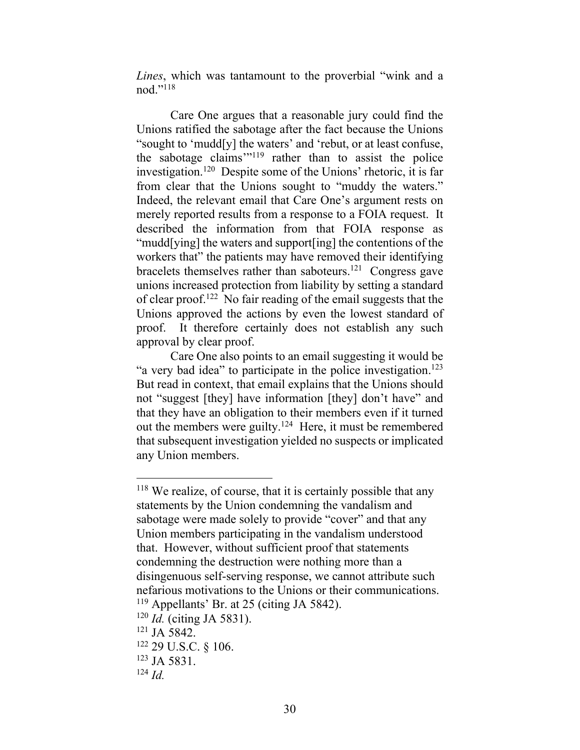*Lines*, which was tantamount to the proverbial "wink and a nod."[118]

Care One argues that a reasonable jury could find the Unions ratified the sabotage after the fact because the Unions "sought to 'mudd[y] the waters' and 'rebut, or at least confuse, the sabotage claims'"[119] rather than to assist the police investigation.[120] Despite some of the Unions' rhetoric, it is far from clear that the Unions sought to "muddy the waters." Indeed, the relevant email that Care One's argument rests on merely reported results from a response to a FOIA request. It described the information from that FOIA response as "mudd[ying] the waters and support[ing] the contentions of the workers that" the patients may have removed their identifying bracelets themselves rather than saboteurs.[121] Congress gave unions increased protection from liability by setting a standard of clear proof.[122] No fair reading of the email suggests that the Unions approved the actions by even the lowest standard of proof. It therefore certainly does not establish any such approval by clear proof.

Care One also points to an email suggesting it would be "a very bad idea" to participate in the police investigation.[123] But read in context, that email explains that the Unions should not "suggest [they] have information [they] don't have" and that they have an obligation to their members even if it turned out the members were guilty.[124] Here, it must be remembered that subsequent investigation yielded no suspects or implicated any Union members.

---

[118] We realize, of course, that it is certainly possible that any statements by the Union condemning the vandalism and sabotage were made solely to provide "cover" and that any Union members participating in the vandalism understood that. However, without sufficient proof that statements condemning the destruction were nothing more than a disingenuous self-serving response, we cannot attribute such nefarious motivations to the Unions or their communications.

[119] Appellants' Br. at 25 (citing JA 5842).

[120] *Id.* (citing JA 5831).

[121] JA 5842.

[122] 29 U.S.C. § 106.

[123] JA 5831.

[124] *Id.*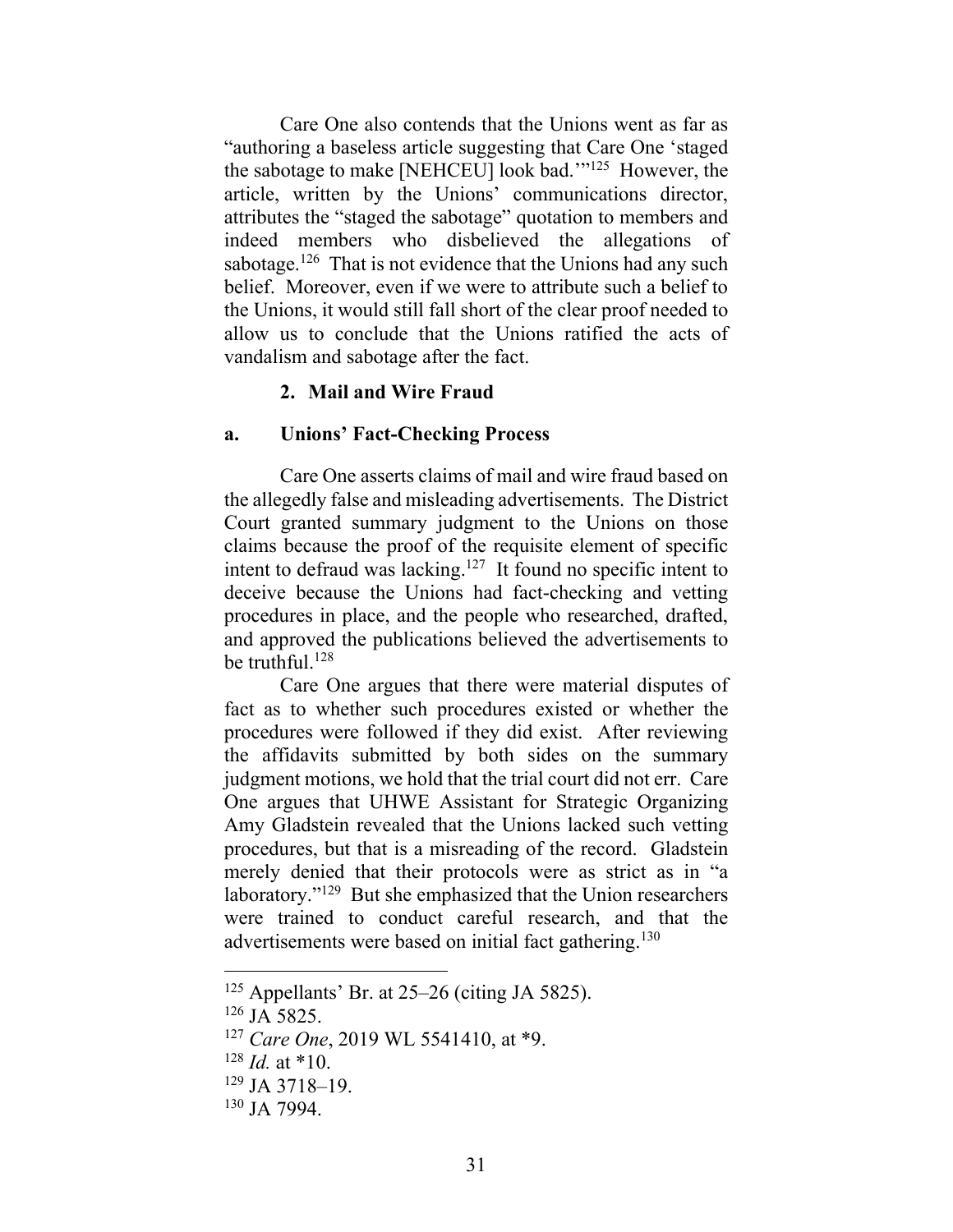Care One also contends that the Unions went as far as "authoring a baseless article suggesting that Care One 'staged the sabotage to make [NEHCEU] look bad.'"[125] However, the article, written by the Unions' communications director, attributes the "staged the sabotage" quotation to members and indeed members who disbelieved the allegations of sabotage.[126] That is not evidence that the Unions had any such belief. Moreover, even if we were to attribute such a belief to the Unions, it would still fall short of the clear proof needed to allow us to conclude that the Unions ratified the acts of vandalism and sabotage after the fact.

### 2. Mail and Wire Fraud

#### a. Unions' Fact-Checking Process

Care One asserts claims of mail and wire fraud based on the allegedly false and misleading advertisements. The District Court granted summary judgment to the Unions on those claims because the proof of the requisite element of specific intent to defraud was lacking.[127] It found no specific intent to deceive because the Unions had fact-checking and vetting procedures in place, and the people who researched, drafted, and approved the publications believed the advertisements to be truthful.[128]

Care One argues that there were material disputes of fact as to whether such procedures existed or whether the procedures were followed if they did exist. After reviewing the affidavits submitted by both sides on the summary judgment motions, we hold that the trial court did not err. Care One argues that UHWE Assistant for Strategic Organizing Amy Gladstein revealed that the Unions lacked such vetting procedures, but that is a misreading of the record. Gladstein merely denied that their protocols were as strict as in "a laboratory."[129] But she emphasized that the Union researchers were trained to conduct careful research, and that the advertisements were based on initial fact gathering.[130]

---

[125] Appellants' Br. at 25–26 (citing JA 5825).

[126] JA 5825.

[127] *Care One*, 2019 WL 5541410, at *9.

[128] *Id.* at *10.

[129] JA 3718–19.

[130] JA 7994.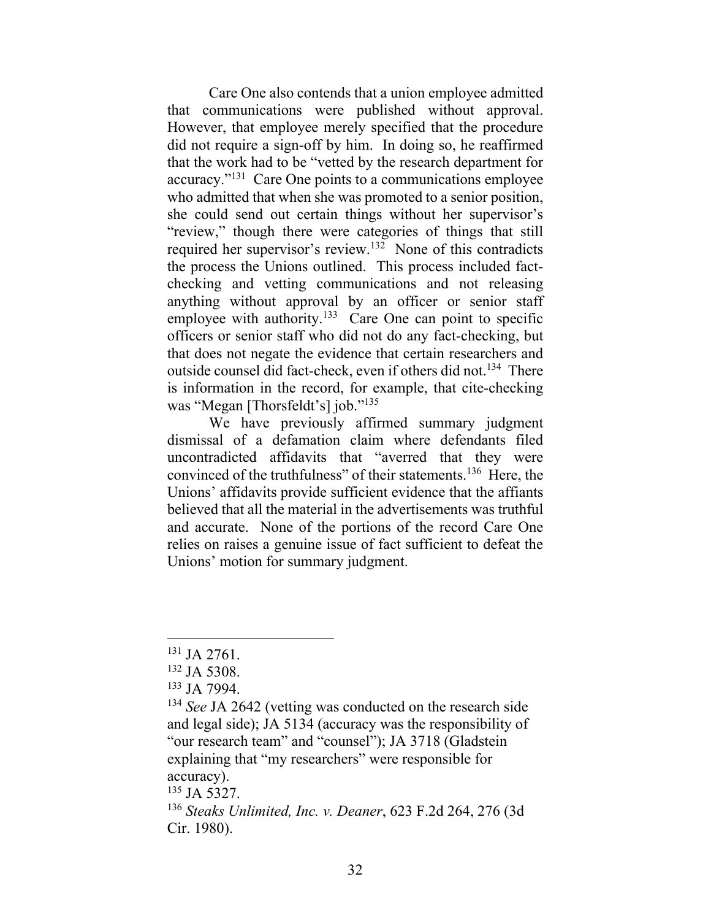Care One also contends that a union employee admitted that communications were published without approval. However, that employee merely specified that the procedure did not require a sign-off by him. In doing so, he reaffirmed that the work had to be "vetted by the research department for accuracy."[131] Care One points to a communications employee who admitted that when she was promoted to a senior position, she could send out certain things without her supervisor's "review," though there were categories of things that still required her supervisor's review.[132] None of this contradicts the process the Unions outlined. This process included fact-checking and vetting communications and not releasing anything without approval by an officer or senior staff employee with authority.[133] Care One can point to specific officers or senior staff who did not do any fact-checking, but that does not negate the evidence that certain researchers and outside counsel did fact-check, even if others did not.[134] There is information in the record, for example, that cite-checking was "Megan [Thorsfeldt's] job."[135]

We have previously affirmed summary judgment dismissal of a defamation claim where defendants filed uncontradicted affidavits that "averred that they were convinced of the truthfulness" of their statements.[136] Here, the Unions' affidavits provide sufficient evidence that the affiants believed that all the material in the advertisements was truthful and accurate. None of the portions of the record Care One relies on raises a genuine issue of fact sufficient to defeat the Unions' motion for summary judgment.

---

[131] JA 2761.

[132] JA 5308.

[133] JA 7994.

[134] *See* JA 2642 (vetting was conducted on the research side and legal side); JA 5134 (accuracy was the responsibility of "our research team" and "counsel"); JA 3718 (Gladstein explaining that "my researchers" were responsible for accuracy).

[135] JA 5327.

[136] *Steaks Unlimited, Inc. v. Deaner*, 623 F.2d 264, 276 (3d Cir. 1980).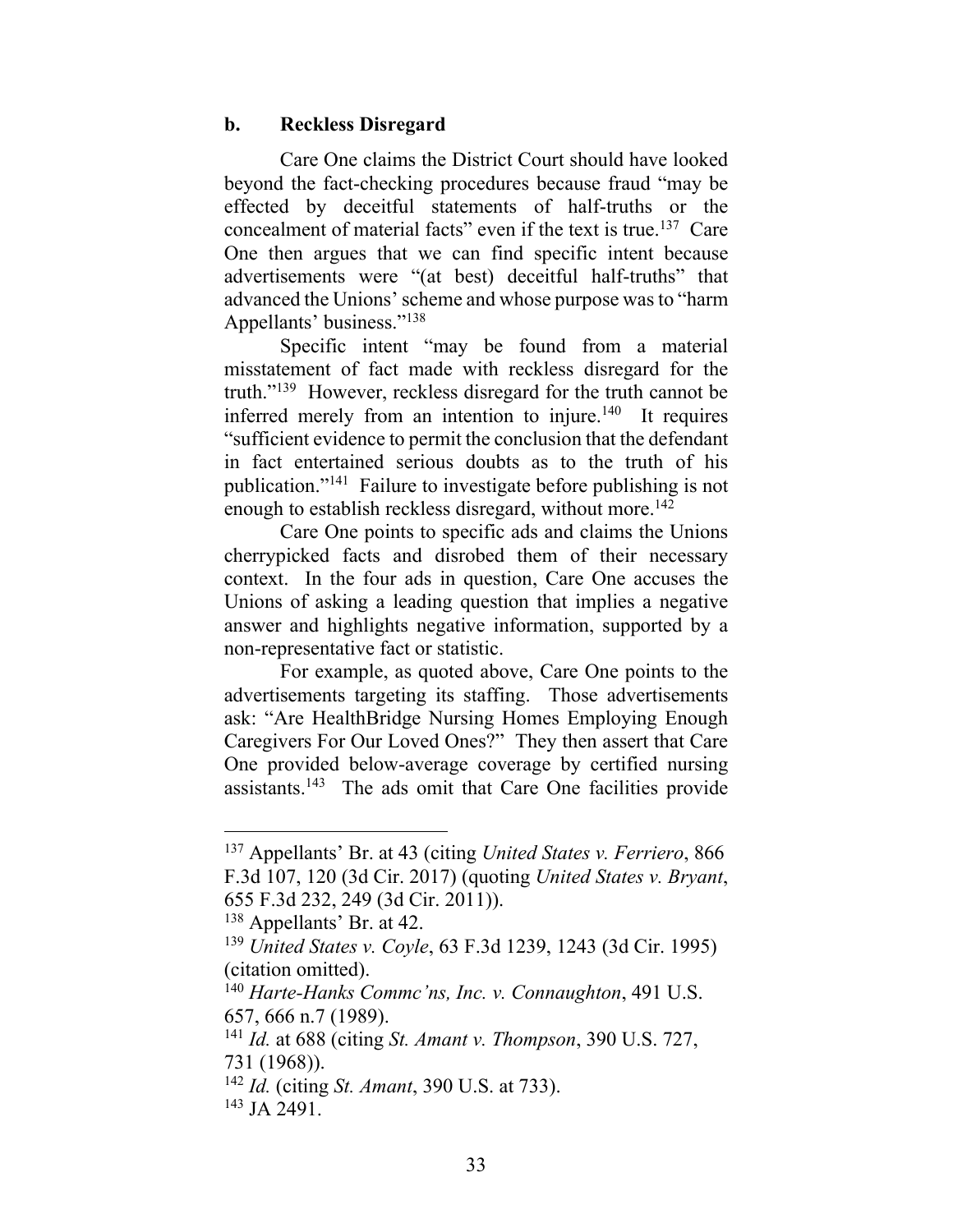### b. Reckless Disregard

Care One claims the District Court should have looked beyond the fact-checking procedures because fraud "may be effected by deceitful statements of half-truths or the concealment of material facts" even if the text is true.[137] Care One then argues that we can find specific intent because advertisements were "(at best) deceitful half-truths" that advanced the Unions' scheme and whose purpose was to "harm Appellants' business."[138]

Specific intent "may be found from a material misstatement of fact made with reckless disregard for the truth."[139] However, reckless disregard for the truth cannot be inferred merely from an intention to injure.[140] It requires "sufficient evidence to permit the conclusion that the defendant in fact entertained serious doubts as to the truth of his publication."[141] Failure to investigate before publishing is not enough to establish reckless disregard, without more.[142]

Care One points to specific ads and claims the Unions cherrypicked facts and disrobed them of their necessary context. In the four ads in question, Care One accuses the Unions of asking a leading question that implies a negative answer and highlights negative information, supported by a non-representative fact or statistic.

For example, as quoted above, Care One points to the advertisements targeting its staffing. Those advertisements ask: "Are HealthBridge Nursing Homes Employing Enough Caregivers For Our Loved Ones?" They then assert that Care One provided below-average coverage by certified nursing assistants.[143] The ads omit that Care One facilities provide

---

[137] Appellants' Br. at 43 (citing *United States v. Ferriero*, 866 F.3d 107, 120 (3d Cir. 2017) (quoting *United States v. Bryant*, 655 F.3d 232, 249 (3d Cir. 2011)).

[138] Appellants' Br. at 42.

[139] *United States v. Coyle*, 63 F.3d 1239, 1243 (3d Cir. 1995) (citation omitted).

[140] *Harte-Hanks Commc'ns, Inc. v. Connaughton*, 491 U.S. 657, 666 n.7 (1989).

[141] *Id.* at 688 (citing *St. Amant v. Thompson*, 390 U.S. 727, 731 (1968)).

[142] *Id.* (citing *St. Amant*, 390 U.S. at 733).

[143] JA 2491.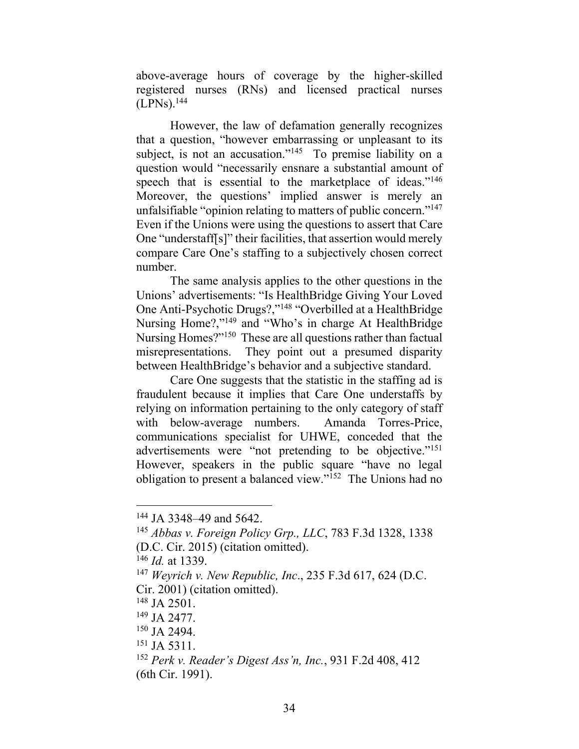above-average hours of coverage by the higher-skilled registered nurses (RNs) and licensed practical nurses (LPNs).[144]

However, the law of defamation generally recognizes that a question, "however embarrassing or unpleasant to its subject, is not an accusation."[145] To premise liability on a question would "necessarily ensnare a substantial amount of speech that is essential to the marketplace of ideas."[146] Moreover, the questions' implied answer is merely an unfalsifiable "opinion relating to matters of public concern."[147] Even if the Unions were using the questions to assert that Care One "understaff[s]" their facilities, that assertion would merely compare Care One's staffing to a subjectively chosen correct number.

The same analysis applies to the other questions in the Unions' advertisements: "Is HealthBridge Giving Your Loved One Anti-Psychotic Drugs?,"[148] "Overbilled at a HealthBridge Nursing Home?,"[149] and "Who's in charge At HealthBridge Nursing Homes?"[150] These are all questions rather than factual misrepresentations. They point out a presumed disparity between HealthBridge's behavior and a subjective standard.

Care One suggests that the statistic in the staffing ad is fraudulent because it implies that Care One understaffs by relying on information pertaining to the only category of staff with below-average numbers. Amanda Torres-Price, communications specialist for UHWE, conceded that the advertisements were "not pretending to be objective."[151] However, speakers in the public square "have no legal obligation to present a balanced view."[152] The Unions had no

---

[144] JA 3348–49 and 5642.

[145] *Abbas v. Foreign Policy Grp., LLC*, 783 F.3d 1328, 1338 (D.C. Cir. 2015) (citation omitted).

[146] *Id.* at 1339.

[147] *Weyrich v. New Republic, Inc*., 235 F.3d 617, 624 (D.C. Cir. 2001) (citation omitted).

[148] JA 2501.

[149] JA 2477.

[150] JA 2494.

[151] JA 5311.

[152] *Perk v. Reader's Digest Ass'n, Inc.*, 931 F.2d 408, 412 (6th Cir. 1991).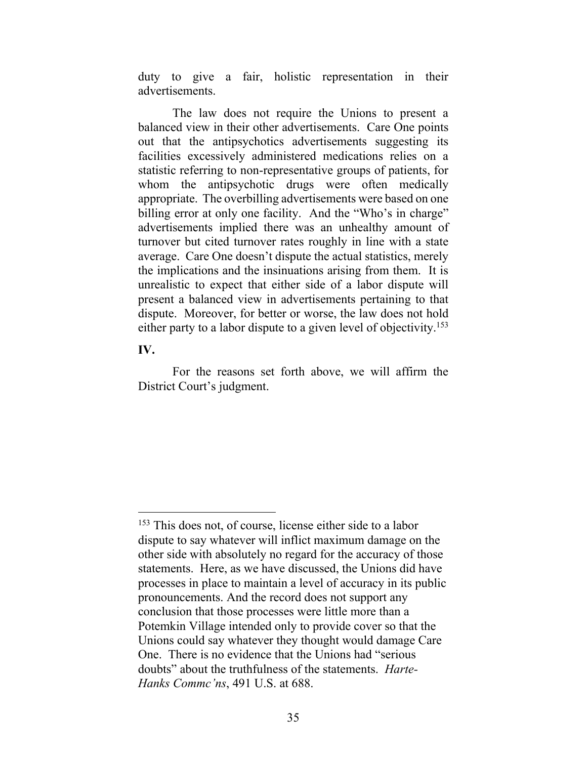duty to give a fair, holistic representation in their advertisements.

The law does not require the Unions to present a balanced view in their other advertisements. Care One points out that the antipsychotics advertisements suggesting its facilities excessively administered medications relies on a statistic referring to non-representative groups of patients, for whom the antipsychotic drugs were often medically appropriate. The overbilling advertisements were based on one billing error at only one facility. And the "Who's in charge" advertisements implied there was an unhealthy amount of turnover but cited turnover rates roughly in line with a state average. Care One doesn't dispute the actual statistics, merely the implications and the insinuations arising from them. It is unrealistic to expect that either side of a labor dispute will present a balanced view in advertisements pertaining to that dispute. Moreover, for better or worse, the law does not hold either party to a labor dispute to a given level of objectivity.[153]

**IV.**

For the reasons set forth above, we will affirm the District Court's judgment.

---

[153] This does not, of course, license either side to a labor dispute to say whatever will inflict maximum damage on the other side with absolutely no regard for the accuracy of those statements. Here, as we have discussed, the Unions did have processes in place to maintain a level of accuracy in its public pronouncements. And the record does not support any conclusion that those processes were little more than a Potemkin Village intended only to provide cover so that the Unions could say whatever they thought would damage Care One. There is no evidence that the Unions had "serious doubts" about the truthfulness of the statements. *Harte-Hanks Commc'ns*, 491 U.S. at 688.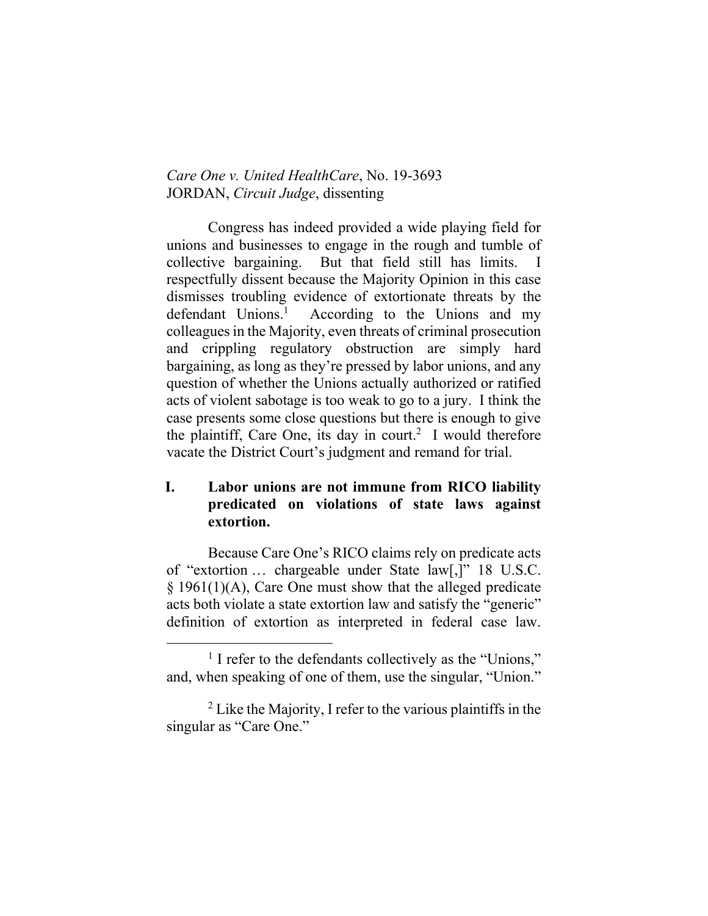*Care One v. United HealthCare*, No. 19-3693
JORDAN, *Circuit Judge*, dissenting

Congress has indeed provided a wide playing field for unions and businesses to engage in the rough and tumble of collective bargaining. But that field still has limits. I respectfully dissent because the Majority Opinion in this case dismisses troubling evidence of extortionate threats by the defendant Unions.[1] According to the Unions and my colleagues in the Majority, even threats of criminal prosecution and crippling regulatory obstruction are simply hard bargaining, as long as they're pressed by labor unions, and any question of whether the Unions actually authorized or ratified acts of violent sabotage is too weak to go to a jury. I think the case presents some close questions but there is enough to give the plaintiff, Care One, its day in court.[2] I would therefore vacate the District Court's judgment and remand for trial.

## I. Labor unions are not immune from RICO liability predicated on violations of state laws against extortion.

Because Care One's RICO claims rely on predicate acts of "extortion … chargeable under State law[,]" 18 U.S.C. § 1961(1)(A), Care One must show that the alleged predicate acts both violate a state extortion law and satisfy the "generic" definition of extortion as interpreted in federal case law.

[1] I refer to the defendants collectively as the "Unions," and, when speaking of one of them, use the singular, "Union."

[2] Like the Majority, I refer to the various plaintiffs in the singular as "Care One."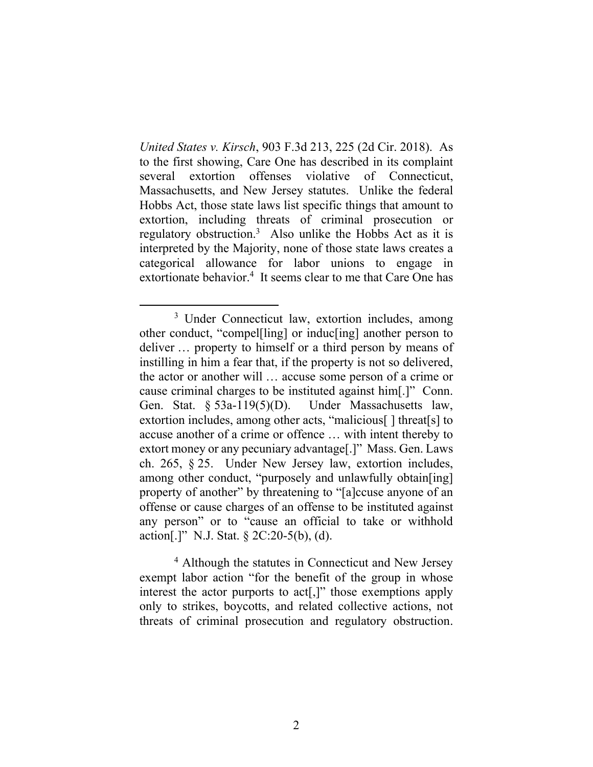*United States v. Kirsch*, 903 F.3d 213, 225 (2d Cir. 2018). As to the first showing, Care One has described in its complaint several extortion offenses violative of Connecticut, Massachusetts, and New Jersey statutes. Unlike the federal Hobbs Act, those state laws list specific things that amount to extortion, including threats of criminal prosecution or regulatory obstruction.[3] Also unlike the Hobbs Act as it is interpreted by the Majority, none of those state laws creates a categorical allowance for labor unions to engage in extortionate behavior.[4] It seems clear to me that Care One has

---

[3] Under Connecticut law, extortion includes, among other conduct, "compel[ling] or induc[ing] another person to deliver … property to himself or a third person by means of instilling in him a fear that, if the property is not so delivered, the actor or another will … accuse some person of a crime or cause criminal charges to be instituted against him[.]" Conn. Gen. Stat. § 53a-119(5)(D). Under Massachusetts law, extortion includes, among other acts, "malicious[ ] threat[s] to accuse another of a crime or offence … with intent thereby to extort money or any pecuniary advantage[.]" Mass. Gen. Laws ch. 265, § 25. Under New Jersey law, extortion includes, among other conduct, "purposely and unlawfully obtain[ing] property of another" by threatening to "[a]ccuse anyone of an offense or cause charges of an offense to be instituted against any person" or to "cause an official to take or withhold action[.]" N.J. Stat. § 2C:20-5(b), (d).

[4] Although the statutes in Connecticut and New Jersey exempt labor action "for the benefit of the group in whose interest the actor purports to act[,]" those exemptions apply only to strikes, boycotts, and related collective actions, not threats of criminal prosecution and regulatory obstruction.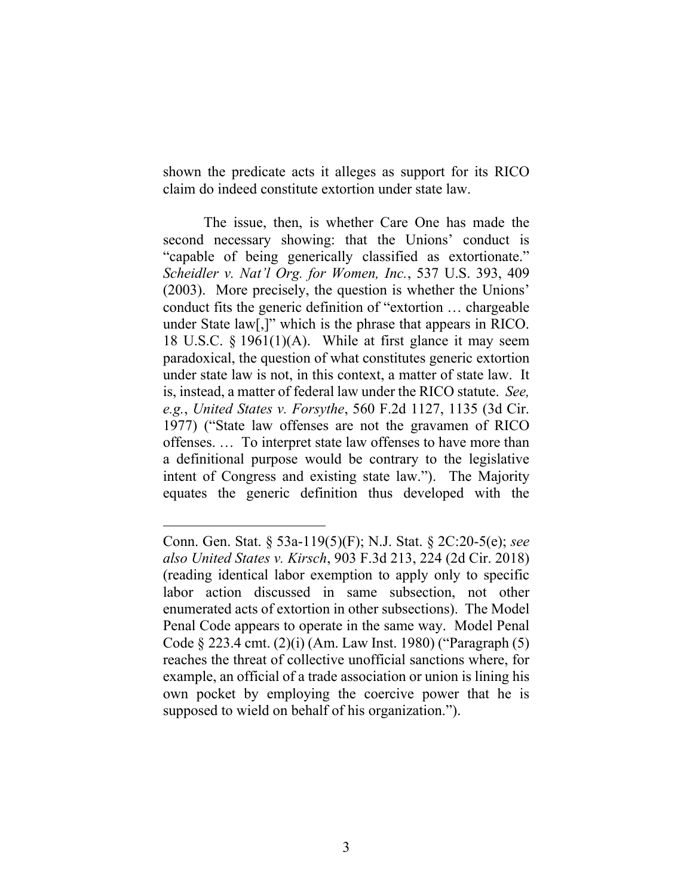shown the predicate acts it alleges as support for its RICO claim do indeed constitute extortion under state law.

The issue, then, is whether Care One has made the second necessary showing: that the Unions' conduct is "capable of being generically classified as extortionate." *Scheidler v. Nat'l Org. for Women, Inc.*, 537 U.S. 393, 409 (2003). More precisely, the question is whether the Unions' conduct fits the generic definition of "extortion … chargeable under State law[,]" which is the phrase that appears in RICO. 18 U.S.C. § 1961(1)(A). While at first glance it may seem paradoxical, the question of what constitutes generic extortion under state law is not, in this context, a matter of state law. It is, instead, a matter of federal law under the RICO statute. *See, e.g.*, *United States v. Forsythe*, 560 F.2d 1127, 1135 (3d Cir. 1977) ("State law offenses are not the gravamen of RICO offenses. … To interpret state law offenses to have more than a definitional purpose would be contrary to the legislative intent of Congress and existing state law."). The Majority equates the generic definition thus developed with the

---

Conn. Gen. Stat. § 53a-119(5)(F); N.J. Stat. § 2C:20-5(e); *see also United States v. Kirsch*, 903 F.3d 213, 224 (2d Cir. 2018) (reading identical labor exemption to apply only to specific labor action discussed in same subsection, not other enumerated acts of extortion in other subsections). The Model Penal Code appears to operate in the same way. Model Penal Code § 223.4 cmt. (2)(i) (Am. Law Inst. 1980) ("Paragraph (5) reaches the threat of collective unofficial sanctions where, for example, an official of a trade association or union is lining his own pocket by employing the coercive power that he is supposed to wield on behalf of his organization.").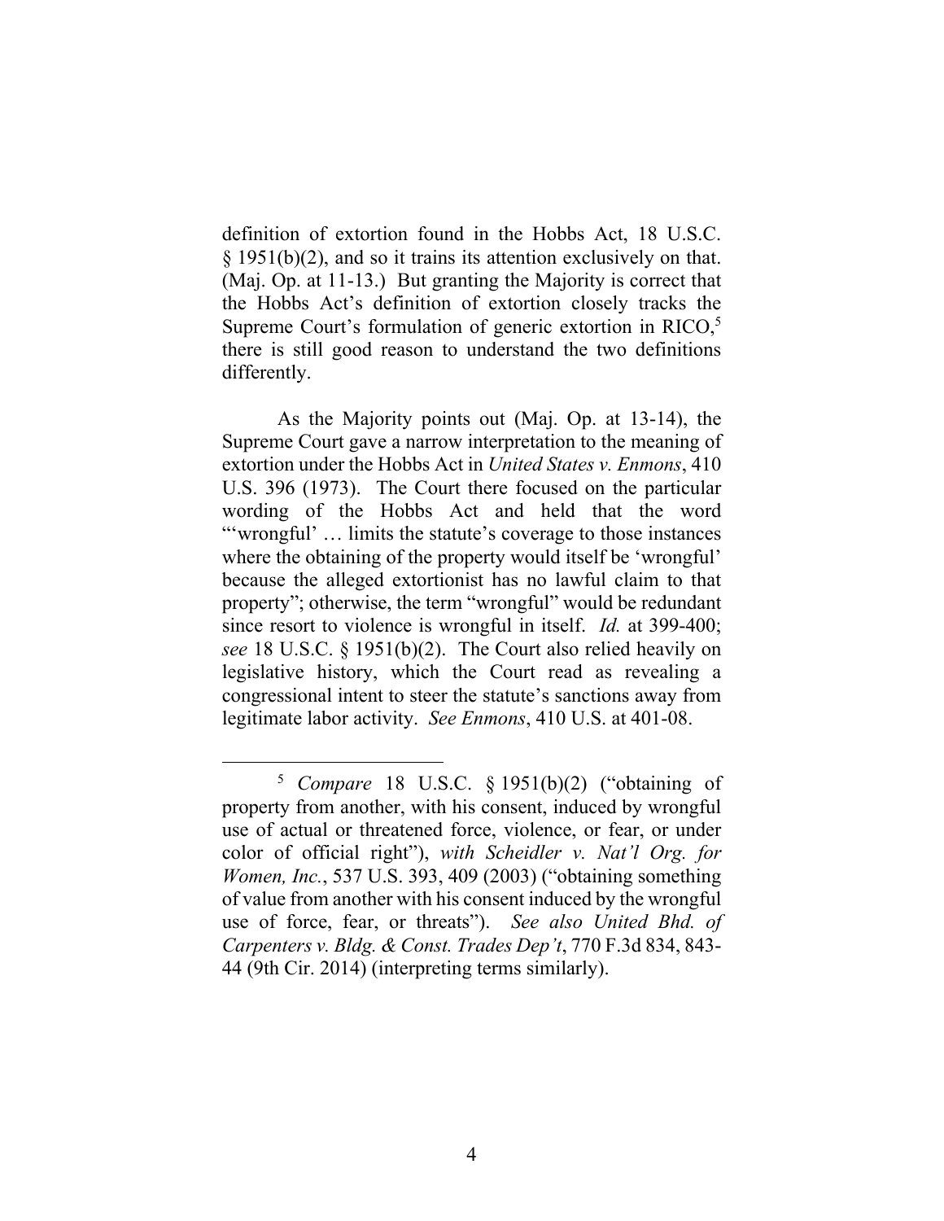definition of extortion found in the Hobbs Act, 18 U.S.C. § 1951(b)(2), and so it trains its attention exclusively on that. (Maj. Op. at 11-13.) But granting the Majority is correct that the Hobbs Act's definition of extortion closely tracks the Supreme Court's formulation of generic extortion in RICO,[5] there is still good reason to understand the two definitions differently.

As the Majority points out (Maj. Op. at 13-14), the Supreme Court gave a narrow interpretation to the meaning of extortion under the Hobbs Act in *United States v. Enmons*, 410 U.S. 396 (1973). The Court there focused on the particular wording of the Hobbs Act and held that the word "'wrongful' … limits the statute's coverage to those instances where the obtaining of the property would itself be 'wrongful' because the alleged extortionist has no lawful claim to that property"; otherwise, the term "wrongful" would be redundant since resort to violence is wrongful in itself. *Id.* at 399-400; *see* 18 U.S.C. § 1951(b)(2). The Court also relied heavily on legislative history, which the Court read as revealing a congressional intent to steer the statute's sanctions away from legitimate labor activity. *See Enmons*, 410 U.S. at 401-08.

---

[5] *Compare* 18 U.S.C. § 1951(b)(2) ("obtaining of property from another, with his consent, induced by wrongful use of actual or threatened force, violence, or fear, or under color of official right"), *with Scheidler v. Nat'l Org. for Women, Inc.*, 537 U.S. 393, 409 (2003) ("obtaining something of value from another with his consent induced by the wrongful use of force, fear, or threats"). *See also United Bhd. of Carpenters v. Bldg. & Const. Trades Dep't*, 770 F.3d 834, 843-44 (9th Cir. 2014) (interpreting terms similarly).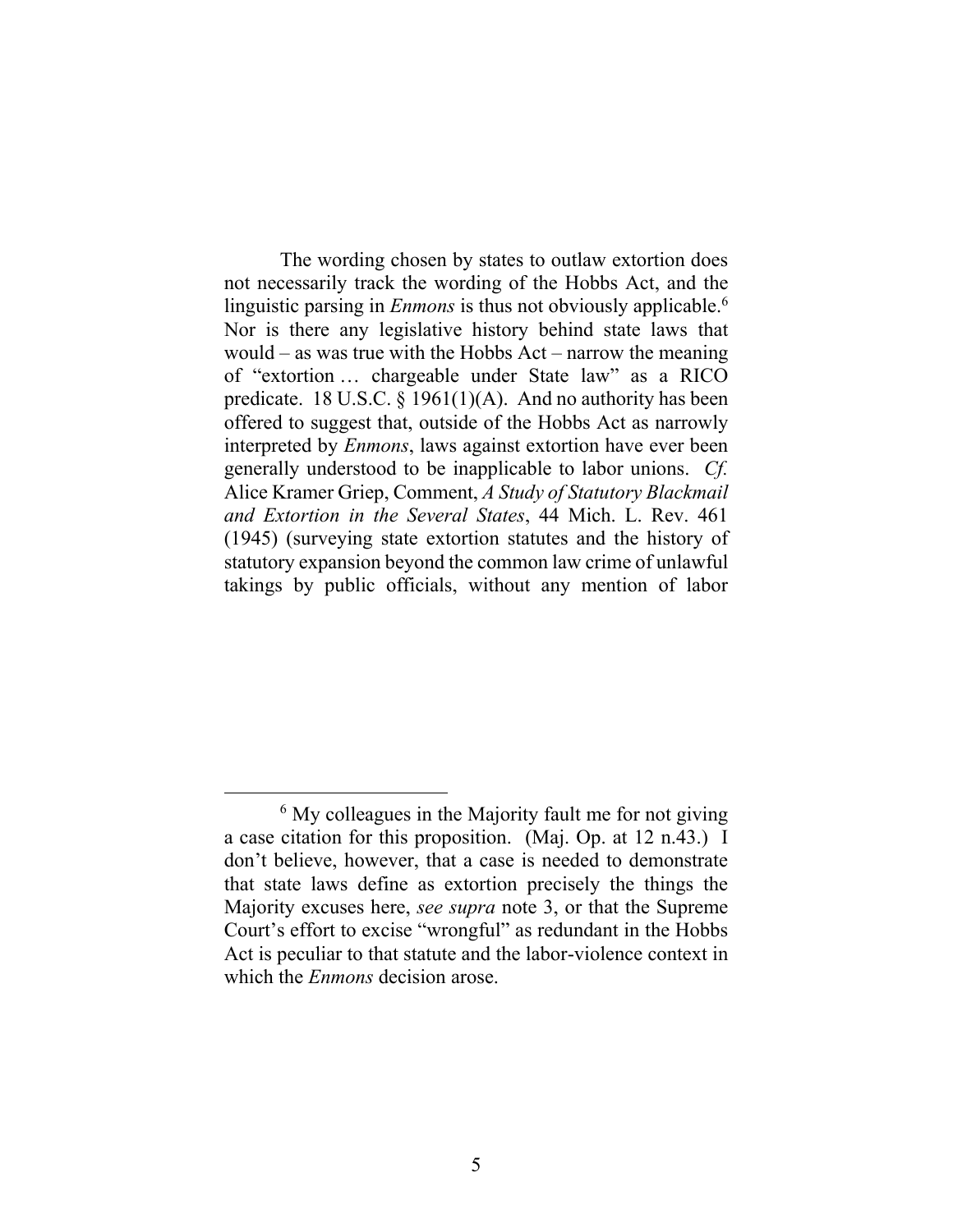The wording chosen by states to outlaw extortion does not necessarily track the wording of the Hobbs Act, and the linguistic parsing in *Enmons* is thus not obviously applicable.[6] Nor is there any legislative history behind state laws that would – as was true with the Hobbs Act – narrow the meaning of "extortion … chargeable under State law" as a RICO predicate. 18 U.S.C. § 1961(1)(A). And no authority has been offered to suggest that, outside of the Hobbs Act as narrowly interpreted by *Enmons*, laws against extortion have ever been generally understood to be inapplicable to labor unions. *Cf.* Alice Kramer Griep, Comment, *A Study of Statutory Blackmail and Extortion in the Several States*, 44 Mich. L. Rev. 461 (1945) (surveying state extortion statutes and the history of statutory expansion beyond the common law crime of unlawful takings by public officials, without any mention of labor

[6] My colleagues in the Majority fault me for not giving a case citation for this proposition. (Maj. Op. at 12 n.43.) I don't believe, however, that a case is needed to demonstrate that state laws define as extortion precisely the things the Majority excuses here, *see supra* note 3, or that the Supreme Court's effort to excise "wrongful" as redundant in the Hobbs Act is peculiar to that statute and the labor-violence context in which the *Enmons* decision arose.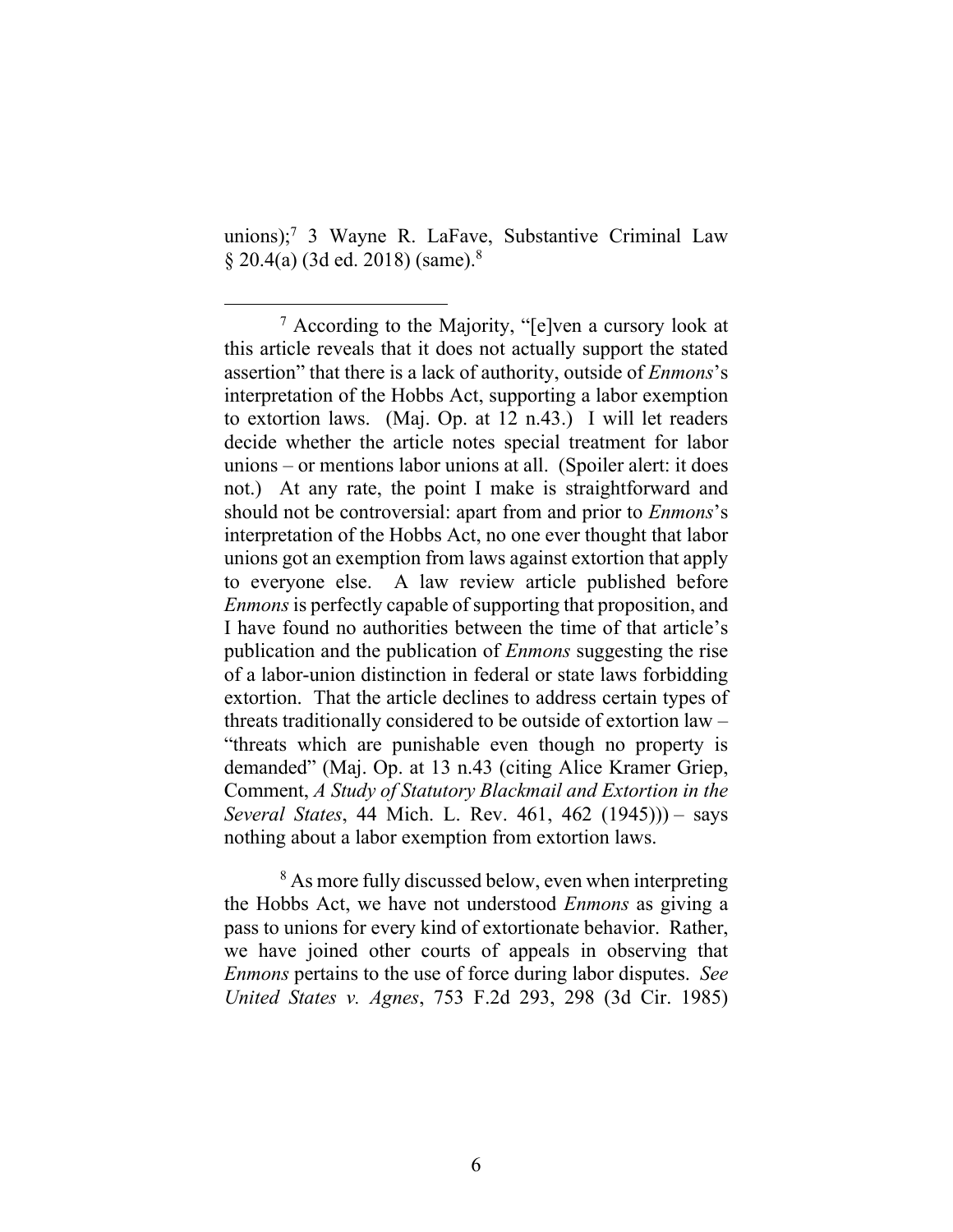unions);[7] 3 Wayne R. LaFave, Substantive Criminal Law § 20.4(a) (3d ed. 2018) (same).[8]

---

[7] According to the Majority, "[e]ven a cursory look at this article reveals that it does not actually support the stated assertion" that there is a lack of authority, outside of *Enmons*'s interpretation of the Hobbs Act, supporting a labor exemption to extortion laws. (Maj. Op. at 12 n.43.) I will let readers decide whether the article notes special treatment for labor unions – or mentions labor unions at all. (Spoiler alert: it does not.) At any rate, the point I make is straightforward and should not be controversial: apart from and prior to *Enmons*'s interpretation of the Hobbs Act, no one ever thought that labor unions got an exemption from laws against extortion that apply to everyone else. A law review article published before *Enmons* is perfectly capable of supporting that proposition, and I have found no authorities between the time of that article's publication and the publication of *Enmons* suggesting the rise of a labor-union distinction in federal or state laws forbidding extortion. That the article declines to address certain types of threats traditionally considered to be outside of extortion law – "threats which are punishable even though no property is demanded" (Maj. Op. at 13 n.43 (citing Alice Kramer Griep, Comment, *A Study of Statutory Blackmail and Extortion in the Several States*, 44 Mich. L. Rev. 461, 462 (1945))) – says nothing about a labor exemption from extortion laws.

[8] As more fully discussed below, even when interpreting the Hobbs Act, we have not understood *Enmons* as giving a pass to unions for every kind of extortionate behavior. Rather, we have joined other courts of appeals in observing that *Enmons* pertains to the use of force during labor disputes. *See United States v. Agnes*, 753 F.2d 293, 298 (3d Cir. 1985)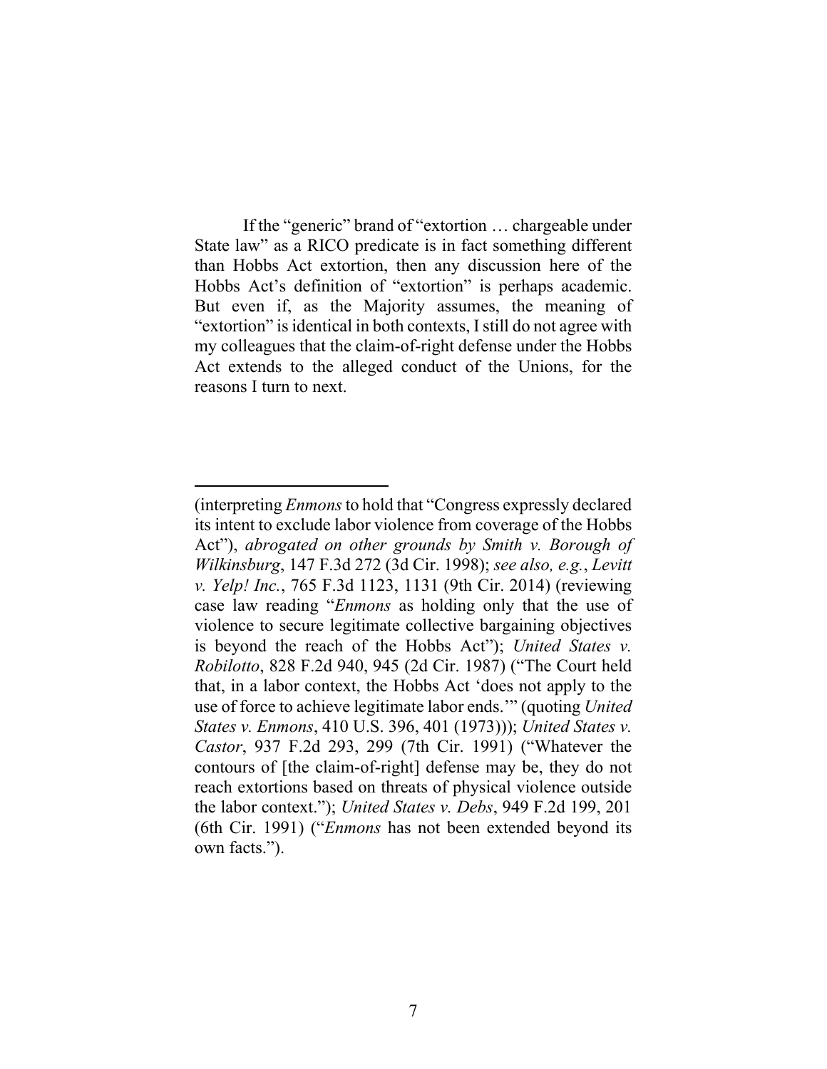If the "generic" brand of "extortion … chargeable under State law" as a RICO predicate is in fact something different than Hobbs Act extortion, then any discussion here of the Hobbs Act's definition of "extortion" is perhaps academic. But even if, as the Majority assumes, the meaning of "extortion" is identical in both contexts, I still do not agree with my colleagues that the claim-of-right defense under the Hobbs Act extends to the alleged conduct of the Unions, for the reasons I turn to next.

---

(interpreting *Enmons* to hold that "Congress expressly declared its intent to exclude labor violence from coverage of the Hobbs Act"), *abrogated on other grounds by Smith v. Borough of Wilkinsburg*, 147 F.3d 272 (3d Cir. 1998); *see also, e.g.*, *Levitt v. Yelp! Inc.*, 765 F.3d 1123, 1131 (9th Cir. 2014) (reviewing case law reading "*Enmons* as holding only that the use of violence to secure legitimate collective bargaining objectives is beyond the reach of the Hobbs Act"); *United States v. Robilotto*, 828 F.2d 940, 945 (2d Cir. 1987) ("The Court held that, in a labor context, the Hobbs Act 'does not apply to the use of force to achieve legitimate labor ends.'" (quoting *United States v. Enmons*, 410 U.S. 396, 401 (1973))); *United States v. Castor*, 937 F.2d 293, 299 (7th Cir. 1991) ("Whatever the contours of [the claim-of-right] defense may be, they do not reach extortions based on threats of physical violence outside the labor context."); *United States v. Debs*, 949 F.2d 199, 201 (6th Cir. 1991) ("*Enmons* has not been extended beyond its own facts.").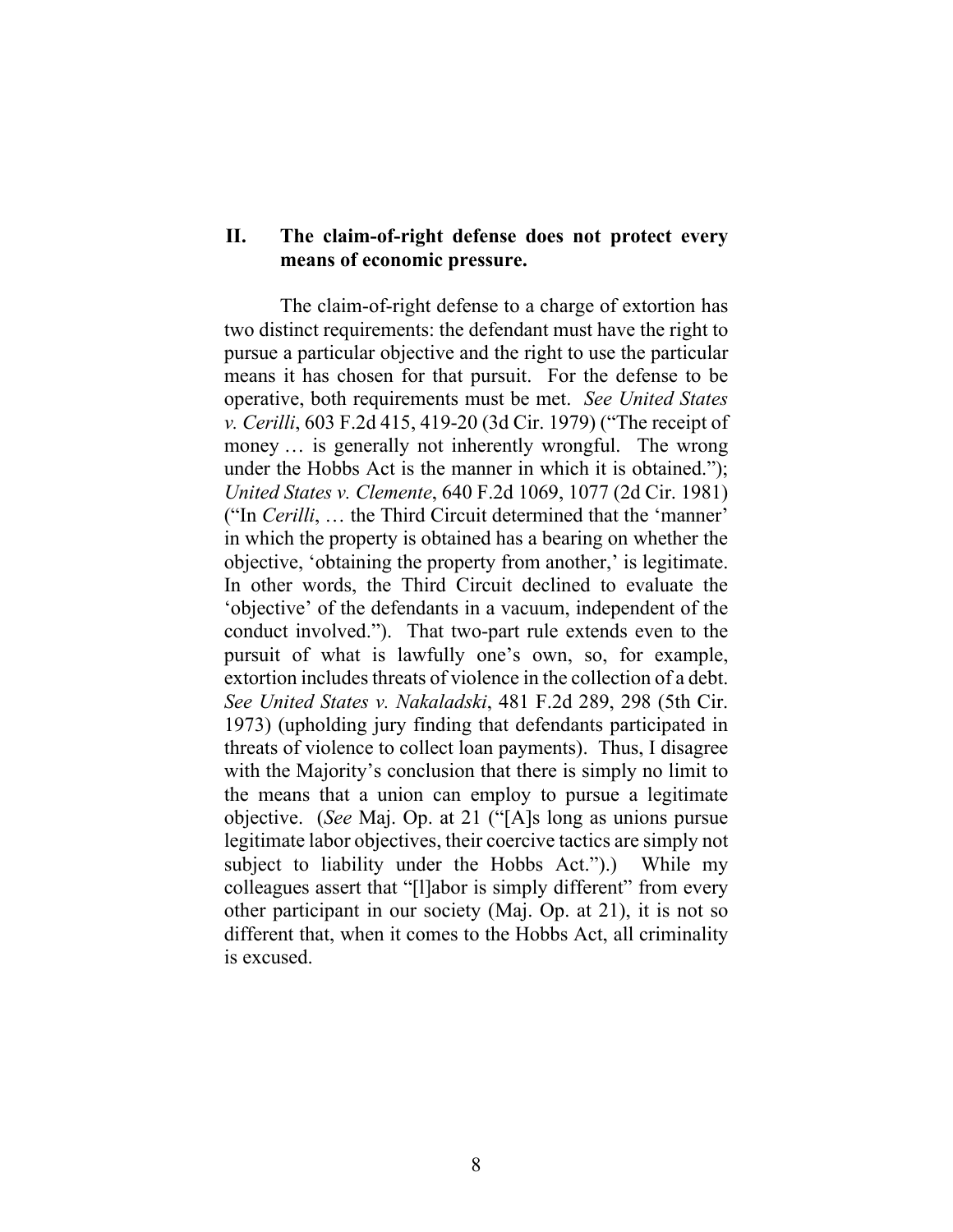## II. The claim-of-right defense does not protect every means of economic pressure.

The claim-of-right defense to a charge of extortion has two distinct requirements: the defendant must have the right to pursue a particular objective and the right to use the particular means it has chosen for that pursuit. For the defense to be operative, both requirements must be met. *See United States v. Cerilli*, 603 F.2d 415, 419-20 (3d Cir. 1979) ("The receipt of money … is generally not inherently wrongful. The wrong under the Hobbs Act is the manner in which it is obtained."); *United States v. Clemente*, 640 F.2d 1069, 1077 (2d Cir. 1981) ("In *Cerilli*, … the Third Circuit determined that the 'manner' in which the property is obtained has a bearing on whether the objective, 'obtaining the property from another,' is legitimate. In other words, the Third Circuit declined to evaluate the 'objective' of the defendants in a vacuum, independent of the conduct involved."). That two-part rule extends even to the pursuit of what is lawfully one's own, so, for example, extortion includes threats of violence in the collection of a debt. *See United States v. Nakaladski*, 481 F.2d 289, 298 (5th Cir. 1973) (upholding jury finding that defendants participated in threats of violence to collect loan payments). Thus, I disagree with the Majority's conclusion that there is simply no limit to the means that a union can employ to pursue a legitimate objective. (*See* Maj. Op. at 21 ("[A]s long as unions pursue legitimate labor objectives, their coercive tactics are simply not subject to liability under the Hobbs Act.").) While my colleagues assert that "[l]abor is simply different" from every other participant in our society (Maj. Op. at 21), it is not so different that, when it comes to the Hobbs Act, all criminality is excused.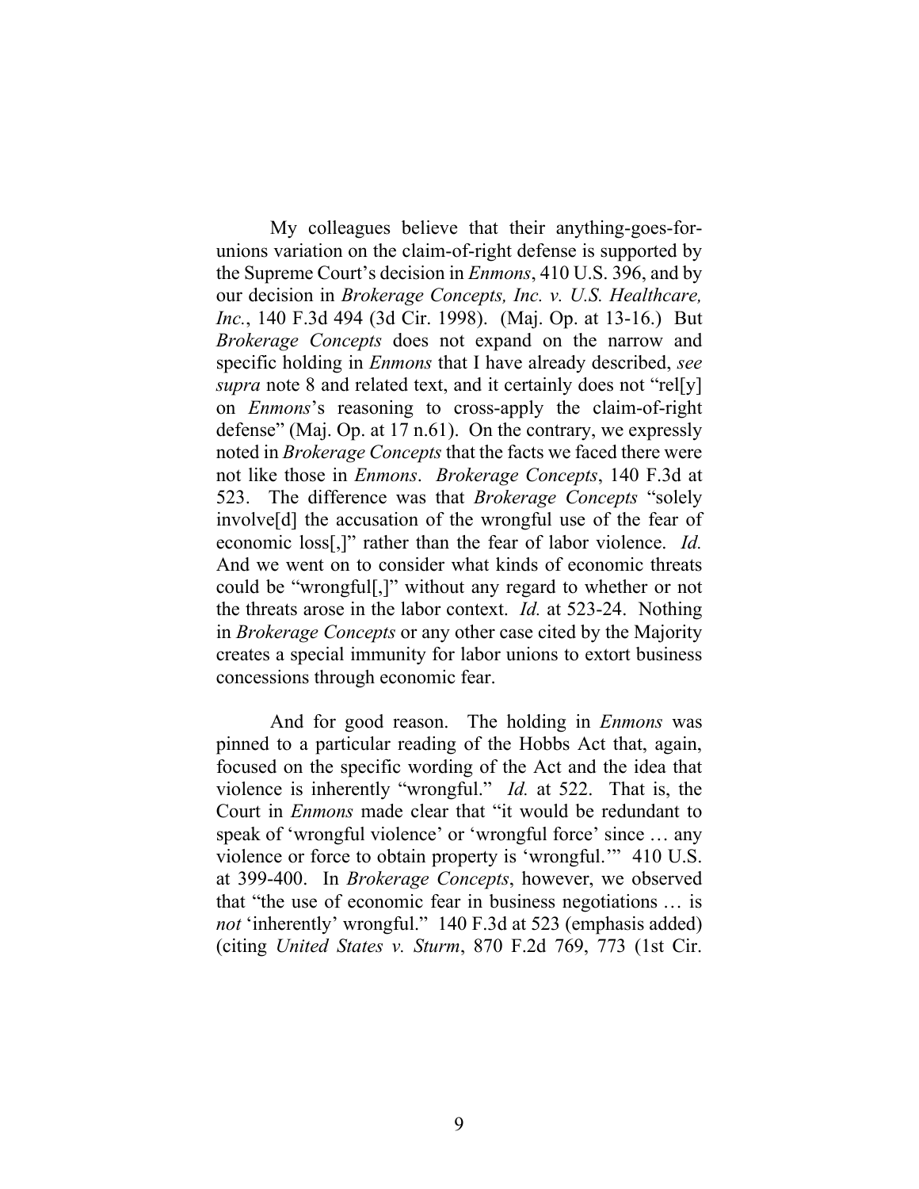My colleagues believe that their anything-goes-for-unions variation on the claim-of-right defense is supported by the Supreme Court's decision in *Enmons*, 410 U.S. 396, and by our decision in *Brokerage Concepts, Inc. v. U.S. Healthcare, Inc.*, 140 F.3d 494 (3d Cir. 1998). (Maj. Op. at 13-16.) But *Brokerage Concepts* does not expand on the narrow and specific holding in *Enmons* that I have already described, *see supra* note 8 and related text, and it certainly does not "rel[y] on *Enmons*'s reasoning to cross-apply the claim-of-right defense" (Maj. Op. at 17 n.61). On the contrary, we expressly noted in *Brokerage Concepts* that the facts we faced there were not like those in *Enmons*. *Brokerage Concepts*, 140 F.3d at 523. The difference was that *Brokerage Concepts* "solely involve[d] the accusation of the wrongful use of the fear of economic loss[,]" rather than the fear of labor violence. *Id.* And we went on to consider what kinds of economic threats could be "wrongful[,]" without any regard to whether or not the threats arose in the labor context. *Id.* at 523-24. Nothing in *Brokerage Concepts* or any other case cited by the Majority creates a special immunity for labor unions to extort business concessions through economic fear.

And for good reason. The holding in *Enmons* was pinned to a particular reading of the Hobbs Act that, again, focused on the specific wording of the Act and the idea that violence is inherently "wrongful." *Id.* at 522. That is, the Court in *Enmons* made clear that "it would be redundant to speak of 'wrongful violence' or 'wrongful force' since … any violence or force to obtain property is 'wrongful.'" 410 U.S. at 399-400. In *Brokerage Concepts*, however, we observed that "the use of economic fear in business negotiations … is *not* 'inherently' wrongful." 140 F.3d at 523 (emphasis added) (citing *United States v. Sturm*, 870 F.2d 769, 773 (1st Cir.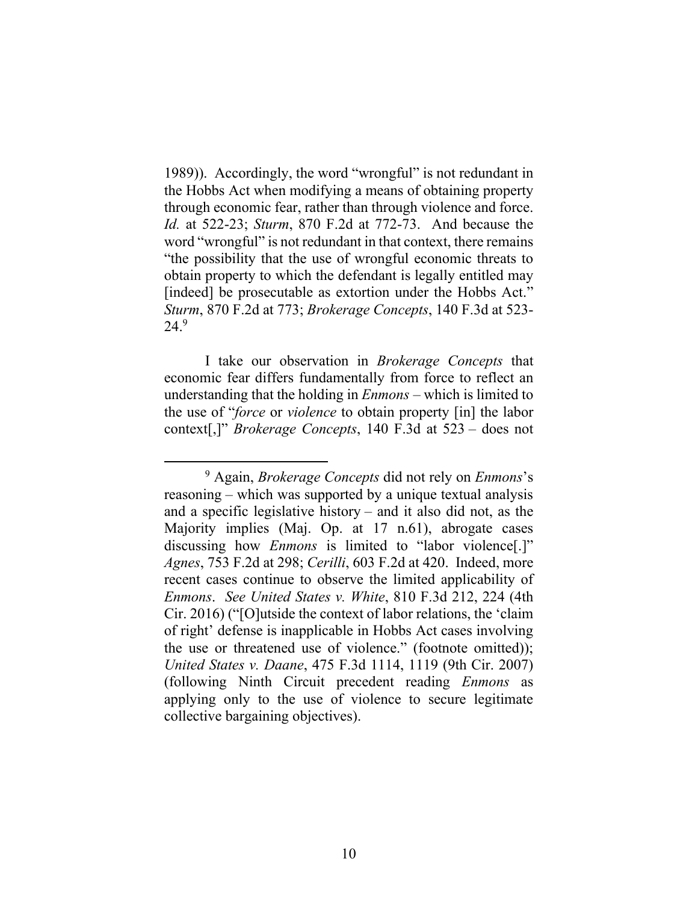1989)). Accordingly, the word "wrongful" is not redundant in the Hobbs Act when modifying a means of obtaining property through economic fear, rather than through violence and force. *Id.* at 522-23; *Sturm*, 870 F.2d at 772-73. And because the word "wrongful" is not redundant in that context, there remains "the possibility that the use of wrongful economic threats to obtain property to which the defendant is legally entitled may [indeed] be prosecutable as extortion under the Hobbs Act." *Sturm*, 870 F.2d at 773; *Brokerage Concepts*, 140 F.3d at 523-24.[9]

I take our observation in *Brokerage Concepts* that economic fear differs fundamentally from force to reflect an understanding that the holding in *Enmons* – which is limited to the use of "*force* or *violence* to obtain property [in] the labor context[,]" *Brokerage Concepts*, 140 F.3d at 523 – does not

[9] Again, *Brokerage Concepts* did not rely on *Enmons*'s reasoning – which was supported by a unique textual analysis and a specific legislative history – and it also did not, as the Majority implies (Maj. Op. at 17 n.61), abrogate cases discussing how *Enmons* is limited to "labor violence[.]" *Agnes*, 753 F.2d at 298; *Cerilli*, 603 F.2d at 420. Indeed, more recent cases continue to observe the limited applicability of *Enmons*. *See United States v. White*, 810 F.3d 212, 224 (4th Cir. 2016) ("[O]utside the context of labor relations, the 'claim of right' defense is inapplicable in Hobbs Act cases involving the use or threatened use of violence." (footnote omitted)); *United States v. Daane*, 475 F.3d 1114, 1119 (9th Cir. 2007) (following Ninth Circuit precedent reading *Enmons* as applying only to the use of violence to secure legitimate collective bargaining objectives).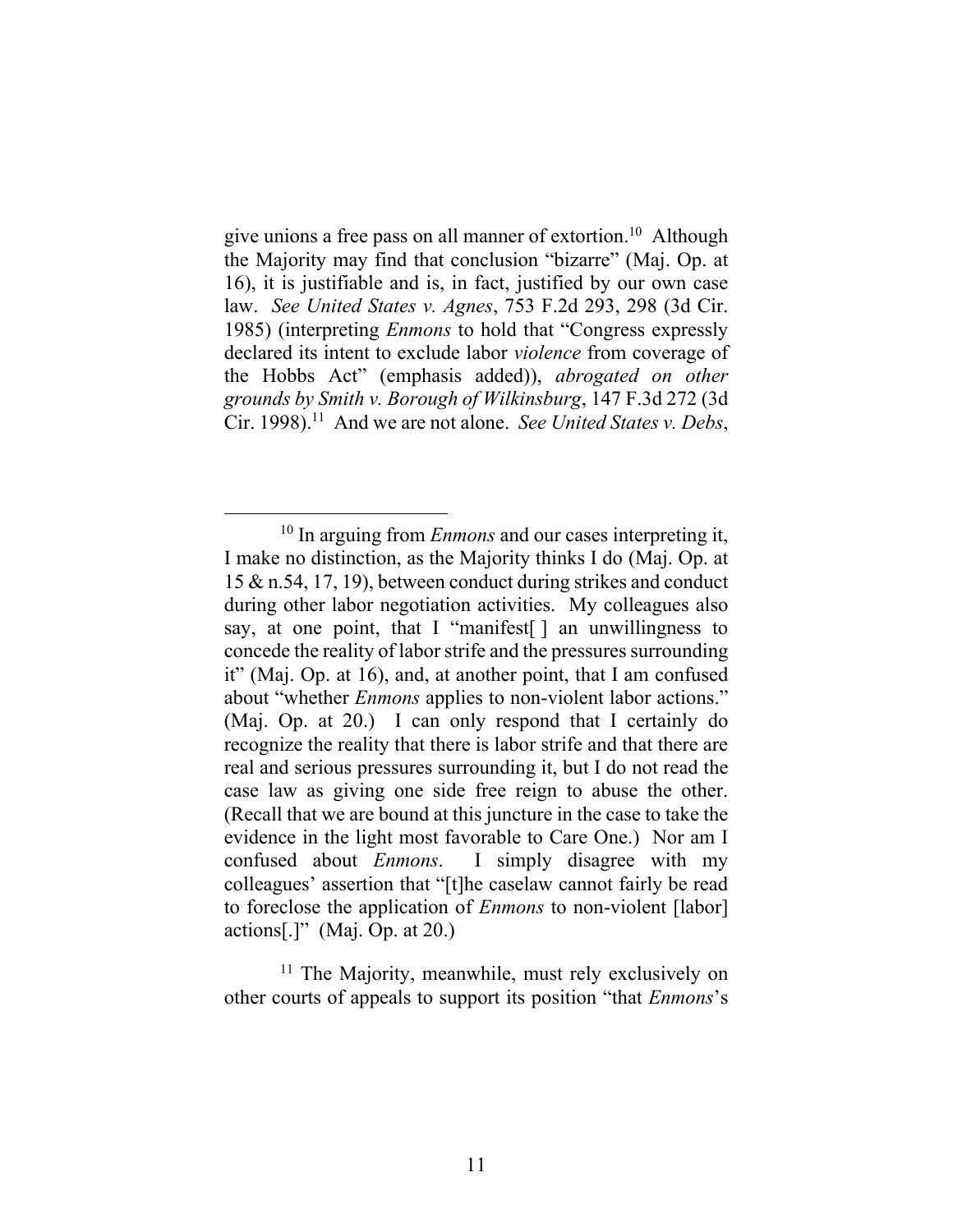give unions a free pass on all manner of extortion.[10] Although the Majority may find that conclusion "bizarre" (Maj. Op. at 16), it is justifiable and is, in fact, justified by our own case law. *See United States v. Agnes*, 753 F.2d 293, 298 (3d Cir. 1985) (interpreting *Enmons* to hold that "Congress expressly declared its intent to exclude labor *violence* from coverage of the Hobbs Act" (emphasis added)), *abrogated on other grounds by Smith v. Borough of Wilkinsburg*, 147 F.3d 272 (3d Cir. 1998).[11] And we are not alone. *See United States v. Debs*,

---

[10] In arguing from *Enmons* and our cases interpreting it, I make no distinction, as the Majority thinks I do (Maj. Op. at 15 & n.54, 17, 19), between conduct during strikes and conduct during other labor negotiation activities. My colleagues also say, at one point, that I "manifest[ ] an unwillingness to concede the reality of labor strife and the pressures surrounding it" (Maj. Op. at 16), and, at another point, that I am confused about "whether *Enmons* applies to non-violent labor actions." (Maj. Op. at 20.) I can only respond that I certainly do recognize the reality that there is labor strife and that there are real and serious pressures surrounding it, but I do not read the case law as giving one side free reign to abuse the other. (Recall that we are bound at this juncture in the case to take the evidence in the light most favorable to Care One.) Nor am I confused about *Enmons*. I simply disagree with my colleagues' assertion that "[t]he caselaw cannot fairly be read to foreclose the application of *Enmons* to non-violent [labor] actions[.]" (Maj. Op. at 20.)

[11] The Majority, meanwhile, must rely exclusively on other courts of appeals to support its position "that *Enmons*'s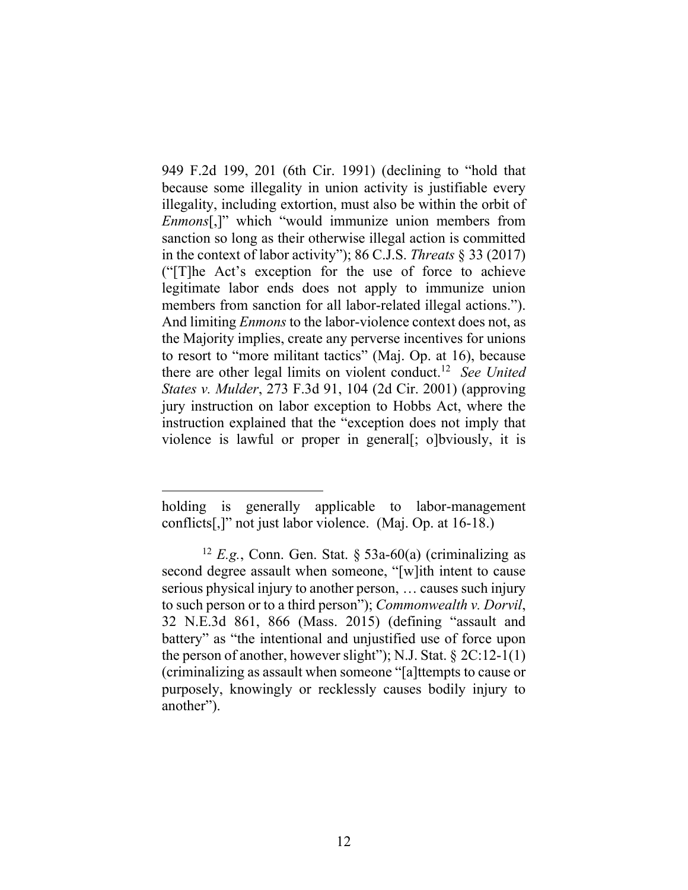949 F.2d 199, 201 (6th Cir. 1991) (declining to "hold that because some illegality in union activity is justifiable every illegality, including extortion, must also be within the orbit of *Enmons*[,]" which "would immunize union members from sanction so long as their otherwise illegal action is committed in the context of labor activity"); 86 C.J.S. *Threats* § 33 (2017) ("[T]he Act's exception for the use of force to achieve legitimate labor ends does not apply to immunize union members from sanction for all labor-related illegal actions."). And limiting *Enmons* to the labor-violence context does not, as the Majority implies, create any perverse incentives for unions to resort to "more militant tactics" (Maj. Op. at 16), because there are other legal limits on violent conduct.[12] *See United States v. Mulder*, 273 F.3d 91, 104 (2d Cir. 2001) (approving jury instruction on labor exception to Hobbs Act, where the instruction explained that the "exception does not imply that violence is lawful or proper in general[; o]bviously, it is

---

holding is generally applicable to labor-management conflicts[,]" not just labor violence. (Maj. Op. at 16-18.)

[12] *E.g.*, Conn. Gen. Stat. § 53a-60(a) (criminalizing as second degree assault when someone, "[w]ith intent to cause serious physical injury to another person, … causes such injury to such person or to a third person"); *Commonwealth v. Dorvil*, 32 N.E.3d 861, 866 (Mass. 2015) (defining "assault and battery" as "the intentional and unjustified use of force upon the person of another, however slight"); N.J. Stat. § 2C:12-1(1) (criminalizing as assault when someone "[a]ttempts to cause or purposely, knowingly or recklessly causes bodily injury to another").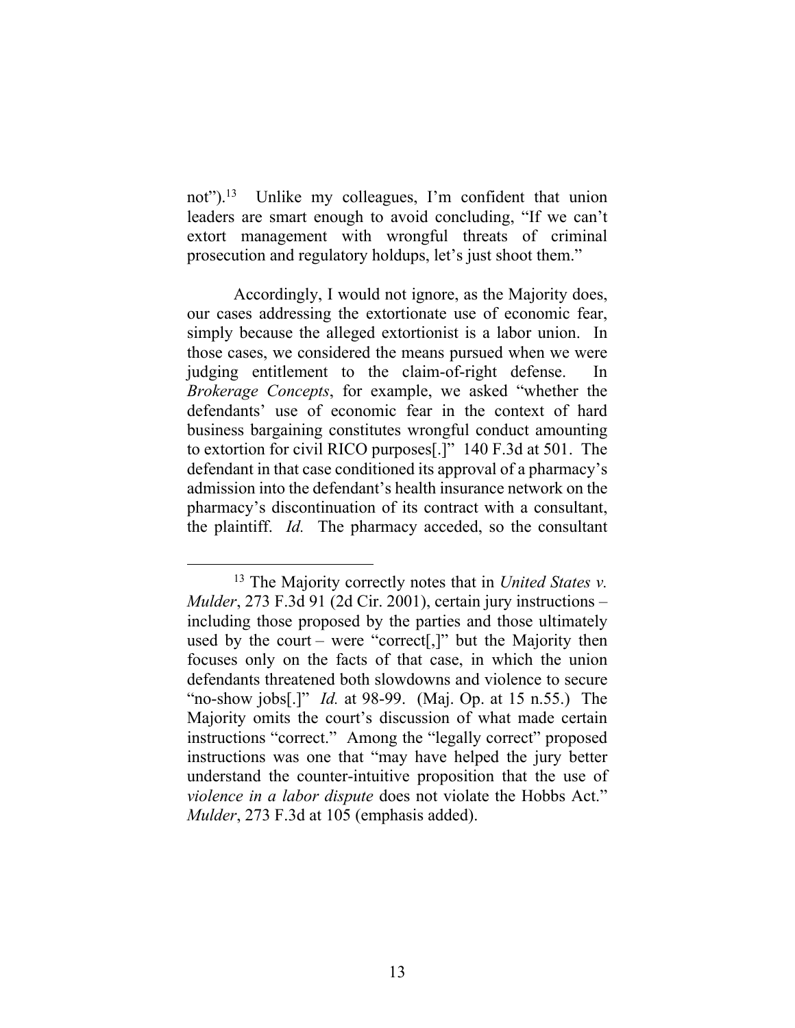not").[13] Unlike my colleagues, I'm confident that union leaders are smart enough to avoid concluding, "If we can't extort management with wrongful threats of criminal prosecution and regulatory holdups, let's just shoot them."

Accordingly, I would not ignore, as the Majority does, our cases addressing the extortionate use of economic fear, simply because the alleged extortionist is a labor union. In those cases, we considered the means pursued when we were judging entitlement to the claim-of-right defense. In *Brokerage Concepts*, for example, we asked "whether the defendants' use of economic fear in the context of hard business bargaining constitutes wrongful conduct amounting to extortion for civil RICO purposes[.]" 140 F.3d at 501. The defendant in that case conditioned its approval of a pharmacy's admission into the defendant's health insurance network on the pharmacy's discontinuation of its contract with a consultant, the plaintiff. *Id.* The pharmacy acceded, so the consultant

---

[13] The Majority correctly notes that in *United States v. Mulder*, 273 F.3d 91 (2d Cir. 2001), certain jury instructions – including those proposed by the parties and those ultimately used by the court – were "correct[,]" but the Majority then focuses only on the facts of that case, in which the union defendants threatened both slowdowns and violence to secure "no-show jobs[.]" *Id.* at 98-99. (Maj. Op. at 15 n.55.) The Majority omits the court's discussion of what made certain instructions "correct." Among the "legally correct" proposed instructions was one that "may have helped the jury better understand the counter-intuitive proposition that the use of *violence in a labor dispute* does not violate the Hobbs Act." *Mulder*, 273 F.3d at 105 (emphasis added).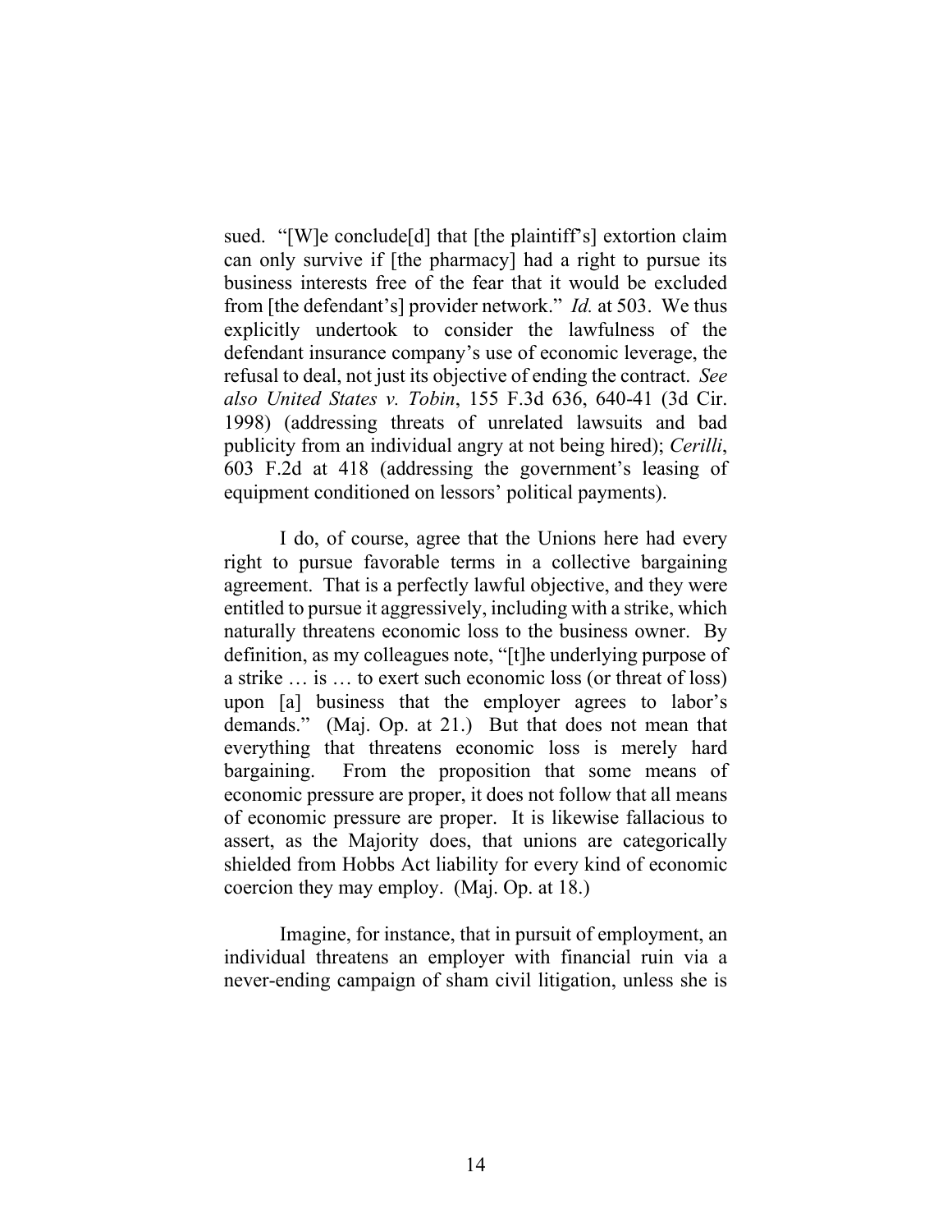sued. "[W]e conclude[d] that [the plaintiff's] extortion claim can only survive if [the pharmacy] had a right to pursue its business interests free of the fear that it would be excluded from [the defendant's] provider network." *Id.* at 503. We thus explicitly undertook to consider the lawfulness of the defendant insurance company's use of economic leverage, the refusal to deal, not just its objective of ending the contract. *See also United States v. Tobin*, 155 F.3d 636, 640-41 (3d Cir. 1998) (addressing threats of unrelated lawsuits and bad publicity from an individual angry at not being hired); *Cerilli*, 603 F.2d at 418 (addressing the government's leasing of equipment conditioned on lessors' political payments).

I do, of course, agree that the Unions here had every right to pursue favorable terms in a collective bargaining agreement. That is a perfectly lawful objective, and they were entitled to pursue it aggressively, including with a strike, which naturally threatens economic loss to the business owner. By definition, as my colleagues note, "[t]he underlying purpose of a strike … is … to exert such economic loss (or threat of loss) upon [a] business that the employer agrees to labor's demands." (Maj. Op. at 21.) But that does not mean that everything that threatens economic loss is merely hard bargaining. From the proposition that some means of economic pressure are proper, it does not follow that all means of economic pressure are proper. It is likewise fallacious to assert, as the Majority does, that unions are categorically shielded from Hobbs Act liability for every kind of economic coercion they may employ. (Maj. Op. at 18.)

Imagine, for instance, that in pursuit of employment, an individual threatens an employer with financial ruin via a never-ending campaign of sham civil litigation, unless she is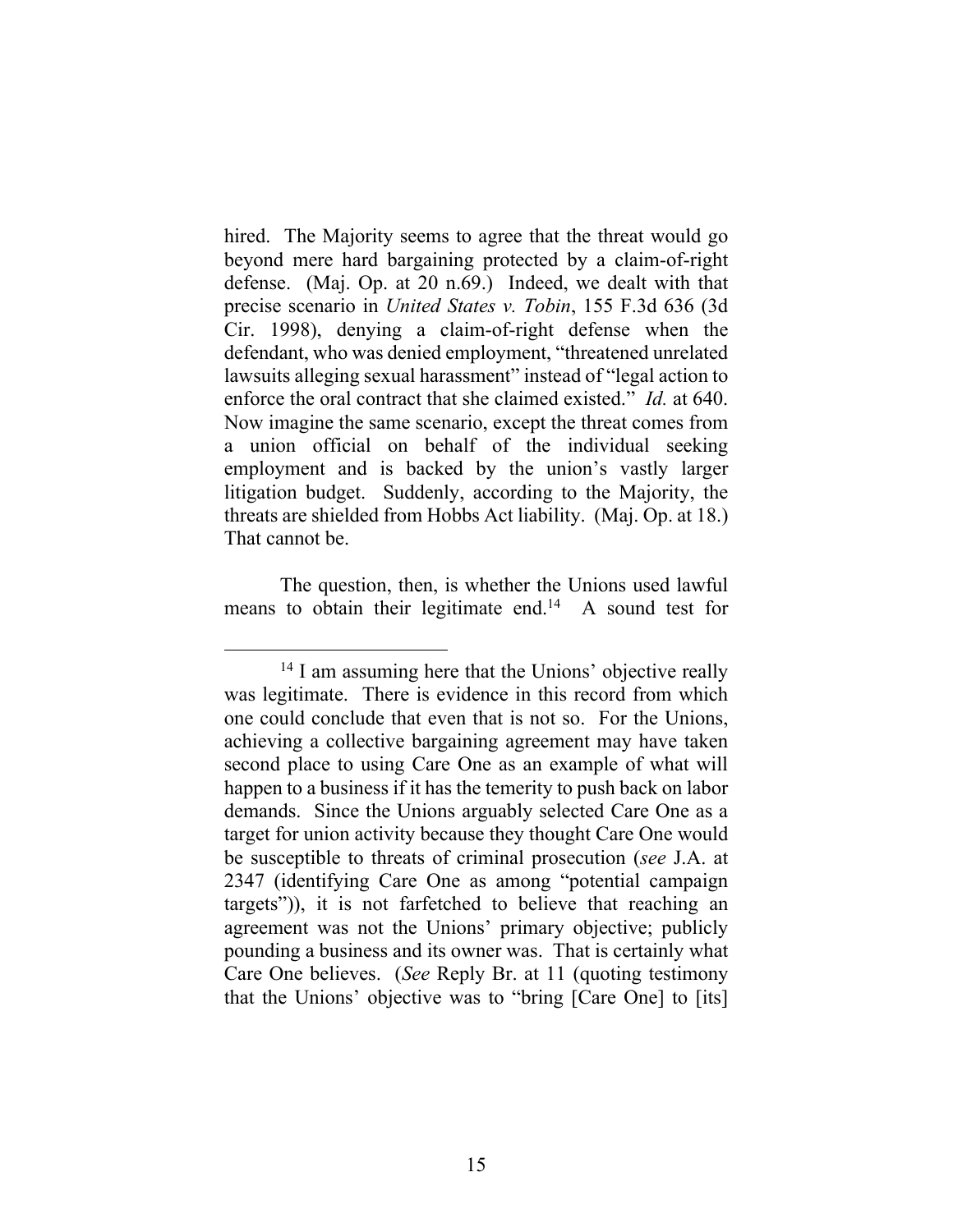hired. The Majority seems to agree that the threat would go beyond mere hard bargaining protected by a claim-of-right defense. (Maj. Op. at 20 n.69.) Indeed, we dealt with that precise scenario in *United States v. Tobin*, 155 F.3d 636 (3d Cir. 1998), denying a claim-of-right defense when the defendant, who was denied employment, "threatened unrelated lawsuits alleging sexual harassment" instead of "legal action to enforce the oral contract that she claimed existed." *Id.* at 640. Now imagine the same scenario, except the threat comes from a union official on behalf of the individual seeking employment and is backed by the union's vastly larger litigation budget. Suddenly, according to the Majority, the threats are shielded from Hobbs Act liability. (Maj. Op. at 18.) That cannot be.

The question, then, is whether the Unions used lawful means to obtain their legitimate end.[14] A sound test for

[14] I am assuming here that the Unions' objective really was legitimate. There is evidence in this record from which one could conclude that even that is not so. For the Unions, achieving a collective bargaining agreement may have taken second place to using Care One as an example of what will happen to a business if it has the temerity to push back on labor demands. Since the Unions arguably selected Care One as a target for union activity because they thought Care One would be susceptible to threats of criminal prosecution (*see* J.A. at 2347 (identifying Care One as among "potential campaign targets")), it is not farfetched to believe that reaching an agreement was not the Unions' primary objective; publicly pounding a business and its owner was. That is certainly what Care One believes. (*See* Reply Br. at 11 (quoting testimony that the Unions' objective was to "bring [Care One] to [its]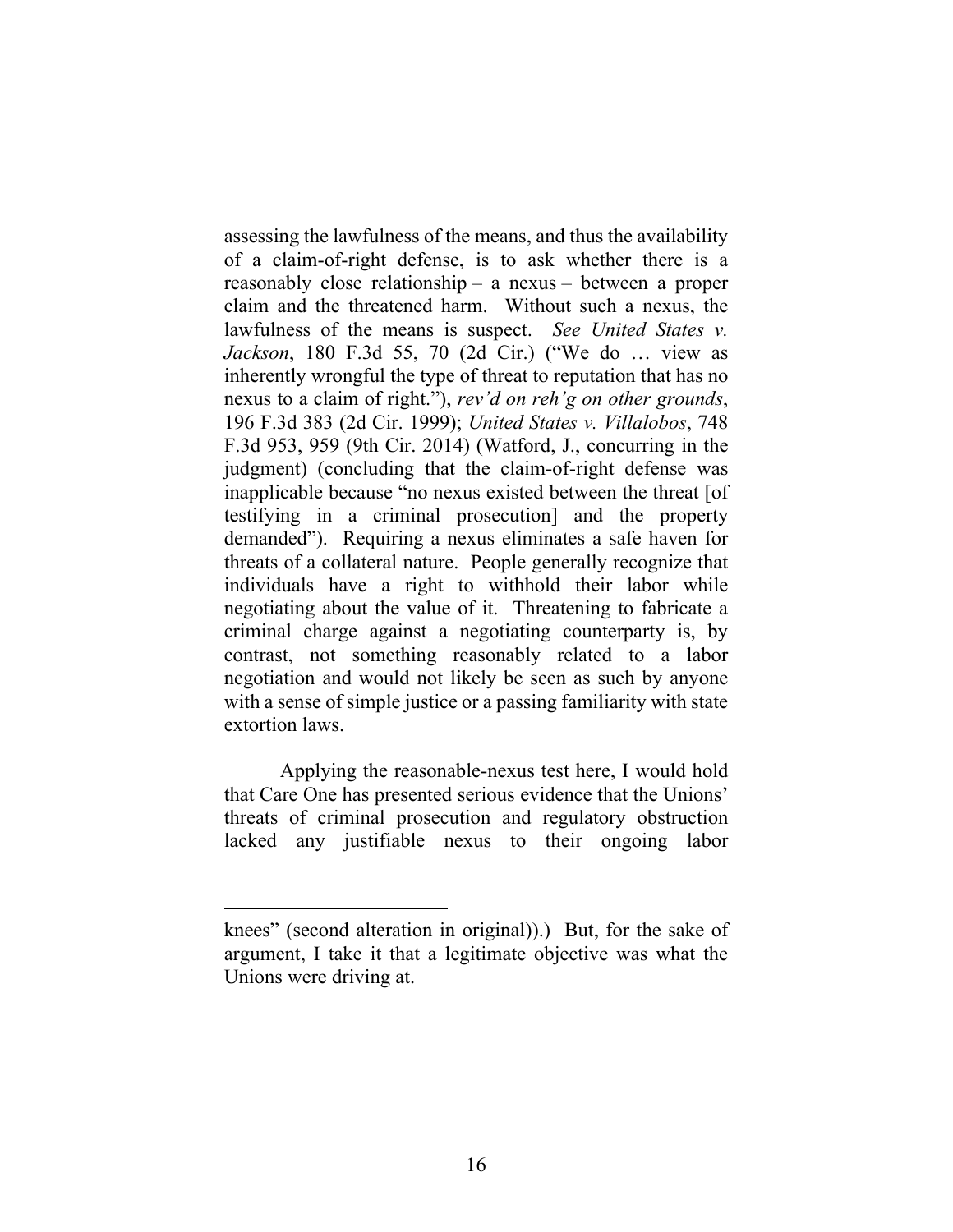assessing the lawfulness of the means, and thus the availability of a claim-of-right defense, is to ask whether there is a reasonably close relationship – a nexus – between a proper claim and the threatened harm. Without such a nexus, the lawfulness of the means is suspect. *See United States v. Jackson*, 180 F.3d 55, 70 (2d Cir.) ("We do … view as inherently wrongful the type of threat to reputation that has no nexus to a claim of right."), *rev'd on reh'g on other grounds*, 196 F.3d 383 (2d Cir. 1999); *United States v. Villalobos*, 748 F.3d 953, 959 (9th Cir. 2014) (Watford, J., concurring in the judgment) (concluding that the claim-of-right defense was inapplicable because "no nexus existed between the threat [of testifying in a criminal prosecution] and the property demanded"). Requiring a nexus eliminates a safe haven for threats of a collateral nature. People generally recognize that individuals have a right to withhold their labor while negotiating about the value of it. Threatening to fabricate a criminal charge against a negotiating counterparty is, by contrast, not something reasonably related to a labor negotiation and would not likely be seen as such by anyone with a sense of simple justice or a passing familiarity with state extortion laws.

Applying the reasonable-nexus test here, I would hold that Care One has presented serious evidence that the Unions' threats of criminal prosecution and regulatory obstruction lacked any justifiable nexus to their ongoing labor

---

knees" (second alteration in original)).) But, for the sake of argument, I take it that a legitimate objective was what the Unions were driving at.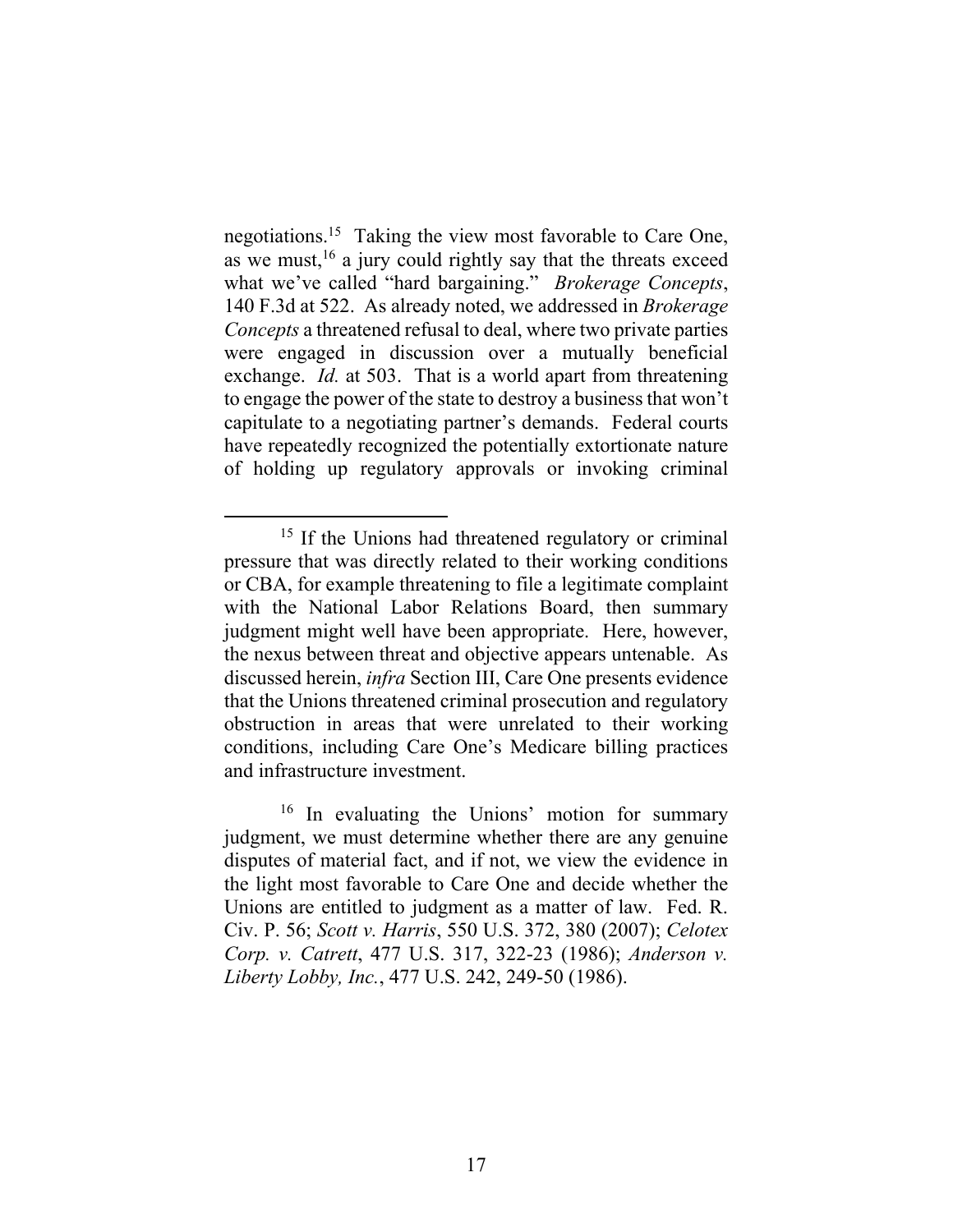negotiations.[15] Taking the view most favorable to Care One, as we must,[16] a jury could rightly say that the threats exceed what we've called "hard bargaining." *Brokerage Concepts*, 140 F.3d at 522. As already noted, we addressed in *Brokerage Concepts* a threatened refusal to deal, where two private parties were engaged in discussion over a mutually beneficial exchange. *Id.* at 503. That is a world apart from threatening to engage the power of the state to destroy a business that won't capitulate to a negotiating partner's demands. Federal courts have repeatedly recognized the potentially extortionate nature of holding up regulatory approvals or invoking criminal

---

[15] If the Unions had threatened regulatory or criminal pressure that was directly related to their working conditions or CBA, for example threatening to file a legitimate complaint with the National Labor Relations Board, then summary judgment might well have been appropriate. Here, however, the nexus between threat and objective appears untenable. As discussed herein, *infra* Section III, Care One presents evidence that the Unions threatened criminal prosecution and regulatory obstruction in areas that were unrelated to their working conditions, including Care One's Medicare billing practices and infrastructure investment.

[16] In evaluating the Unions' motion for summary judgment, we must determine whether there are any genuine disputes of material fact, and if not, we view the evidence in the light most favorable to Care One and decide whether the Unions are entitled to judgment as a matter of law. Fed. R. Civ. P. 56; *Scott v. Harris*, 550 U.S. 372, 380 (2007); *Celotex Corp. v. Catrett*, 477 U.S. 317, 322-23 (1986); *Anderson v. Liberty Lobby, Inc.*, 477 U.S. 242, 249-50 (1986).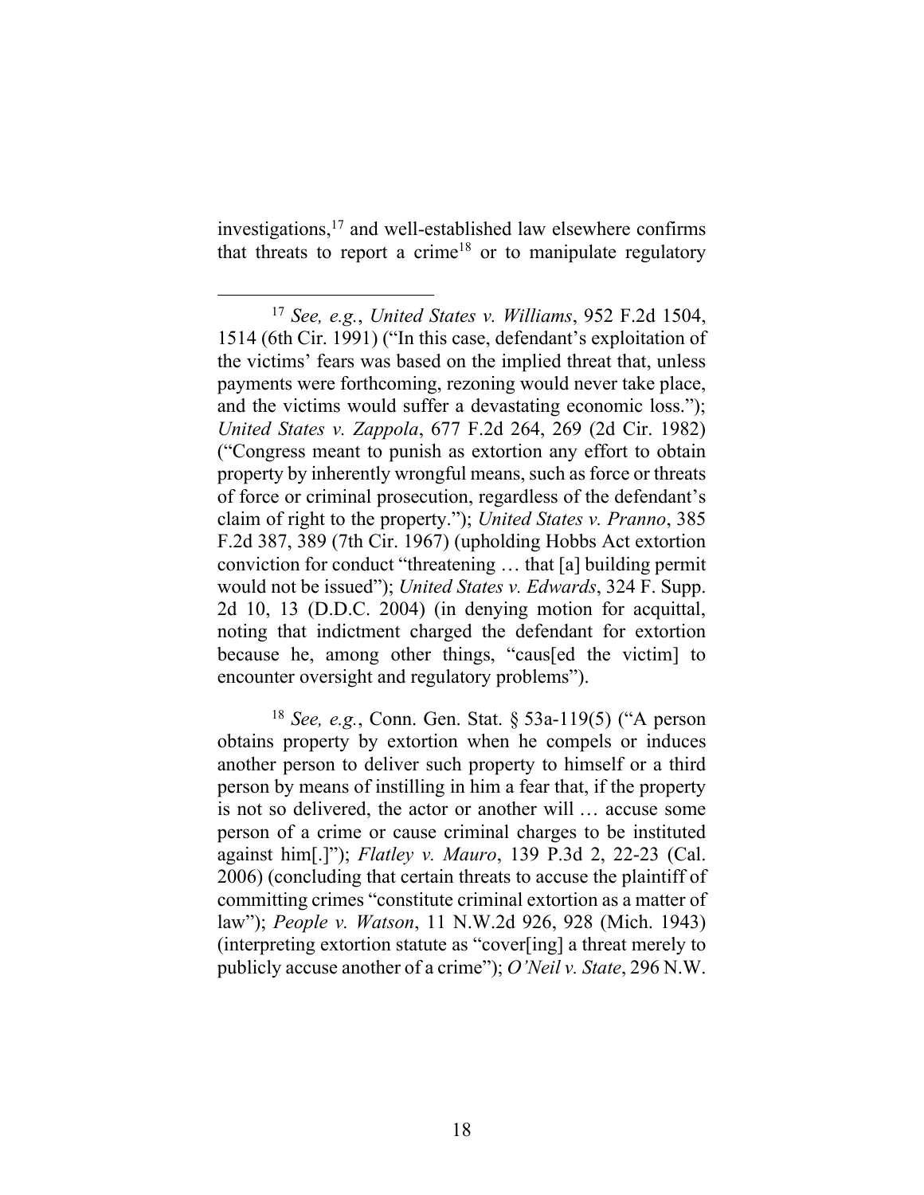investigations,[17] and well-established law elsewhere confirms that threats to report a crime[18] or to manipulate regulatory

---

[17] *See, e.g.*, *United States v. Williams*, 952 F.2d 1504, 1514 (6th Cir. 1991) ("In this case, defendant's exploitation of the victims' fears was based on the implied threat that, unless payments were forthcoming, rezoning would never take place, and the victims would suffer a devastating economic loss."); *United States v. Zappola*, 677 F.2d 264, 269 (2d Cir. 1982) ("Congress meant to punish as extortion any effort to obtain property by inherently wrongful means, such as force or threats of force or criminal prosecution, regardless of the defendant's claim of right to the property."); *United States v. Pranno*, 385 F.2d 387, 389 (7th Cir. 1967) (upholding Hobbs Act extortion conviction for conduct "threatening … that [a] building permit would not be issued"); *United States v. Edwards*, 324 F. Supp. 2d 10, 13 (D.D.C. 2004) (in denying motion for acquittal, noting that indictment charged the defendant for extortion because he, among other things, "caus[ed the victim] to encounter oversight and regulatory problems").

[18] *See, e.g.*, Conn. Gen. Stat. § 53a-119(5) ("A person obtains property by extortion when he compels or induces another person to deliver such property to himself or a third person by means of instilling in him a fear that, if the property is not so delivered, the actor or another will … accuse some person of a crime or cause criminal charges to be instituted against him[.]"); *Flatley v. Mauro*, 139 P.3d 2, 22-23 (Cal. 2006) (concluding that certain threats to accuse the plaintiff of committing crimes "constitute criminal extortion as a matter of law"); *People v. Watson*, 11 N.W.2d 926, 928 (Mich. 1943) (interpreting extortion statute as "cover[ing] a threat merely to publicly accuse another of a crime"); *O'Neil v. State*, 296 N.W.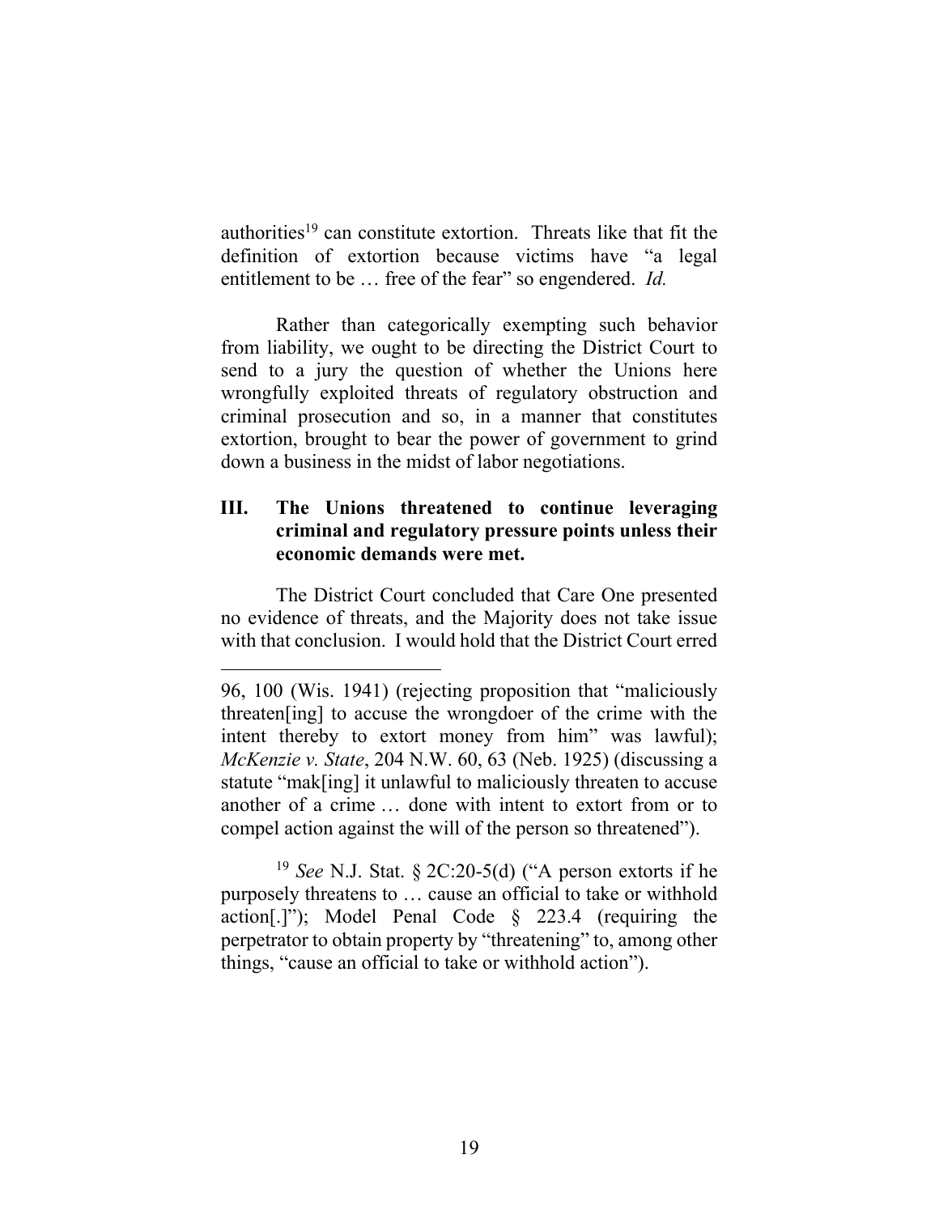authorities[19] can constitute extortion. Threats like that fit the definition of extortion because victims have "a legal entitlement to be … free of the fear" so engendered. *Id.*

Rather than categorically exempting such behavior from liability, we ought to be directing the District Court to send to a jury the question of whether the Unions here wrongfully exploited threats of regulatory obstruction and criminal prosecution and so, in a manner that constitutes extortion, brought to bear the power of government to grind down a business in the midst of labor negotiations.

## III. The Unions threatened to continue leveraging criminal and regulatory pressure points unless their economic demands were met.

The District Court concluded that Care One presented no evidence of threats, and the Majority does not take issue with that conclusion. I would hold that the District Court erred

---

96, 100 (Wis. 1941) (rejecting proposition that "maliciously threaten[ing] to accuse the wrongdoer of the crime with the intent thereby to extort money from him" was lawful); *McKenzie v. State*, 204 N.W. 60, 63 (Neb. 1925) (discussing a statute "mak[ing] it unlawful to maliciously threaten to accuse another of a crime … done with intent to extort from or to compel action against the will of the person so threatened").

[19] *See* N.J. Stat. § 2C:20-5(d) ("A person extorts if he purposely threatens to … cause an official to take or withhold action[.]"); Model Penal Code § 223.4 (requiring the perpetrator to obtain property by "threatening" to, among other things, "cause an official to take or withhold action").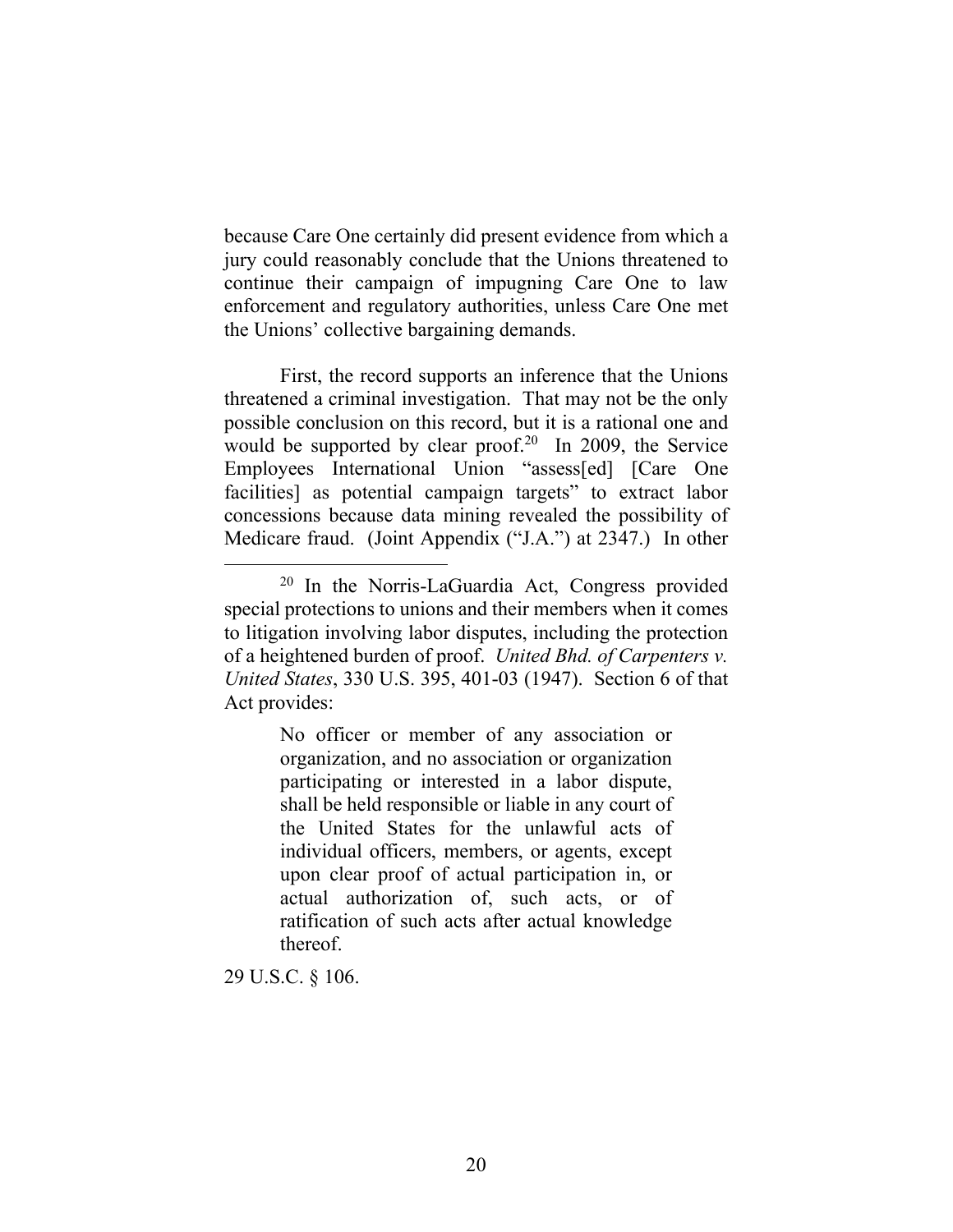because Care One certainly did present evidence from which a jury could reasonably conclude that the Unions threatened to continue their campaign of impugning Care One to law enforcement and regulatory authorities, unless Care One met the Unions' collective bargaining demands.

First, the record supports an inference that the Unions threatened a criminal investigation. That may not be the only possible conclusion on this record, but it is a rational one and would be supported by clear proof.[20] In 2009, the Service Employees International Union "assess[ed] [Care One facilities] as potential campaign targets" to extract labor concessions because data mining revealed the possibility of Medicare fraud. (Joint Appendix ("J.A.") at 2347.) In other

---

[20] In the Norris-LaGuardia Act, Congress provided special protections to unions and their members when it comes to litigation involving labor disputes, including the protection of a heightened burden of proof. *United Bhd. of Carpenters v. United States*, 330 U.S. 395, 401-03 (1947). Section 6 of that Act provides:

> No officer or member of any association or organization, and no association or organization participating or interested in a labor dispute, shall be held responsible or liable in any court of the United States for the unlawful acts of individual officers, members, or agents, except upon clear proof of actual participation in, or actual authorization of, such acts, or of ratification of such acts after actual knowledge thereof.

29 U.S.C. § 106.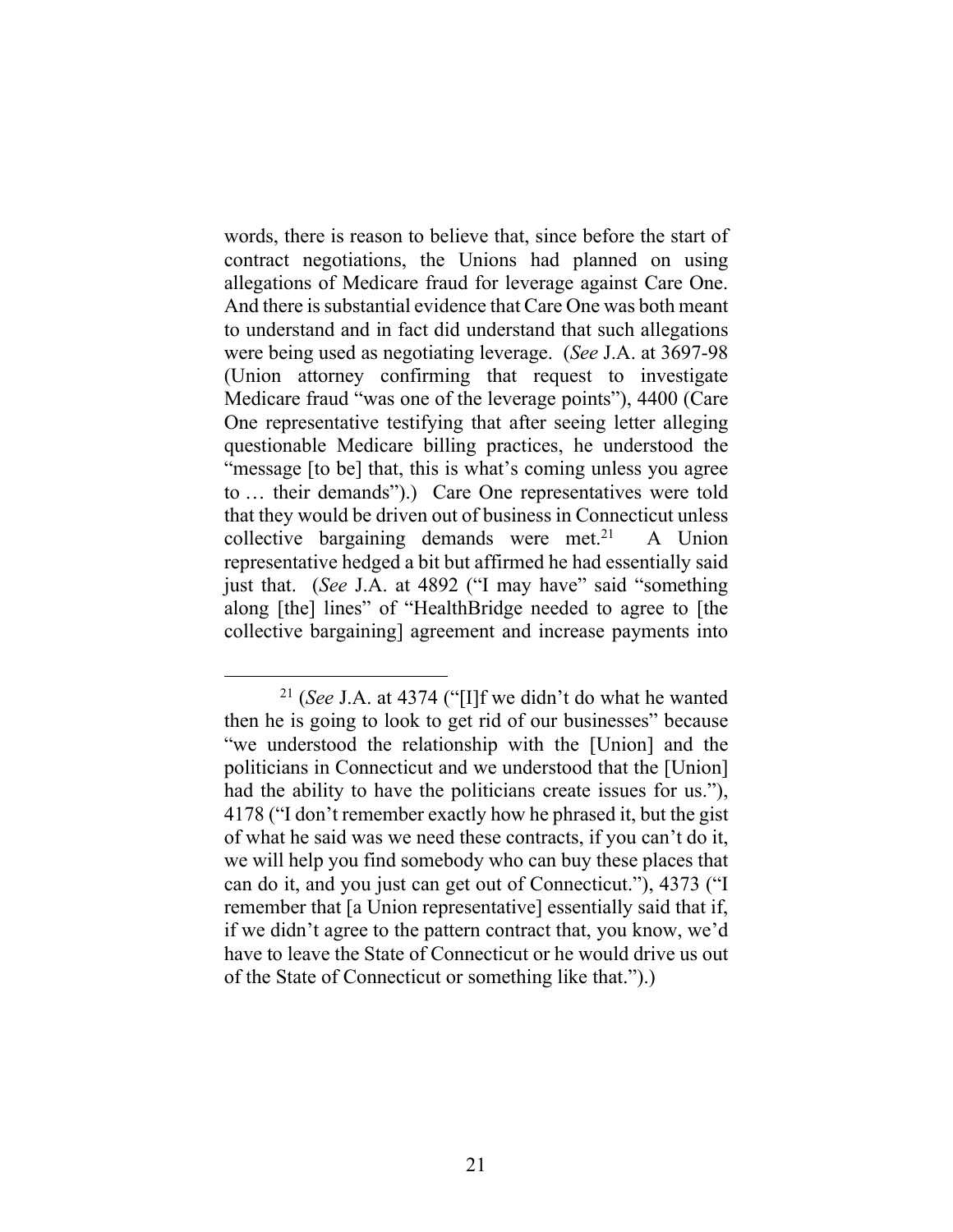words, there is reason to believe that, since before the start of contract negotiations, the Unions had planned on using allegations of Medicare fraud for leverage against Care One. And there is substantial evidence that Care One was both meant to understand and in fact did understand that such allegations were being used as negotiating leverage. (*See* J.A. at 3697-98 (Union attorney confirming that request to investigate Medicare fraud "was one of the leverage points"), 4400 (Care One representative testifying that after seeing letter alleging questionable Medicare billing practices, he understood the "message [to be] that, this is what's coming unless you agree to … their demands").) Care One representatives were told that they would be driven out of business in Connecticut unless collective bargaining demands were met.[21] A Union representative hedged a bit but affirmed he had essentially said just that. (*See* J.A. at 4892 ("I may have" said "something along [the] lines" of "HealthBridge needed to agree to [the collective bargaining] agreement and increase payments into

---

[21] (*See* J.A. at 4374 ("[I]f we didn't do what he wanted then he is going to look to get rid of our businesses" because "we understood the relationship with the [Union] and the politicians in Connecticut and we understood that the [Union] had the ability to have the politicians create issues for us."), 4178 ("I don't remember exactly how he phrased it, but the gist of what he said was we need these contracts, if you can't do it, we will help you find somebody who can buy these places that can do it, and you just can get out of Connecticut."), 4373 ("I remember that [a Union representative] essentially said that if, if we didn't agree to the pattern contract that, you know, we'd have to leave the State of Connecticut or he would drive us out of the State of Connecticut or something like that.").)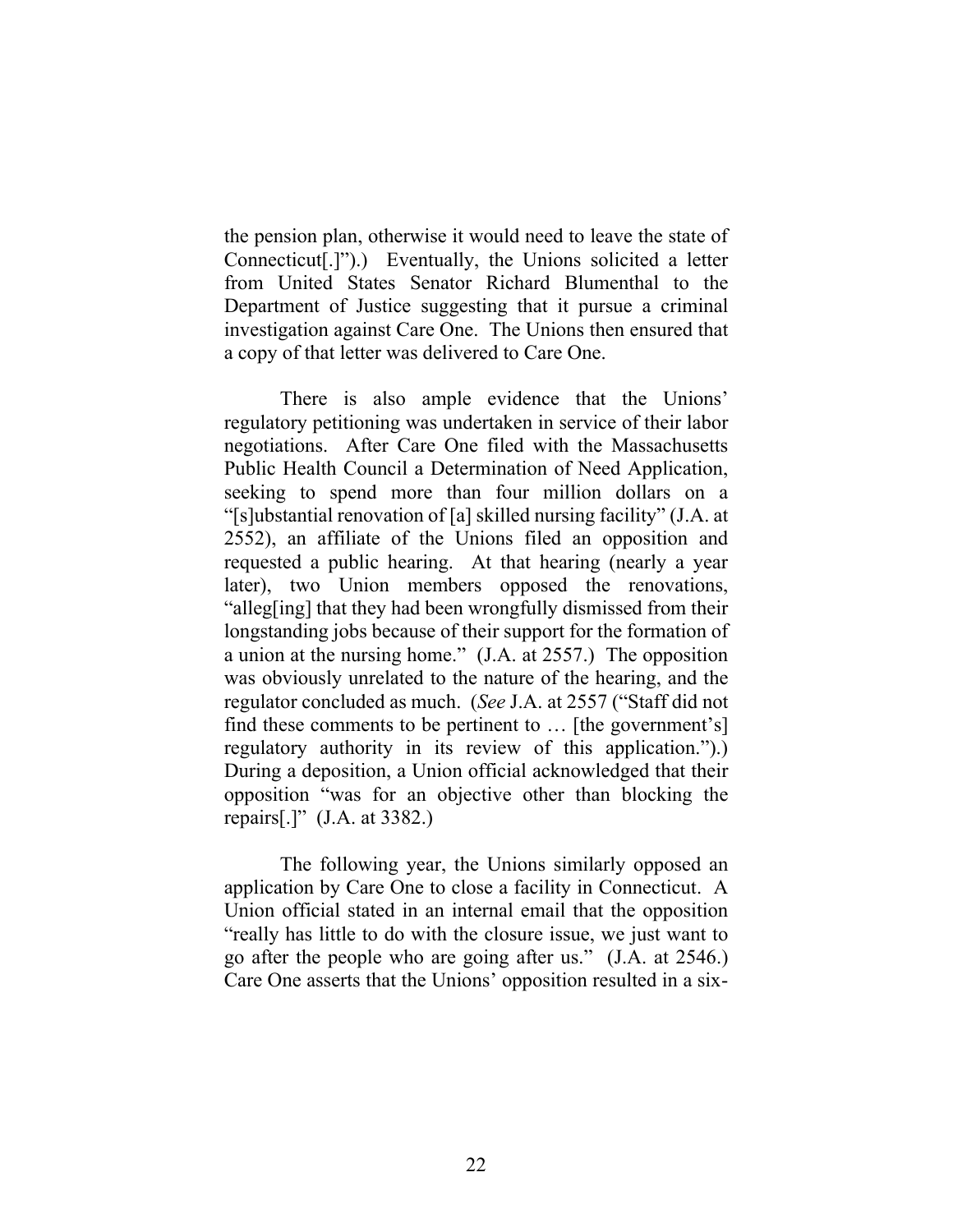the pension plan, otherwise it would need to leave the state of Connecticut[.]").) Eventually, the Unions solicited a letter from United States Senator Richard Blumenthal to the Department of Justice suggesting that it pursue a criminal investigation against Care One. The Unions then ensured that a copy of that letter was delivered to Care One.

There is also ample evidence that the Unions' regulatory petitioning was undertaken in service of their labor negotiations. After Care One filed with the Massachusetts Public Health Council a Determination of Need Application, seeking to spend more than four million dollars on a "[s]ubstantial renovation of [a] skilled nursing facility" (J.A. at 2552), an affiliate of the Unions filed an opposition and requested a public hearing. At that hearing (nearly a year later), two Union members opposed the renovations, "alleg[ing] that they had been wrongfully dismissed from their longstanding jobs because of their support for the formation of a union at the nursing home." (J.A. at 2557.) The opposition was obviously unrelated to the nature of the hearing, and the regulator concluded as much. (*See* J.A. at 2557 ("Staff did not find these comments to be pertinent to … [the government's] regulatory authority in its review of this application.").) During a deposition, a Union official acknowledged that their opposition "was for an objective other than blocking the repairs[.]" (J.A. at 3382.)

The following year, the Unions similarly opposed an application by Care One to close a facility in Connecticut. A Union official stated in an internal email that the opposition "really has little to do with the closure issue, we just want to go after the people who are going after us." (J.A. at 2546.) Care One asserts that the Unions' opposition resulted in a six-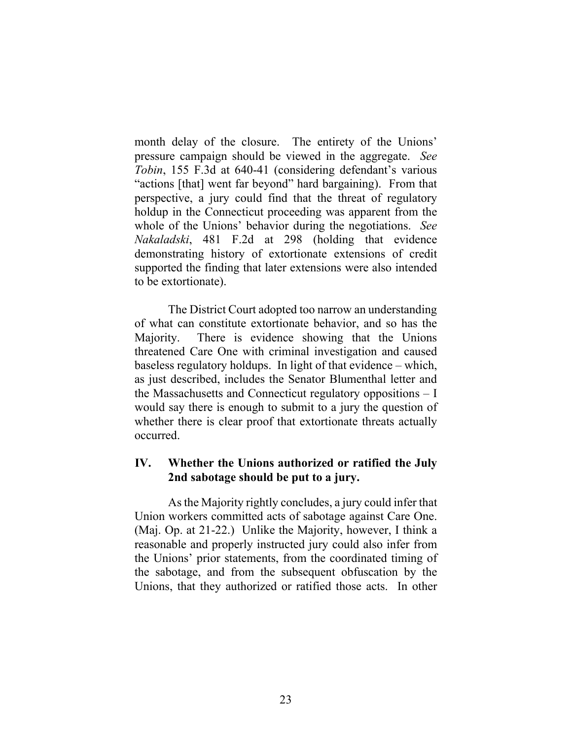month delay of the closure. The entirety of the Unions' pressure campaign should be viewed in the aggregate. *See Tobin*, 155 F.3d at 640-41 (considering defendant's various "actions [that] went far beyond" hard bargaining). From that perspective, a jury could find that the threat of regulatory holdup in the Connecticut proceeding was apparent from the whole of the Unions' behavior during the negotiations. *See Nakaladski*, 481 F.2d at 298 (holding that evidence demonstrating history of extortionate extensions of credit supported the finding that later extensions were also intended to be extortionate).

The District Court adopted too narrow an understanding of what can constitute extortionate behavior, and so has the Majority. There is evidence showing that the Unions threatened Care One with criminal investigation and caused baseless regulatory holdups. In light of that evidence – which, as just described, includes the Senator Blumenthal letter and the Massachusetts and Connecticut regulatory oppositions – I would say there is enough to submit to a jury the question of whether there is clear proof that extortionate threats actually occurred.

## IV. Whether the Unions authorized or ratified the July 2nd sabotage should be put to a jury.

As the Majority rightly concludes, a jury could infer that Union workers committed acts of sabotage against Care One. (Maj. Op. at 21-22.) Unlike the Majority, however, I think a reasonable and properly instructed jury could also infer from the Unions' prior statements, from the coordinated timing of the sabotage, and from the subsequent obfuscation by the Unions, that they authorized or ratified those acts. In other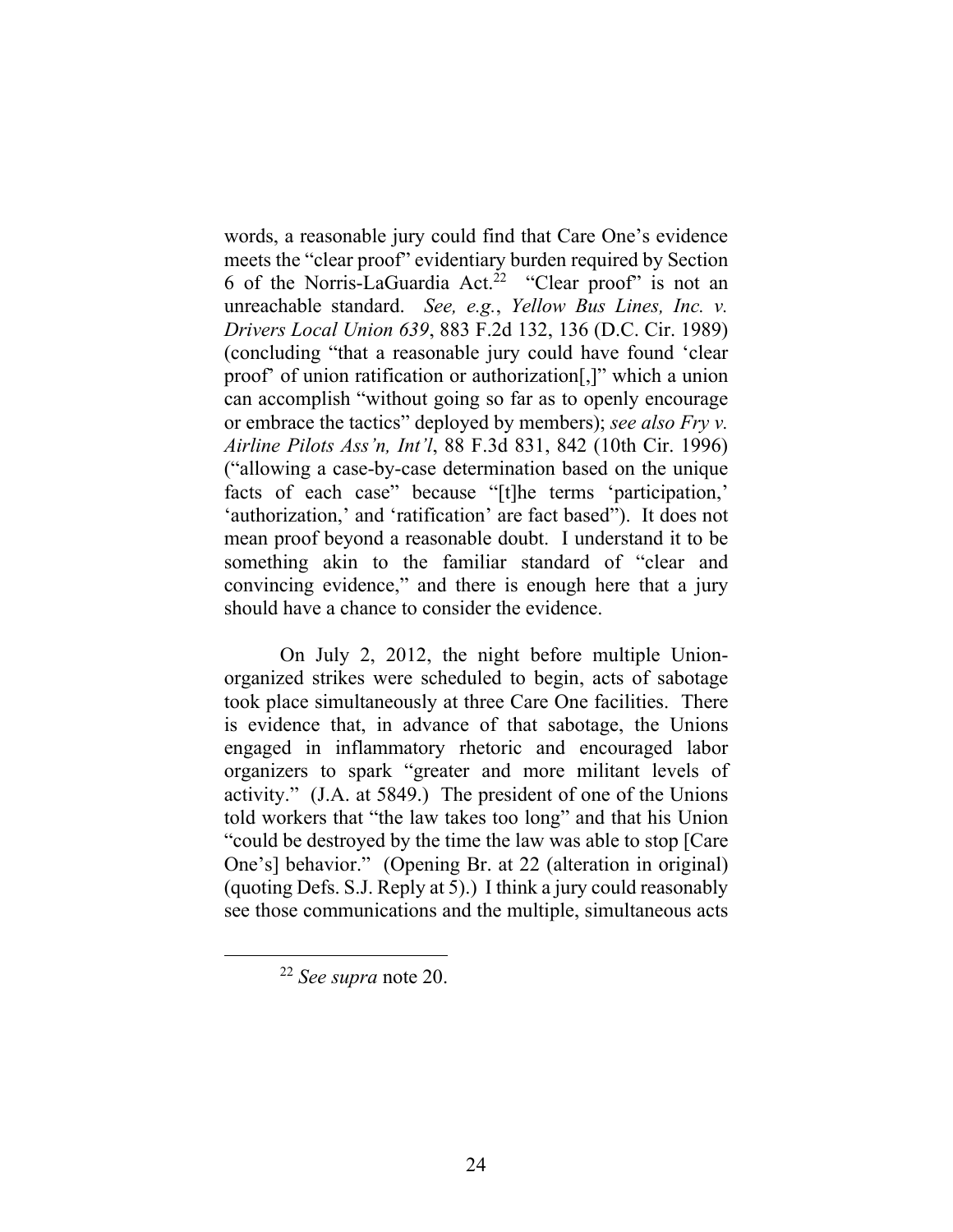words, a reasonable jury could find that Care One's evidence meets the "clear proof" evidentiary burden required by Section 6 of the Norris-LaGuardia Act.[22] "Clear proof" is not an unreachable standard. *See, e.g.*, *Yellow Bus Lines, Inc. v. Drivers Local Union 639*, 883 F.2d 132, 136 (D.C. Cir. 1989) (concluding "that a reasonable jury could have found 'clear proof' of union ratification or authorization[,]" which a union can accomplish "without going so far as to openly encourage or embrace the tactics" deployed by members); *see also Fry v. Airline Pilots Ass'n, Int'l*, 88 F.3d 831, 842 (10th Cir. 1996) ("allowing a case-by-case determination based on the unique facts of each case" because "[t]he terms 'participation,' 'authorization,' and 'ratification' are fact based"). It does not mean proof beyond a reasonable doubt. I understand it to be something akin to the familiar standard of "clear and convincing evidence," and there is enough here that a jury should have a chance to consider the evidence.

On July 2, 2012, the night before multiple Union-organized strikes were scheduled to begin, acts of sabotage took place simultaneously at three Care One facilities. There is evidence that, in advance of that sabotage, the Unions engaged in inflammatory rhetoric and encouraged labor organizers to spark "greater and more militant levels of activity." (J.A. at 5849.) The president of one of the Unions told workers that "the law takes too long" and that his Union "could be destroyed by the time the law was able to stop [Care One's] behavior." (Opening Br. at 22 (alteration in original) (quoting Defs. S.J. Reply at 5).) I think a jury could reasonably see those communications and the multiple, simultaneous acts

[22] *See supra* note 20.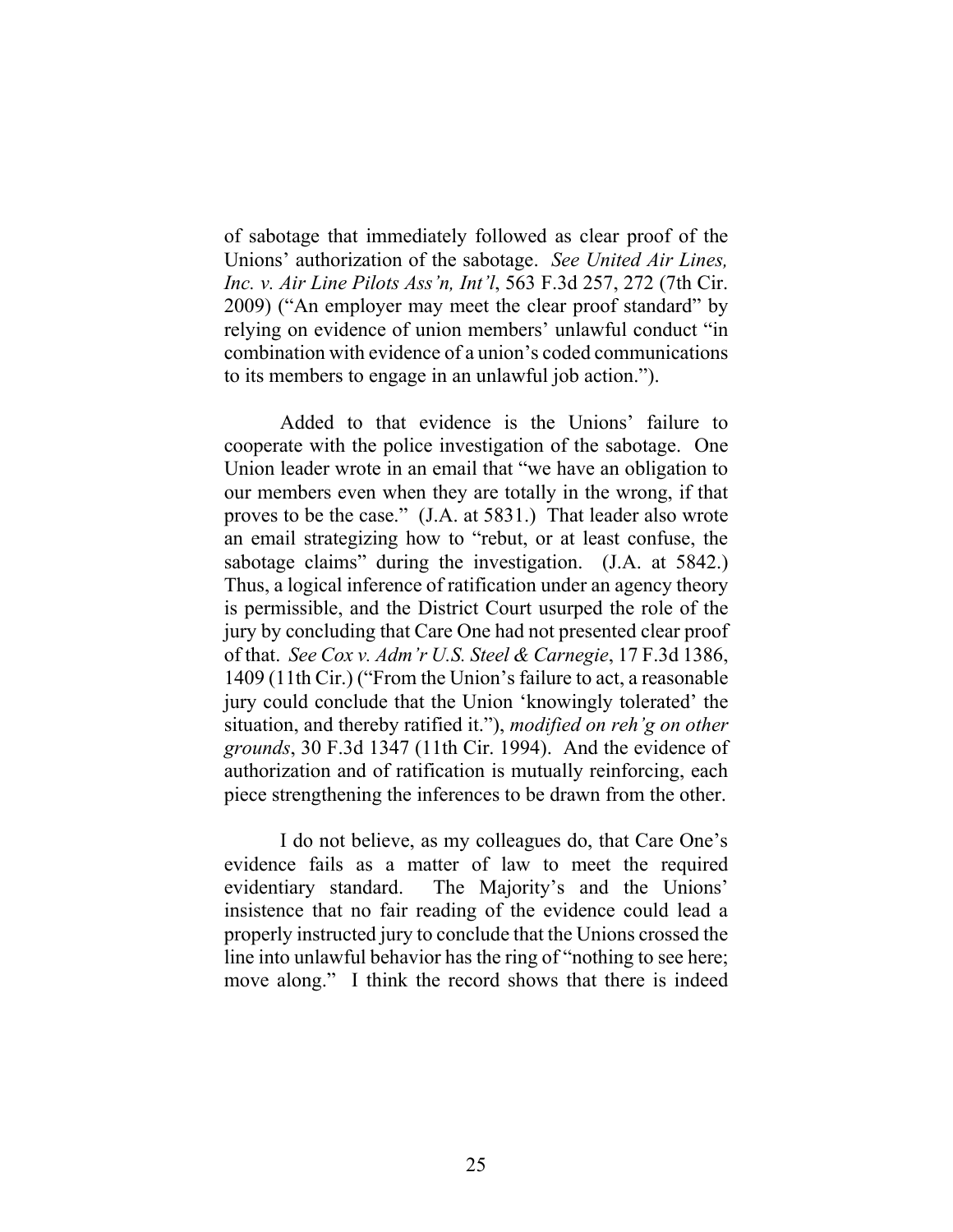of sabotage that immediately followed as clear proof of the Unions' authorization of the sabotage. *See United Air Lines, Inc. v. Air Line Pilots Ass'n, Int'l*, 563 F.3d 257, 272 (7th Cir. 2009) ("An employer may meet the clear proof standard" by relying on evidence of union members' unlawful conduct "in combination with evidence of a union's coded communications to its members to engage in an unlawful job action.").

Added to that evidence is the Unions' failure to cooperate with the police investigation of the sabotage. One Union leader wrote in an email that "we have an obligation to our members even when they are totally in the wrong, if that proves to be the case." (J.A. at 5831.) That leader also wrote an email strategizing how to "rebut, or at least confuse, the sabotage claims" during the investigation. (J.A. at 5842.) Thus, a logical inference of ratification under an agency theory is permissible, and the District Court usurped the role of the jury by concluding that Care One had not presented clear proof of that. *See Cox v. Adm'r U.S. Steel & Carnegie*, 17 F.3d 1386, 1409 (11th Cir.) ("From the Union's failure to act, a reasonable jury could conclude that the Union 'knowingly tolerated' the situation, and thereby ratified it."), *modified on reh'g on other grounds*, 30 F.3d 1347 (11th Cir. 1994). And the evidence of authorization and of ratification is mutually reinforcing, each piece strengthening the inferences to be drawn from the other.

I do not believe, as my colleagues do, that Care One's evidence fails as a matter of law to meet the required evidentiary standard. The Majority's and the Unions' insistence that no fair reading of the evidence could lead a properly instructed jury to conclude that the Unions crossed the line into unlawful behavior has the ring of "nothing to see here; move along." I think the record shows that there is indeed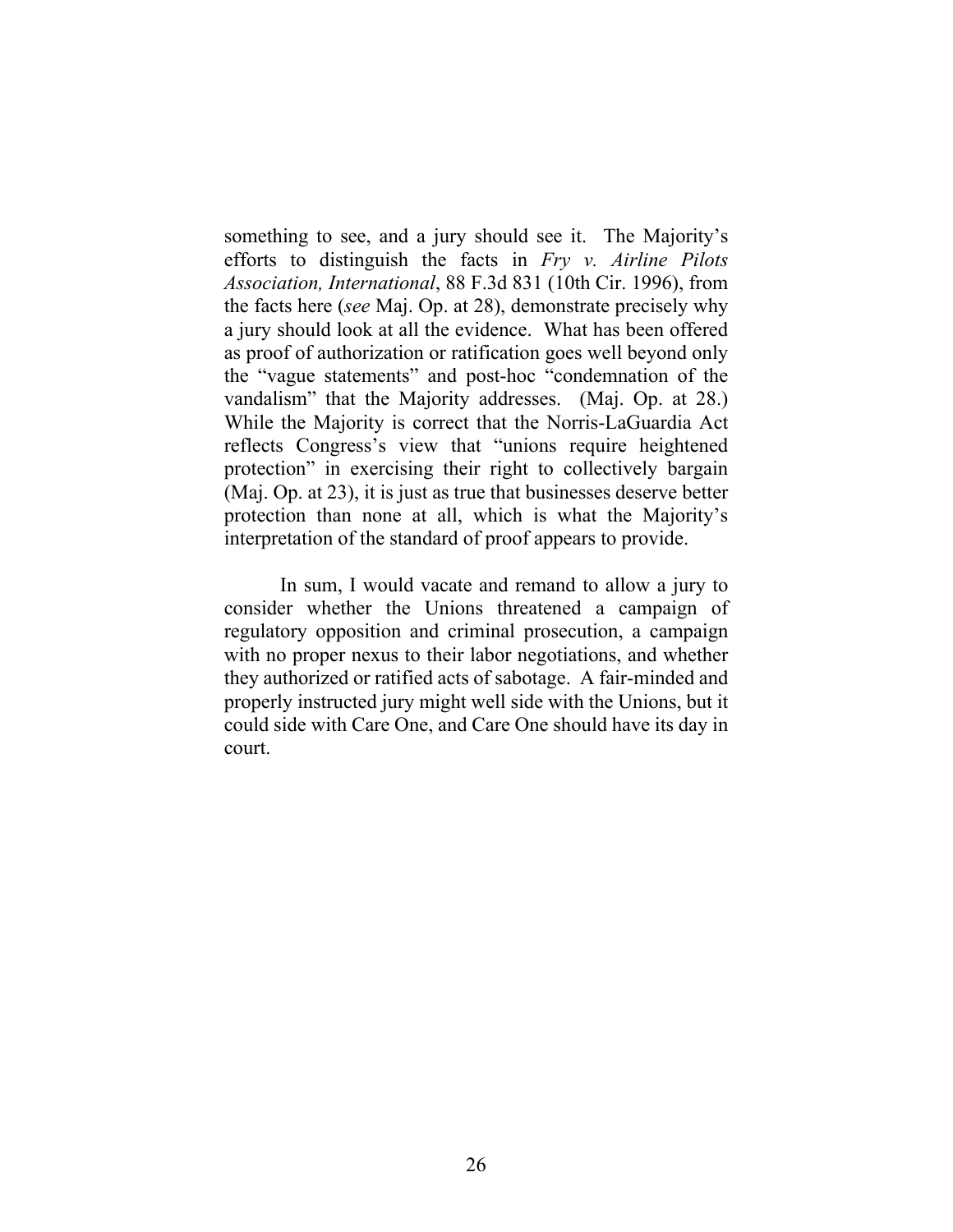something to see, and a jury should see it. The Majority's efforts to distinguish the facts in *Fry v. Airline Pilots Association, International*, 88 F.3d 831 (10th Cir. 1996), from the facts here (*see* Maj. Op. at 28), demonstrate precisely why a jury should look at all the evidence. What has been offered as proof of authorization or ratification goes well beyond only the "vague statements" and post-hoc "condemnation of the vandalism" that the Majority addresses. (Maj. Op. at 28.) While the Majority is correct that the Norris-LaGuardia Act reflects Congress's view that "unions require heightened protection" in exercising their right to collectively bargain (Maj. Op. at 23), it is just as true that businesses deserve better protection than none at all, which is what the Majority's interpretation of the standard of proof appears to provide.

In sum, I would vacate and remand to allow a jury to consider whether the Unions threatened a campaign of regulatory opposition and criminal prosecution, a campaign with no proper nexus to their labor negotiations, and whether they authorized or ratified acts of sabotage. A fair-minded and properly instructed jury might well side with the Unions, but it could side with Care One, and Care One should have its day in court.